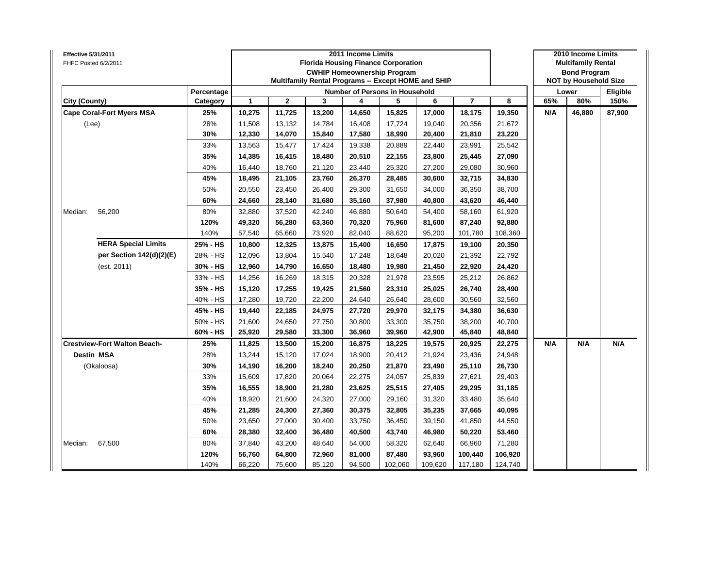Effective 5/31/2011
FHFC Posted 6/2/2011

| City (County) | Percentage Category | 2011 Income Limits — Florida Housing Finance Corporation — CWHIP Homeownership Program — Multifamily Rental Programs -- Except HOME and SHIP — Number of Persons in Household: 1 | 2 | 3 | 4 | 5 | 6 | 7 | 8 | 2010 Income Limits — Multifamily Rental Bond Program — NOT by Household Size — Lower: 65% | 80% | Eligible: 150% |
|---|---|---|---|---|---|---|---|---|---|---|---|---|
| **Cape Coral-Fort Myers MSA** | **25%** | **10,275** | **11,725** | **13,200** | **14,650** | **15,825** | **17,000** | **18,175** | **19,350** | **N/A** | **46,880** | **87,900** |
| (Lee) | 28% | 11,508 | 13,132 | 14,784 | 16,408 | 17,724 | 19,040 | 20,356 | 21,672 | | | |
| | **30%** | **12,330** | **14,070** | **15,840** | **17,580** | **18,990** | **20,400** | **21,810** | **23,220** | | | |
| | 33% | 13,563 | 15,477 | 17,424 | 19,338 | 20,889 | 22,440 | 23,991 | 25,542 | | | |
| | **35%** | **14,385** | **16,415** | **18,480** | **20,510** | **22,155** | **23,800** | **25,445** | **27,090** | | | |
| | 40% | 16,440 | 18,760 | 21,120 | 23,440 | 25,320 | 27,200 | 29,080 | 30,960 | | | |
| | **45%** | **18,495** | **21,105** | **23,760** | **26,370** | **28,485** | **30,600** | **32,715** | **34,830** | | | |
| | 50% | 20,550 | 23,450 | 26,400 | 29,300 | 31,650 | 34,000 | 36,350 | 38,700 | | | |
| | **60%** | **24,660** | **28,140** | **31,680** | **35,160** | **37,980** | **40,800** | **43,620** | **46,440** | | | |
| Median: 56,200 | 80% | 32,880 | 37,520 | 42,240 | 46,880 | 50,640 | 54,400 | 58,160 | 61,920 | | | |
| | **120%** | **49,320** | **56,280** | **63,360** | **70,320** | **75,960** | **81,600** | **87,240** | **92,880** | | | |
| | 140% | 57,540 | 65,660 | 73,920 | 82,040 | 88,620 | 95,200 | 101,780 | 108,360 | | | |
| **HERA Special Limits** | **25% - HS** | **10,800** | **12,325** | **13,875** | **15,400** | **16,650** | **17,875** | **19,100** | **20,350** | | | |
| **per Section 142(d)(2)(E)** | 28% - HS | 12,096 | 13,804 | 15,540 | 17,248 | 18,648 | 20,020 | 21,392 | 22,792 | | | |
| (est. 2011) | **30% - HS** | **12,960** | **14,790** | **16,650** | **18,480** | **19,980** | **21,450** | **22,920** | **24,420** | | | |
| | 33% - HS | 14,256 | 16,269 | 18,315 | 20,328 | 21,978 | 23,595 | 25,212 | 26,862 | | | |
| | **35% - HS** | **15,120** | **17,255** | **19,425** | **21,560** | **23,310** | **25,025** | **26,740** | **28,490** | | | |
| | 40% - HS | 17,280 | 19,720 | 22,200 | 24,640 | 26,640 | 28,600 | 30,560 | 32,560 | | | |
| | **45% - HS** | **19,440** | **22,185** | **24,975** | **27,720** | **29,970** | **32,175** | **34,380** | **36,630** | | | |
| | 50% - HS | 21,600 | 24,650 | 27,750 | 30,800 | 33,300 | 35,750 | 38,200 | 40,700 | | | |
| | **60% - HS** | **25,920** | **29,580** | **33,300** | **36,960** | **39,960** | **42,900** | **45,840** | **48,840** | | | |
| **Crestview-Fort Walton Beach-** | **25%** | **11,825** | **13,500** | **15,200** | **16,875** | **18,225** | **19,575** | **20,925** | **22,275** | **N/A** | **N/A** | **N/A** |
| **Destin MSA** | 28% | 13,244 | 15,120 | 17,024 | 18,900 | 20,412 | 21,924 | 23,436 | 24,948 | | | |
| (Okaloosa) | **30%** | **14,190** | **16,200** | **18,240** | **20,250** | **21,870** | **23,490** | **25,110** | **26,730** | | | |
| | 33% | 15,609 | 17,820 | 20,064 | 22,275 | 24,057 | 25,839 | 27,621 | 29,403 | | | |
| | **35%** | **16,555** | **18,900** | **21,280** | **23,625** | **25,515** | **27,405** | **29,295** | **31,185** | | | |
| | 40% | 18,920 | 21,600 | 24,320 | 27,000 | 29,160 | 31,320 | 33,480 | 35,640 | | | |
| | **45%** | **21,285** | **24,300** | **27,360** | **30,375** | **32,805** | **35,235** | **37,665** | **40,095** | | | |
| | 50% | 23,650 | 27,000 | 30,400 | 33,750 | 36,450 | 39,150 | 41,850 | 44,550 | | | |
| | **60%** | **28,380** | **32,400** | **36,480** | **40,500** | **43,740** | **46,980** | **50,220** | **53,460** | | | |
| Median: 67,500 | 80% | 37,840 | 43,200 | 48,640 | 54,000 | 58,320 | 62,640 | 66,960 | 71,280 | | | |
| | **120%** | **56,760** | **64,800** | **72,960** | **81,000** | **87,480** | **93,960** | **100,440** | **106,920** | | | |
| | 140% | 66,220 | 75,600 | 85,120 | 94,500 | 102,060 | 109,620 | 117,180 | 124,740 | | | |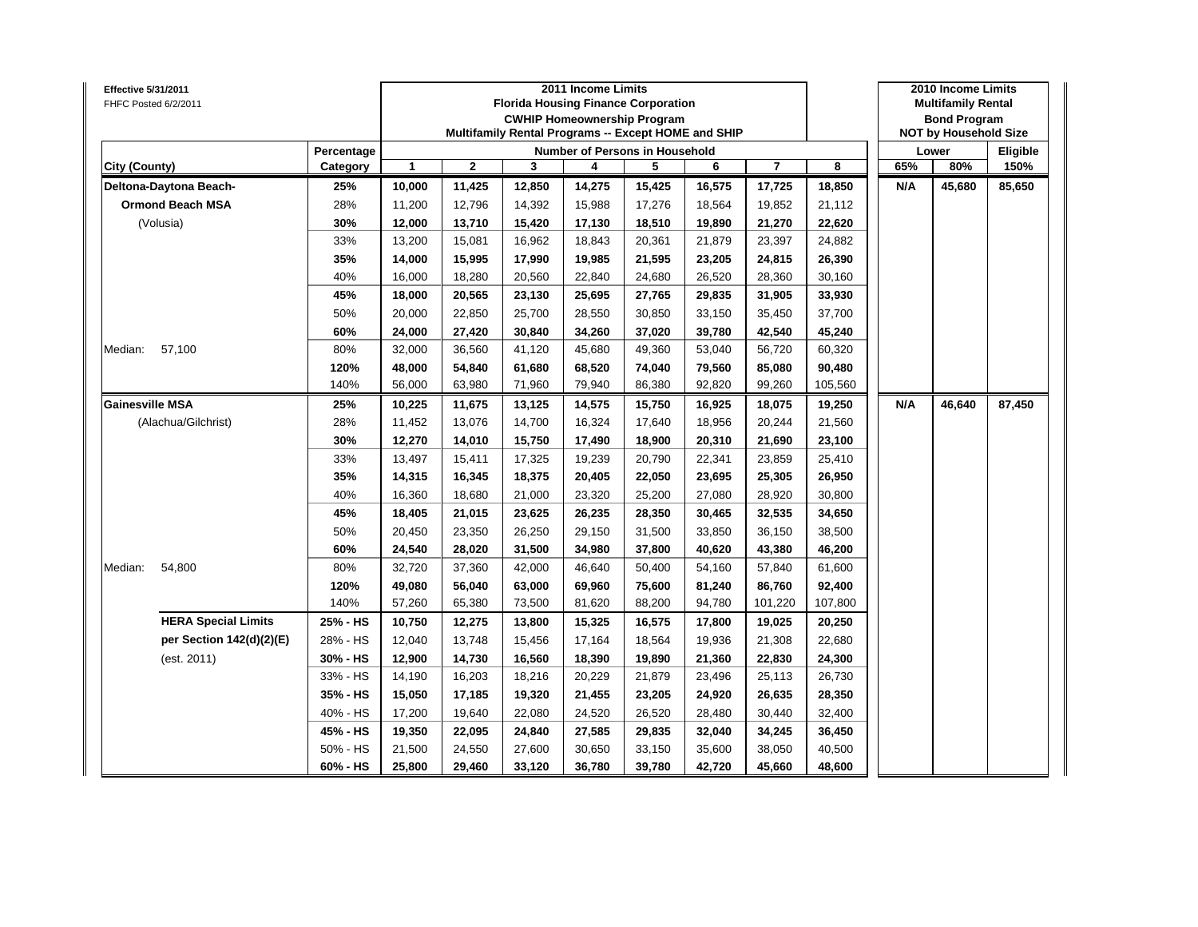Effective 5/31/2011
FHFC Posted 6/2/2011

| | | 2011 Income Limits<br>Florida Housing Finance Corporation<br>CWHIP Homeownership Program<br>Multifamily Rental Programs -- Except HOME and SHIP | | | | | | | | 2010 Income Limits<br>Multifamily Rental<br>Bond Program<br>NOT by Household Size | | |
|---|---|---|---|---|---|---|---|---|---|---|---|---|
| | **Percentage** | **Number of Persons in Household** | | | | | | | | **Lower** | | **Eligible** |
| **City (County)** | **Category** | **1** | **2** | **3** | **4** | **5** | **6** | **7** | **8** | **65%** | **80%** | **150%** |
| **Deltona-Daytona Beach-** | **25%** | **10,000** | **11,425** | **12,850** | **14,275** | **15,425** | **16,575** | **17,725** | **18,850** | **N/A** | **45,680** | **85,650** |
| **Ormond Beach MSA** | 28% | 11,200 | 12,796 | 14,392 | 15,988 | 17,276 | 18,564 | 19,852 | 21,112 | | | |
| (Volusia) | **30%** | **12,000** | **13,710** | **15,420** | **17,130** | **18,510** | **19,890** | **21,270** | **22,620** | | | |
| | 33% | 13,200 | 15,081 | 16,962 | 18,843 | 20,361 | 21,879 | 23,397 | 24,882 | | | |
| | **35%** | **14,000** | **15,995** | **17,990** | **19,985** | **21,595** | **23,205** | **24,815** | **26,390** | | | |
| | 40% | 16,000 | 18,280 | 20,560 | 22,840 | 24,680 | 26,520 | 28,360 | 30,160 | | | |
| | **45%** | **18,000** | **20,565** | **23,130** | **25,695** | **27,765** | **29,835** | **31,905** | **33,930** | | | |
| | 50% | 20,000 | 22,850 | 25,700 | 28,550 | 30,850 | 33,150 | 35,450 | 37,700 | | | |
| | **60%** | **24,000** | **27,420** | **30,840** | **34,260** | **37,020** | **39,780** | **42,540** | **45,240** | | | |
| Median: 57,100 | 80% | 32,000 | 36,560 | 41,120 | 45,680 | 49,360 | 53,040 | 56,720 | 60,320 | | | |
| | **120%** | **48,000** | **54,840** | **61,680** | **68,520** | **74,040** | **79,560** | **85,080** | **90,480** | | | |
| | 140% | 56,000 | 63,980 | 71,960 | 79,940 | 86,380 | 92,820 | 99,260 | 105,560 | | | |
| **Gainesville MSA** | **25%** | **10,225** | **11,675** | **13,125** | **14,575** | **15,750** | **16,925** | **18,075** | **19,250** | **N/A** | **46,640** | **87,450** |
| (Alachua/Gilchrist) | 28% | 11,452 | 13,076 | 14,700 | 16,324 | 17,640 | 18,956 | 20,244 | 21,560 | | | |
| | **30%** | **12,270** | **14,010** | **15,750** | **17,490** | **18,900** | **20,310** | **21,690** | **23,100** | | | |
| | 33% | 13,497 | 15,411 | 17,325 | 19,239 | 20,790 | 22,341 | 23,859 | 25,410 | | | |
| | **35%** | **14,315** | **16,345** | **18,375** | **20,405** | **22,050** | **23,695** | **25,305** | **26,950** | | | |
| | 40% | 16,360 | 18,680 | 21,000 | 23,320 | 25,200 | 27,080 | 28,920 | 30,800 | | | |
| | **45%** | **18,405** | **21,015** | **23,625** | **26,235** | **28,350** | **30,465** | **32,535** | **34,650** | | | |
| | 50% | 20,450 | 23,350 | 26,250 | 29,150 | 31,500 | 33,850 | 36,150 | 38,500 | | | |
| | **60%** | **24,540** | **28,020** | **31,500** | **34,980** | **37,800** | **40,620** | **43,380** | **46,200** | | | |
| Median: 54,800 | 80% | 32,720 | 37,360 | 42,000 | 46,640 | 50,400 | 54,160 | 57,840 | 61,600 | | | |
| | **120%** | **49,080** | **56,040** | **63,000** | **69,960** | **75,600** | **81,240** | **86,760** | **92,400** | | | |
| | 140% | 57,260 | 65,380 | 73,500 | 81,620 | 88,200 | 94,780 | 101,220 | 107,800 | | | |
| **HERA Special Limits** | **25% - HS** | **10,750** | **12,275** | **13,800** | **15,325** | **16,575** | **17,800** | **19,025** | **20,250** | | | |
| **per Section 142(d)(2)(E)** | 28% - HS | 12,040 | 13,748 | 15,456 | 17,164 | 18,564 | 19,936 | 21,308 | 22,680 | | | |
| (est. 2011) | **30% - HS** | **12,900** | **14,730** | **16,560** | **18,390** | **19,890** | **21,360** | **22,830** | **24,300** | | | |
| | 33% - HS | 14,190 | 16,203 | 18,216 | 20,229 | 21,879 | 23,496 | 25,113 | 26,730 | | | |
| | **35% - HS** | **15,050** | **17,185** | **19,320** | **21,455** | **23,205** | **24,920** | **26,635** | **28,350** | | | |
| | 40% - HS | 17,200 | 19,640 | 22,080 | 24,520 | 26,520 | 28,480 | 30,440 | 32,400 | | | |
| | **45% - HS** | **19,350** | **22,095** | **24,840** | **27,585** | **29,835** | **32,040** | **34,245** | **36,450** | | | |
| | 50% - HS | 21,500 | 24,550 | 27,600 | 30,650 | 33,150 | 35,600 | 38,050 | 40,500 | | | |
| | **60% - HS** | **25,800** | **29,460** | **33,120** | **36,780** | **39,780** | **42,720** | **45,660** | **48,600** | | | |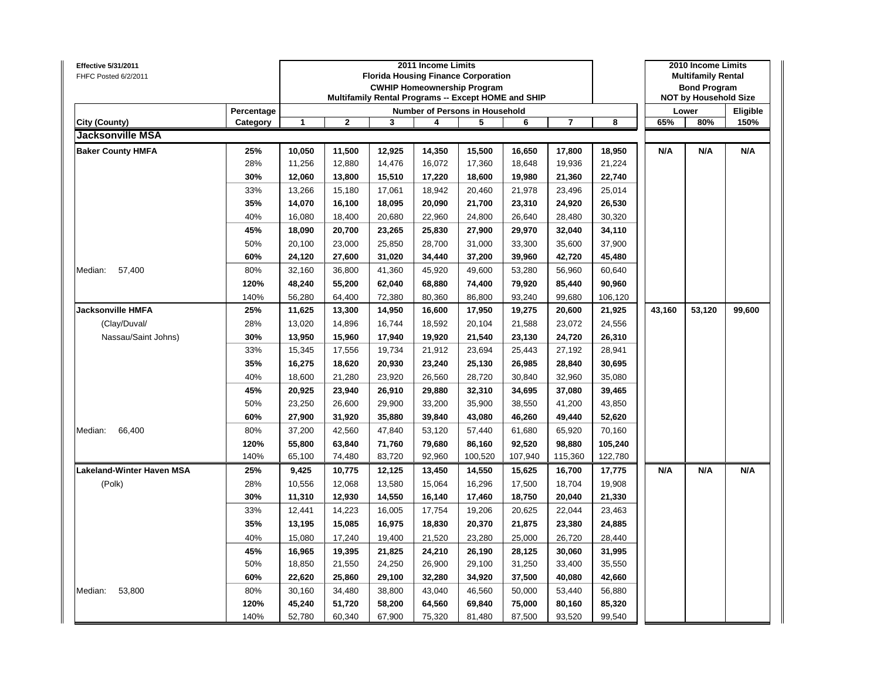**Effective 5/31/2011**
FHFC Posted 6/2/2011

| City (County) | Percentage Category | 2011 Income Limits Florida Housing Finance Corporation CWHIP Homeownership Program Multifamily Rental Programs -- Except HOME and SHIP — Number of Persons in Household: 1 | 2 | 3 | 4 | 5 | 6 | 7 | 8 | 2010 Income Limits Multifamily Rental Bond Program NOT by Household Size — Lower 65% | Lower 80% | Eligible 150% |
|---|---|---|---|---|---|---|---|---|---|---|---|---|
| **Jacksonville MSA** | | | | | | | | | | | | |
| **Baker County HMFA** | **25%** | **10,050** | **11,500** | **12,925** | **14,350** | **15,500** | **16,650** | **17,800** | **18,950** | **N/A** | **N/A** | **N/A** |
| | 28% | 11,256 | 12,880 | 14,476 | 16,072 | 17,360 | 18,648 | 19,936 | 21,224 | | | |
| | **30%** | **12,060** | **13,800** | **15,510** | **17,220** | **18,600** | **19,980** | **21,360** | **22,740** | | | |
| | 33% | 13,266 | 15,180 | 17,061 | 18,942 | 20,460 | 21,978 | 23,496 | 25,014 | | | |
| | **35%** | **14,070** | **16,100** | **18,095** | **20,090** | **21,700** | **23,310** | **24,920** | **26,530** | | | |
| | 40% | 16,080 | 18,400 | 20,680 | 22,960 | 24,800 | 26,640 | 28,480 | 30,320 | | | |
| | **45%** | **18,090** | **20,700** | **23,265** | **25,830** | **27,900** | **29,970** | **32,040** | **34,110** | | | |
| | 50% | 20,100 | 23,000 | 25,850 | 28,700 | 31,000 | 33,300 | 35,600 | 37,900 | | | |
| | **60%** | **24,120** | **27,600** | **31,020** | **34,440** | **37,200** | **39,960** | **42,720** | **45,480** | | | |
| Median: 57,400 | 80% | 32,160 | 36,800 | 41,360 | 45,920 | 49,600 | 53,280 | 56,960 | 60,640 | | | |
| | **120%** | **48,240** | **55,200** | **62,040** | **68,880** | **74,400** | **79,920** | **85,440** | **90,960** | | | |
| | 140% | 56,280 | 64,400 | 72,380 | 80,360 | 86,800 | 93,240 | 99,680 | 106,120 | | | |
| **Jacksonville HMFA** | **25%** | **11,625** | **13,300** | **14,950** | **16,600** | **17,950** | **19,275** | **20,600** | **21,925** | **43,160** | **53,120** | **99,600** |
| (Clay/Duval/ | 28% | 13,020 | 14,896 | 16,744 | 18,592 | 20,104 | 21,588 | 23,072 | 24,556 | | | |
| Nassau/Saint Johns) | **30%** | **13,950** | **15,960** | **17,940** | **19,920** | **21,540** | **23,130** | **24,720** | **26,310** | | | |
| | 33% | 15,345 | 17,556 | 19,734 | 21,912 | 23,694 | 25,443 | 27,192 | 28,941 | | | |
| | **35%** | **16,275** | **18,620** | **20,930** | **23,240** | **25,130** | **26,985** | **28,840** | **30,695** | | | |
| | 40% | 18,600 | 21,280 | 23,920 | 26,560 | 28,720 | 30,840 | 32,960 | 35,080 | | | |
| | **45%** | **20,925** | **23,940** | **26,910** | **29,880** | **32,310** | **34,695** | **37,080** | **39,465** | | | |
| | 50% | 23,250 | 26,600 | 29,900 | 33,200 | 35,900 | 38,550 | 41,200 | 43,850 | | | |
| | **60%** | **27,900** | **31,920** | **35,880** | **39,840** | **43,080** | **46,260** | **49,440** | **52,620** | | | |
| Median: 66,400 | 80% | 37,200 | 42,560 | 47,840 | 53,120 | 57,440 | 61,680 | 65,920 | 70,160 | | | |
| | **120%** | **55,800** | **63,840** | **71,760** | **79,680** | **86,160** | **92,520** | **98,880** | **105,240** | | | |
| | 140% | 65,100 | 74,480 | 83,720 | 92,960 | 100,520 | 107,940 | 115,360 | 122,780 | | | |
| **Lakeland-Winter Haven MSA** | **25%** | **9,425** | **10,775** | **12,125** | **13,450** | **14,550** | **15,625** | **16,700** | **17,775** | **N/A** | **N/A** | **N/A** |
| (Polk) | 28% | 10,556 | 12,068 | 13,580 | 15,064 | 16,296 | 17,500 | 18,704 | 19,908 | | | |
| | **30%** | **11,310** | **12,930** | **14,550** | **16,140** | **17,460** | **18,750** | **20,040** | **21,330** | | | |
| | 33% | 12,441 | 14,223 | 16,005 | 17,754 | 19,206 | 20,625 | 22,044 | 23,463 | | | |
| | **35%** | **13,195** | **15,085** | **16,975** | **18,830** | **20,370** | **21,875** | **23,380** | **24,885** | | | |
| | 40% | 15,080 | 17,240 | 19,400 | 21,520 | 23,280 | 25,000 | 26,720 | 28,440 | | | |
| | **45%** | **16,965** | **19,395** | **21,825** | **24,210** | **26,190** | **28,125** | **30,060** | **31,995** | | | |
| | 50% | 18,850 | 21,550 | 24,250 | 26,900 | 29,100 | 31,250 | 33,400 | 35,550 | | | |
| | **60%** | **22,620** | **25,860** | **29,100** | **32,280** | **34,920** | **37,500** | **40,080** | **42,660** | | | |
| Median: 53,800 | 80% | 30,160 | 34,480 | 38,800 | 43,040 | 46,560 | 50,000 | 53,440 | 56,880 | | | |
| | **120%** | **45,240** | **51,720** | **58,200** | **64,560** | **69,840** | **75,000** | **80,160** | **85,320** | | | |
| | 140% | 52,780 | 60,340 | 67,900 | 75,320 | 81,480 | 87,500 | 93,520 | 99,540 | | | |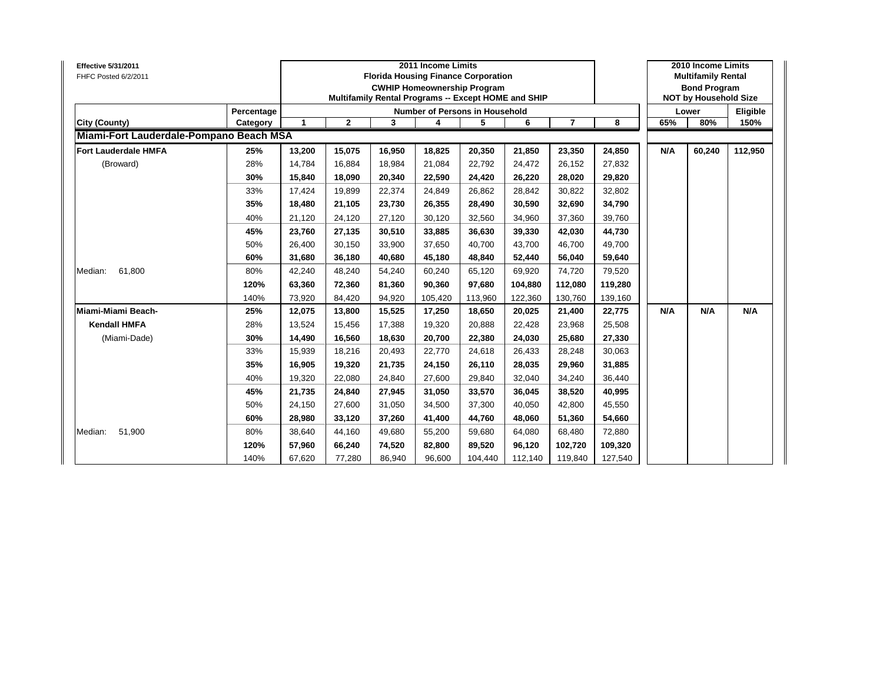**Effective 5/31/2011**
FHFC Posted 6/2/2011

| | | 2011 Income Limits Florida Housing Finance Corporation CWHIP Homeownership Program Multifamily Rental Programs -- Except HOME and SHIP | | | | | | | | 2010 Income Limits Multifamily Rental Bond Program NOT by Household Size | | |
|---|---|---|---|---|---|---|---|---|---|---|---|---|
| | Percentage | Number of Persons in Household | | | | | | | | Lower | | Eligible |
| **City (County)** | **Category** | **1** | **2** | **3** | **4** | **5** | **6** | **7** | **8** | **65%** | **80%** | **150%** |
| **Miami-Fort Lauderdale-Pompano Beach MSA** | | | | | | | | | | | | |
| **Fort Lauderdale HMFA** | **25%** | **13,200** | **15,075** | **16,950** | **18,825** | **20,350** | **21,850** | **23,350** | **24,850** | **N/A** | **60,240** | **112,950** |
| (Broward) | 28% | 14,784 | 16,884 | 18,984 | 21,084 | 22,792 | 24,472 | 26,152 | 27,832 | | | |
| | **30%** | **15,840** | **18,090** | **20,340** | **22,590** | **24,420** | **26,220** | **28,020** | **29,820** | | | |
| | 33% | 17,424 | 19,899 | 22,374 | 24,849 | 26,862 | 28,842 | 30,822 | 32,802 | | | |
| | **35%** | **18,480** | **21,105** | **23,730** | **26,355** | **28,490** | **30,590** | **32,690** | **34,790** | | | |
| | 40% | 21,120 | 24,120 | 27,120 | 30,120 | 32,560 | 34,960 | 37,360 | 39,760 | | | |
| | **45%** | **23,760** | **27,135** | **30,510** | **33,885** | **36,630** | **39,330** | **42,030** | **44,730** | | | |
| | 50% | 26,400 | 30,150 | 33,900 | 37,650 | 40,700 | 43,700 | 46,700 | 49,700 | | | |
| | **60%** | **31,680** | **36,180** | **40,680** | **45,180** | **48,840** | **52,440** | **56,040** | **59,640** | | | |
| Median: 61,800 | 80% | 42,240 | 48,240 | 54,240 | 60,240 | 65,120 | 69,920 | 74,720 | 79,520 | | | |
| | **120%** | **63,360** | **72,360** | **81,360** | **90,360** | **97,680** | **104,880** | **112,080** | **119,280** | | | |
| | 140% | 73,920 | 84,420 | 94,920 | 105,420 | 113,960 | 122,360 | 130,760 | 139,160 | | | |
| **Miami-Miami Beach-** | **25%** | **12,075** | **13,800** | **15,525** | **17,250** | **18,650** | **20,025** | **21,400** | **22,775** | **N/A** | **N/A** | **N/A** |
| **Kendall HMFA** | 28% | 13,524 | 15,456 | 17,388 | 19,320 | 20,888 | 22,428 | 23,968 | 25,508 | | | |
| (Miami-Dade) | **30%** | **14,490** | **16,560** | **18,630** | **20,700** | **22,380** | **24,030** | **25,680** | **27,330** | | | |
| | 33% | 15,939 | 18,216 | 20,493 | 22,770 | 24,618 | 26,433 | 28,248 | 30,063 | | | |
| | **35%** | **16,905** | **19,320** | **21,735** | **24,150** | **26,110** | **28,035** | **29,960** | **31,885** | | | |
| | 40% | 19,320 | 22,080 | 24,840 | 27,600 | 29,840 | 32,040 | 34,240 | 36,440 | | | |
| | **45%** | **21,735** | **24,840** | **27,945** | **31,050** | **33,570** | **36,045** | **38,520** | **40,995** | | | |
| | 50% | 24,150 | 27,600 | 31,050 | 34,500 | 37,300 | 40,050 | 42,800 | 45,550 | | | |
| | **60%** | **28,980** | **33,120** | **37,260** | **41,400** | **44,760** | **48,060** | **51,360** | **54,660** | | | |
| Median: 51,900 | 80% | 38,640 | 44,160 | 49,680 | 55,200 | 59,680 | 64,080 | 68,480 | 72,880 | | | |
| | **120%** | **57,960** | **66,240** | **74,520** | **82,800** | **89,520** | **96,120** | **102,720** | **109,320** | | | |
| | 140% | 67,620 | 77,280 | 86,940 | 96,600 | 104,440 | 112,140 | 119,840 | 127,540 | | | |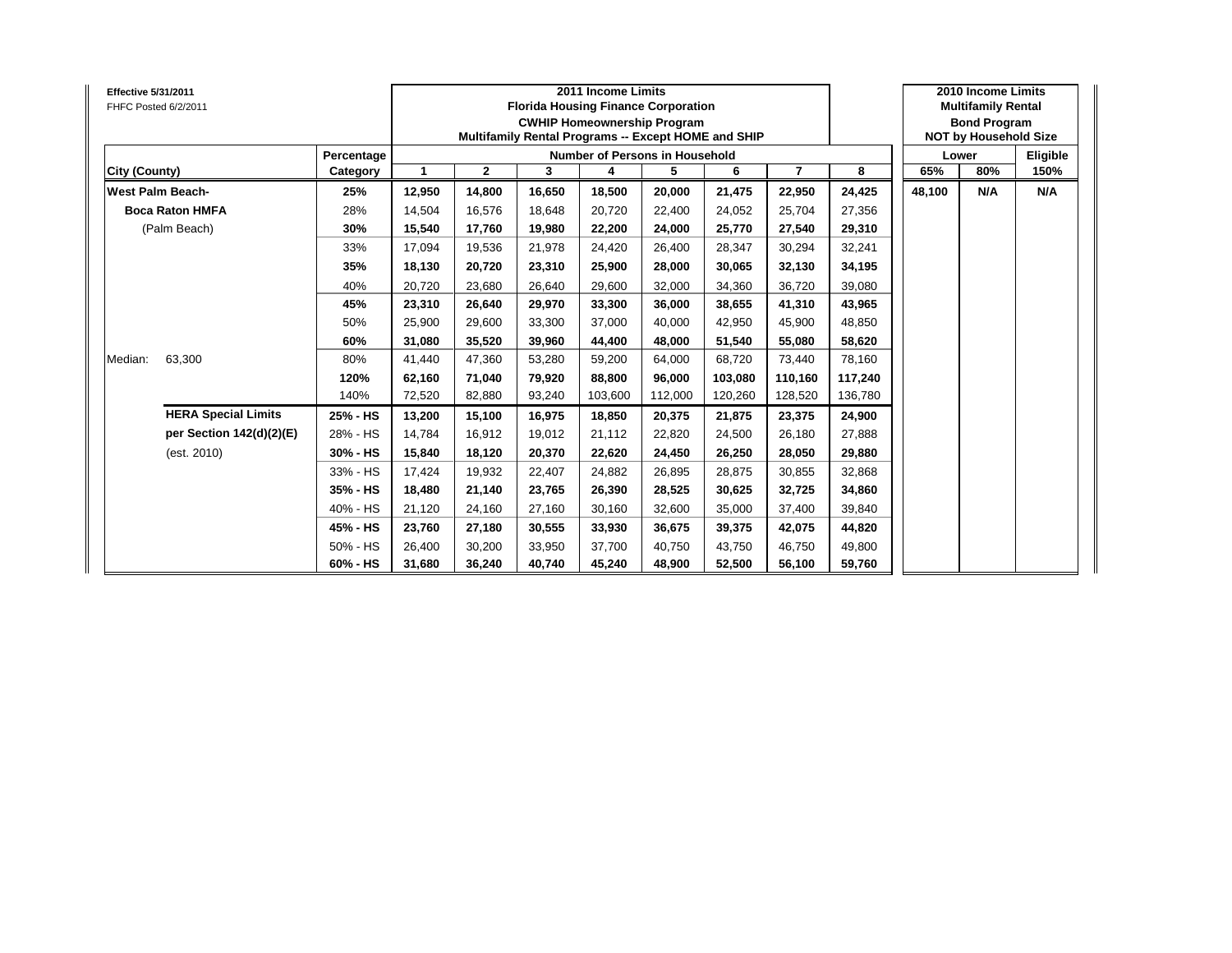**Effective 5/31/2011**
FHFC Posted 6/2/2011

| | | | 2011 Income Limits Florida Housing Finance Corporation CWHIP Homeownership Program Multifamily Rental Programs -- Except HOME and SHIP | | | | | | | | 2010 Income Limits Multifamily Rental Bond Program NOT by Household Size | | |
|---|---|---|---|---|---|---|---|---|---|---|---|---|---|
| | | **Percentage** | **Number of Persons in Household** | | | | | | | | **Lower** | | **Eligible** |
| **City (County)** | | **Category** | **1** | **2** | **3** | **4** | **5** | **6** | **7** | **8** | **65%** | **80%** | **150%** |
| **West Palm Beach-** | | **25%** | **12,950** | **14,800** | **16,650** | **18,500** | **20,000** | **21,475** | **22,950** | **24,425** | **48,100** | **N/A** | **N/A** |
| **Boca Raton HMFA** | | 28% | 14,504 | 16,576 | 18,648 | 20,720 | 22,400 | 24,052 | 25,704 | 27,356 | | | |
| (Palm Beach) | | **30%** | **15,540** | **17,760** | **19,980** | **22,200** | **24,000** | **25,770** | **27,540** | **29,310** | | | |
| | | 33% | 17,094 | 19,536 | 21,978 | 24,420 | 26,400 | 28,347 | 30,294 | 32,241 | | | |
| | | **35%** | **18,130** | **20,720** | **23,310** | **25,900** | **28,000** | **30,065** | **32,130** | **34,195** | | | |
| | | 40% | 20,720 | 23,680 | 26,640 | 29,600 | 32,000 | 34,360 | 36,720 | 39,080 | | | |
| | | **45%** | **23,310** | **26,640** | **29,970** | **33,300** | **36,000** | **38,655** | **41,310** | **43,965** | | | |
| | | 50% | 25,900 | 29,600 | 33,300 | 37,000 | 40,000 | 42,950 | 45,900 | 48,850 | | | |
| | | **60%** | **31,080** | **35,520** | **39,960** | **44,400** | **48,000** | **51,540** | **55,080** | **58,620** | | | |
| Median: | 63,300 | 80% | 41,440 | 47,360 | 53,280 | 59,200 | 64,000 | 68,720 | 73,440 | 78,160 | | | |
| | | **120%** | **62,160** | **71,040** | **79,920** | **88,800** | **96,000** | **103,080** | **110,160** | **117,240** | | | |
| | | 140% | 72,520 | 82,880 | 93,240 | 103,600 | 112,000 | 120,260 | 128,520 | 136,780 | | | |
| **HERA Special Limits** | | **25% - HS** | **13,200** | **15,100** | **16,975** | **18,850** | **20,375** | **21,875** | **23,375** | **24,900** | | | |
| **per Section 142(d)(2)(E)** | | 28% - HS | 14,784 | 16,912 | 19,012 | 21,112 | 22,820 | 24,500 | 26,180 | 27,888 | | | |
| (est. 2010) | | **30% - HS** | **15,840** | **18,120** | **20,370** | **22,620** | **24,450** | **26,250** | **28,050** | **29,880** | | | |
| | | 33% - HS | 17,424 | 19,932 | 22,407 | 24,882 | 26,895 | 28,875 | 30,855 | 32,868 | | | |
| | | **35% - HS** | **18,480** | **21,140** | **23,765** | **26,390** | **28,525** | **30,625** | **32,725** | **34,860** | | | |
| | | 40% - HS | 21,120 | 24,160 | 27,160 | 30,160 | 32,600 | 35,000 | 37,400 | 39,840 | | | |
| | | **45% - HS** | **23,760** | **27,180** | **30,555** | **33,930** | **36,675** | **39,375** | **42,075** | **44,820** | | | |
| | | 50% - HS | 26,400 | 30,200 | 33,950 | 37,700 | 40,750 | 43,750 | 46,750 | 49,800 | | | |
| | | **60% - HS** | **31,680** | **36,240** | **40,740** | **45,240** | **48,900** | **52,500** | **56,100** | **59,760** | | | |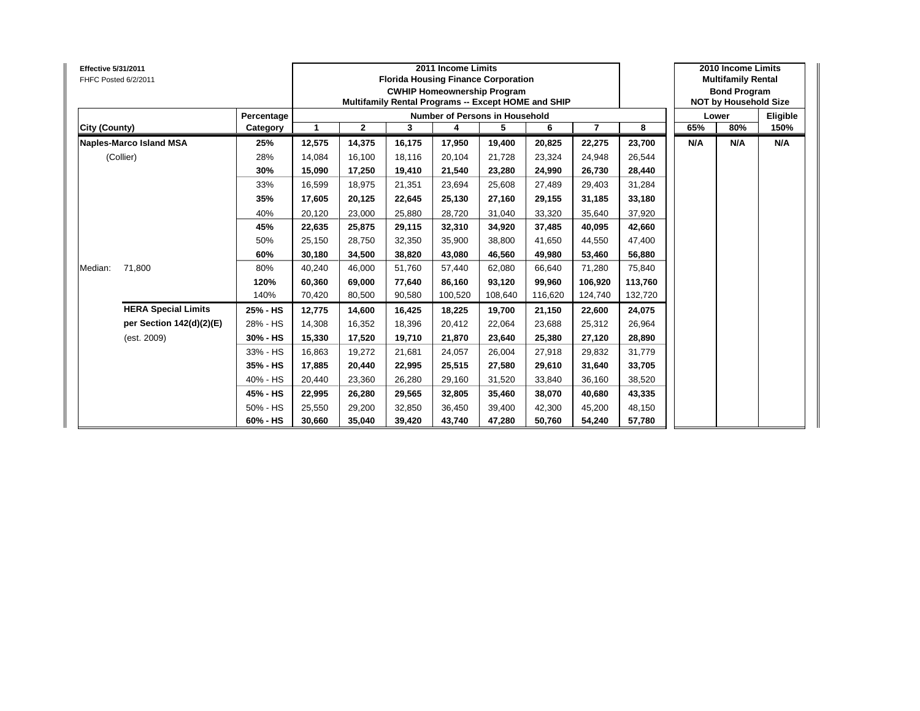**Effective 5/31/2011**
FHFC Posted 6/2/2011

| | | 2011 Income Limits<br>Florida Housing Finance Corporation<br>CWHIP Homeownership Program<br>Multifamily Rental Programs -- Except HOME and SHIP | | | | | | | | 2010 Income Limits<br>Multifamily Rental<br>Bond Program<br>NOT by Household Size | | |
|---|---|---|---|---|---|---|---|---|---|---|---|---|
| | **Percentage** | **Number of Persons in Household** | | | | | | | | **Lower** | | **Eligible** |
| **City (County)** | **Category** | **1** | **2** | **3** | **4** | **5** | **6** | **7** | **8** | **65%** | **80%** | **150%** |
| **Naples-Marco Island MSA** | **25%** | **12,575** | **14,375** | **16,175** | **17,950** | **19,400** | **20,825** | **22,275** | **23,700** | **N/A** | **N/A** | **N/A** |
| (Collier) | 28% | 14,084 | 16,100 | 18,116 | 20,104 | 21,728 | 23,324 | 24,948 | 26,544 | | | |
| | **30%** | **15,090** | **17,250** | **19,410** | **21,540** | **23,280** | **24,990** | **26,730** | **28,440** | | | |
| | 33% | 16,599 | 18,975 | 21,351 | 23,694 | 25,608 | 27,489 | 29,403 | 31,284 | | | |
| | **35%** | **17,605** | **20,125** | **22,645** | **25,130** | **27,160** | **29,155** | **31,185** | **33,180** | | | |
| | 40% | 20,120 | 23,000 | 25,880 | 28,720 | 31,040 | 33,320 | 35,640 | 37,920 | | | |
| | **45%** | **22,635** | **25,875** | **29,115** | **32,310** | **34,920** | **37,485** | **40,095** | **42,660** | | | |
| | 50% | 25,150 | 28,750 | 32,350 | 35,900 | 38,800 | 41,650 | 44,550 | 47,400 | | | |
| | **60%** | **30,180** | **34,500** | **38,820** | **43,080** | **46,560** | **49,980** | **53,460** | **56,880** | | | |
| Median: 71,800 | 80% | 40,240 | 46,000 | 51,760 | 57,440 | 62,080 | 66,640 | 71,280 | 75,840 | | | |
| | **120%** | **60,360** | **69,000** | **77,640** | **86,160** | **93,120** | **99,960** | **106,920** | **113,760** | | | |
| | 140% | 70,420 | 80,500 | 90,580 | 100,520 | 108,640 | 116,620 | 124,740 | 132,720 | | | |
| **HERA Special Limits** | **25% - HS** | **12,775** | **14,600** | **16,425** | **18,225** | **19,700** | **21,150** | **22,600** | **24,075** | | | |
| **per Section 142(d)(2)(E)** | 28% - HS | 14,308 | 16,352 | 18,396 | 20,412 | 22,064 | 23,688 | 25,312 | 26,964 | | | |
| (est. 2009) | **30% - HS** | **15,330** | **17,520** | **19,710** | **21,870** | **23,640** | **25,380** | **27,120** | **28,890** | | | |
| | 33% - HS | 16,863 | 19,272 | 21,681 | 24,057 | 26,004 | 27,918 | 29,832 | 31,779 | | | |
| | **35% - HS** | **17,885** | **20,440** | **22,995** | **25,515** | **27,580** | **29,610** | **31,640** | **33,705** | | | |
| | 40% - HS | 20,440 | 23,360 | 26,280 | 29,160 | 31,520 | 33,840 | 36,160 | 38,520 | | | |
| | **45% - HS** | **22,995** | **26,280** | **29,565** | **32,805** | **35,460** | **38,070** | **40,680** | **43,335** | | | |
| | 50% - HS | 25,550 | 29,200 | 32,850 | 36,450 | 39,400 | 42,300 | 45,200 | 48,150 | | | |
| | **60% - HS** | **30,660** | **35,040** | **39,420** | **43,740** | **47,280** | **50,760** | **54,240** | **57,780** | | | |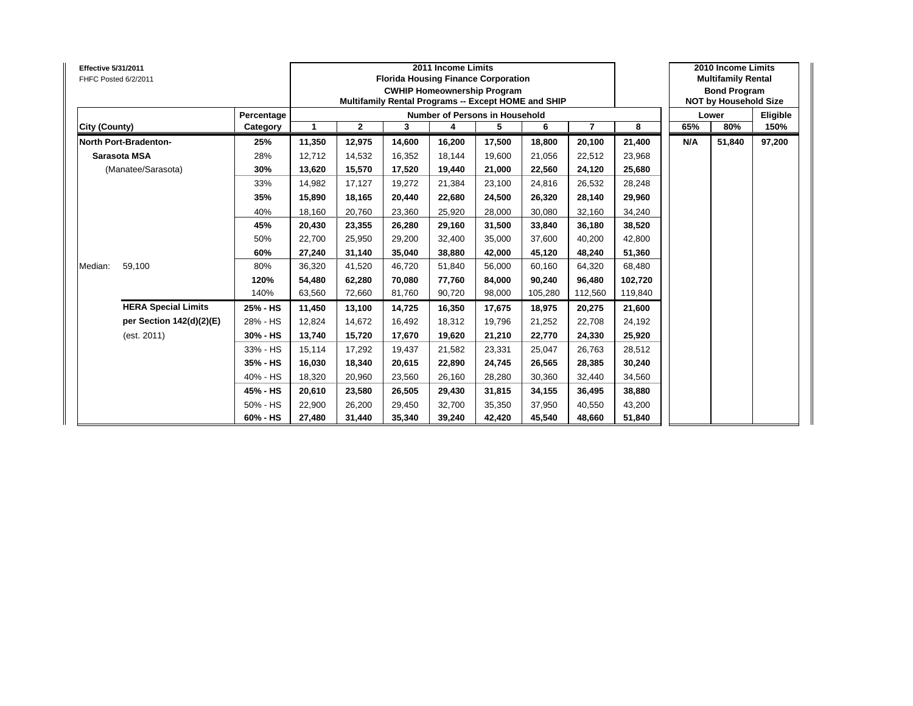**Effective 5/31/2011**
FHFC Posted 6/2/2011

| | | 2011 Income Limits<br>Florida Housing Finance Corporation<br>CWHIP Homeownership Program<br>Multifamily Rental Programs -- Except HOME and SHIP | | | | | | | | 2010 Income Limits<br>Multifamily Rental<br>Bond Program<br>NOT by Household Size | | |
|---|---|---|---|---|---|---|---|---|---|---|---|---|
| | Percentage | Number of Persons in Household | | | | | | | | Lower | | Eligible |
| City (County) | Category | 1 | 2 | 3 | 4 | 5 | 6 | 7 | 8 | 65% | 80% | 150% |
| **North Port-Bradenton-** | **25%** | **11,350** | **12,975** | **14,600** | **16,200** | **17,500** | **18,800** | **20,100** | **21,400** | **N/A** | **51,840** | **97,200** |
| **Sarasota MSA** | 28% | 12,712 | 14,532 | 16,352 | 18,144 | 19,600 | 21,056 | 22,512 | 23,968 | | | |
| (Manatee/Sarasota) | **30%** | **13,620** | **15,570** | **17,520** | **19,440** | **21,000** | **22,560** | **24,120** | **25,680** | | | |
| | 33% | 14,982 | 17,127 | 19,272 | 21,384 | 23,100 | 24,816 | 26,532 | 28,248 | | | |
| | **35%** | **15,890** | **18,165** | **20,440** | **22,680** | **24,500** | **26,320** | **28,140** | **29,960** | | | |
| | 40% | 18,160 | 20,760 | 23,360 | 25,920 | 28,000 | 30,080 | 32,160 | 34,240 | | | |
| | **45%** | **20,430** | **23,355** | **26,280** | **29,160** | **31,500** | **33,840** | **36,180** | **38,520** | | | |
| | 50% | 22,700 | 25,950 | 29,200 | 32,400 | 35,000 | 37,600 | 40,200 | 42,800 | | | |
| | **60%** | **27,240** | **31,140** | **35,040** | **38,880** | **42,000** | **45,120** | **48,240** | **51,360** | | | |
| Median: 59,100 | 80% | 36,320 | 41,520 | 46,720 | 51,840 | 56,000 | 60,160 | 64,320 | 68,480 | | | |
| | **120%** | **54,480** | **62,280** | **70,080** | **77,760** | **84,000** | **90,240** | **96,480** | **102,720** | | | |
| | 140% | 63,560 | 72,660 | 81,760 | 90,720 | 98,000 | 105,280 | 112,560 | 119,840 | | | |
| **HERA Special Limits** | **25% - HS** | **11,450** | **13,100** | **14,725** | **16,350** | **17,675** | **18,975** | **20,275** | **21,600** | | | |
| **per Section 142(d)(2)(E)** | 28% - HS | 12,824 | 14,672 | 16,492 | 18,312 | 19,796 | 21,252 | 22,708 | 24,192 | | | |
| (est. 2011) | **30% - HS** | **13,740** | **15,720** | **17,670** | **19,620** | **21,210** | **22,770** | **24,330** | **25,920** | | | |
| | 33% - HS | 15,114 | 17,292 | 19,437 | 21,582 | 23,331 | 25,047 | 26,763 | 28,512 | | | |
| | **35% - HS** | **16,030** | **18,340** | **20,615** | **22,890** | **24,745** | **26,565** | **28,385** | **30,240** | | | |
| | 40% - HS | 18,320 | 20,960 | 23,560 | 26,160 | 28,280 | 30,360 | 32,440 | 34,560 | | | |
| | **45% - HS** | **20,610** | **23,580** | **26,505** | **29,430** | **31,815** | **34,155** | **36,495** | **38,880** | | | |
| | 50% - HS | 22,900 | 26,200 | 29,450 | 32,700 | 35,350 | 37,950 | 40,550 | 43,200 | | | |
| | **60% - HS** | **27,480** | **31,440** | **35,340** | **39,240** | **42,420** | **45,540** | **48,660** | **51,840** | | | |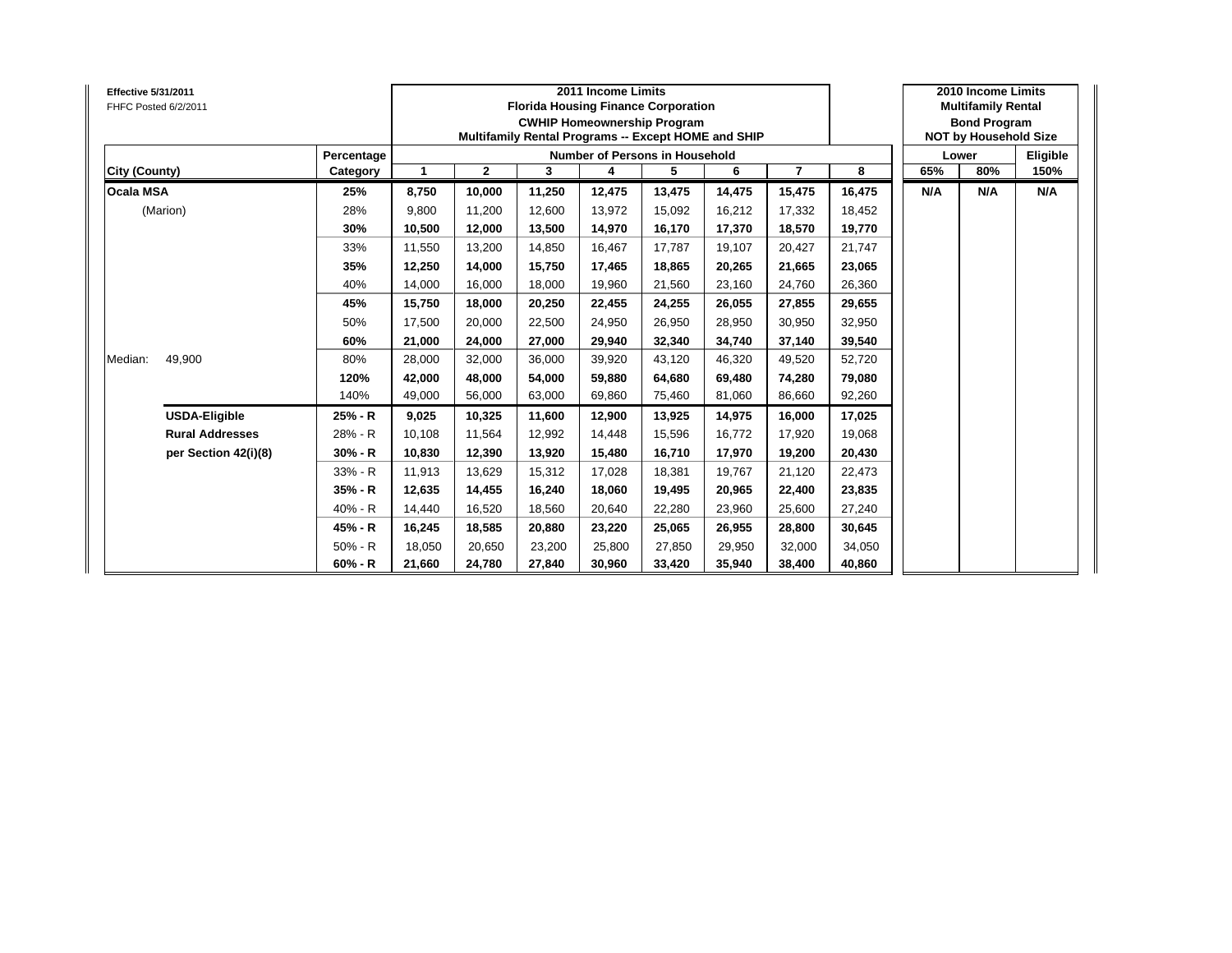**Effective 5/31/2011**
FHFC Posted 6/2/2011

| | | | 2011 Income Limits Florida Housing Finance Corporation CWHIP Homeownership Program Multifamily Rental Programs -- Except HOME and SHIP | | | | | | | 2010 Income Limits Multifamily Rental Bond Program NOT by Household Size | | |
|---|---|---|---|---|---|---|---|---|---|---|---|---|
| | Percentage | Number of Persons in Household | | | | | | | | Lower | | Eligible |
| City (County) | Category | 1 | 2 | 3 | 4 | 5 | 6 | 7 | 8 | 65% | 80% | 150% |
| **Ocala MSA** | **25%** | **8,750** | **10,000** | **11,250** | **12,475** | **13,475** | **14,475** | **15,475** | **16,475** | **N/A** | **N/A** | **N/A** |
| (Marion) | 28% | 9,800 | 11,200 | 12,600 | 13,972 | 15,092 | 16,212 | 17,332 | 18,452 | | | |
| | **30%** | **10,500** | **12,000** | **13,500** | **14,970** | **16,170** | **17,370** | **18,570** | **19,770** | | | |
| | 33% | 11,550 | 13,200 | 14,850 | 16,467 | 17,787 | 19,107 | 20,427 | 21,747 | | | |
| | **35%** | **12,250** | **14,000** | **15,750** | **17,465** | **18,865** | **20,265** | **21,665** | **23,065** | | | |
| | 40% | 14,000 | 16,000 | 18,000 | 19,960 | 21,560 | 23,160 | 24,760 | 26,360 | | | |
| | **45%** | **15,750** | **18,000** | **20,250** | **22,455** | **24,255** | **26,055** | **27,855** | **29,655** | | | |
| | 50% | 17,500 | 20,000 | 22,500 | 24,950 | 26,950 | 28,950 | 30,950 | 32,950 | | | |
| | **60%** | **21,000** | **24,000** | **27,000** | **29,940** | **32,340** | **34,740** | **37,140** | **39,540** | | | |
| Median: 49,900 | 80% | 28,000 | 32,000 | 36,000 | 39,920 | 43,120 | 46,320 | 49,520 | 52,720 | | | |
| | **120%** | **42,000** | **48,000** | **54,000** | **59,880** | **64,680** | **69,480** | **74,280** | **79,080** | | | |
| | 140% | 49,000 | 56,000 | 63,000 | 69,860 | 75,460 | 81,060 | 86,660 | 92,260 | | | |
| **USDA-Eligible** | **25% - R** | **9,025** | **10,325** | **11,600** | **12,900** | **13,925** | **14,975** | **16,000** | **17,025** | | | |
| **Rural Addresses** | 28% - R | 10,108 | 11,564 | 12,992 | 14,448 | 15,596 | 16,772 | 17,920 | 19,068 | | | |
| **per Section 42(i)(8)** | **30% - R** | **10,830** | **12,390** | **13,920** | **15,480** | **16,710** | **17,970** | **19,200** | **20,430** | | | |
| | 33% - R | 11,913 | 13,629 | 15,312 | 17,028 | 18,381 | 19,767 | 21,120 | 22,473 | | | |
| | **35% - R** | **12,635** | **14,455** | **16,240** | **18,060** | **19,495** | **20,965** | **22,400** | **23,835** | | | |
| | 40% - R | 14,440 | 16,520 | 18,560 | 20,640 | 22,280 | 23,960 | 25,600 | 27,240 | | | |
| | **45% - R** | **16,245** | **18,585** | **20,880** | **23,220** | **25,065** | **26,955** | **28,800** | **30,645** | | | |
| | 50% - R | 18,050 | 20,650 | 23,200 | 25,800 | 27,850 | 29,950 | 32,000 | 34,050 | | | |
| | **60% - R** | **21,660** | **24,780** | **27,840** | **30,960** | **33,420** | **35,940** | **38,400** | **40,860** | | | |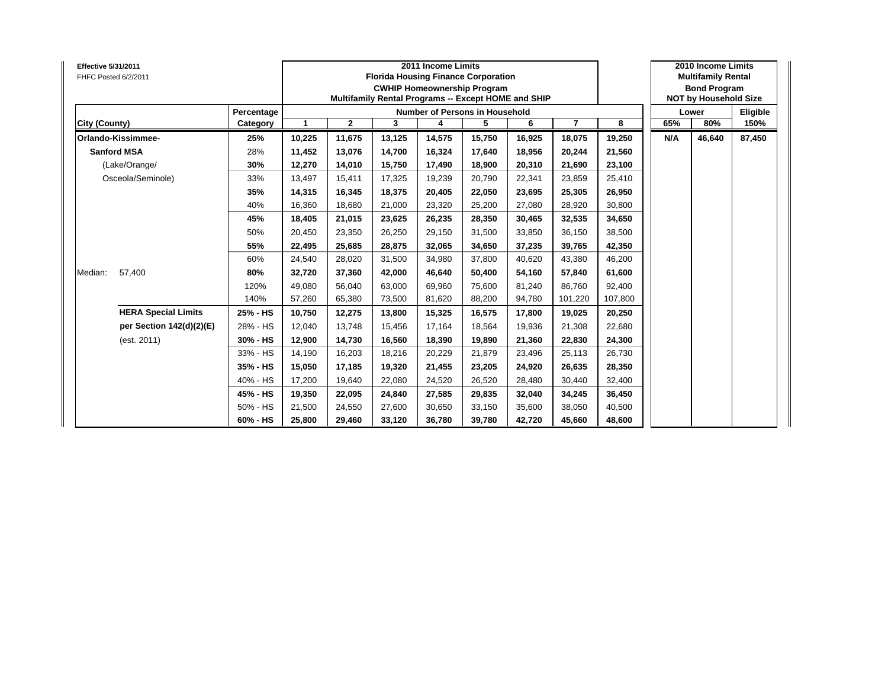**Effective 5/31/2011**
FHFC Posted 6/2/2011

| City (County) | | Percentage Category | 2011 Income Limits — Florida Housing Finance Corporation — CWHIP Homeownership Program — Multifamily Rental Programs -- Except HOME and SHIP — Number of Persons in Household: 1 | 2 | 3 | 4 | 5 | 6 | 7 | 8 | 2010 Income Limits — Multifamily Rental Bond Program — NOT by Household Size — Lower: 65% | 80% | Eligible: 150% |
|---|---|---|---|---|---|---|---|---|---|---|---|---|---|
| **Orlando-Kissimmee-** | | **25%** | **10,225** | **11,675** | **13,125** | **14,575** | **15,750** | **16,925** | **18,075** | **19,250** | **N/A** | **46,640** | **87,450** |
| **Sanford MSA** | | 28% | 11,452 | 13,076 | 14,700 | 16,324 | 17,640 | 18,956 | 20,244 | 21,560 | | | |
| (Lake/Orange/ | | **30%** | **12,270** | **14,010** | **15,750** | **17,490** | **18,900** | **20,310** | **21,690** | **23,100** | | | |
| Osceola/Seminole) | | 33% | 13,497 | 15,411 | 17,325 | 19,239 | 20,790 | 22,341 | 23,859 | 25,410 | | | |
| | | **35%** | **14,315** | **16,345** | **18,375** | **20,405** | **22,050** | **23,695** | **25,305** | **26,950** | | | |
| | | 40% | 16,360 | 18,680 | 21,000 | 23,320 | 25,200 | 27,080 | 28,920 | 30,800 | | | |
| | | **45%** | **18,405** | **21,015** | **23,625** | **26,235** | **28,350** | **30,465** | **32,535** | **34,650** | | | |
| | | 50% | 20,450 | 23,350 | 26,250 | 29,150 | 31,500 | 33,850 | 36,150 | 38,500 | | | |
| | | **55%** | **22,495** | **25,685** | **28,875** | **32,065** | **34,650** | **37,235** | **39,765** | **42,350** | | | |
| | | 60% | 24,540 | 28,020 | 31,500 | 34,980 | 37,800 | 40,620 | 43,380 | 46,200 | | | |
| Median: | 57,400 | **80%** | **32,720** | **37,360** | **42,000** | **46,640** | **50,400** | **54,160** | **57,840** | **61,600** | | | |
| | | 120% | 49,080 | 56,040 | 63,000 | 69,960 | 75,600 | 81,240 | 86,760 | 92,400 | | | |
| | | 140% | 57,260 | 65,380 | 73,500 | 81,620 | 88,200 | 94,780 | 101,220 | 107,800 | | | |
| | **HERA Special Limits** | **25% - HS** | **10,750** | **12,275** | **13,800** | **15,325** | **16,575** | **17,800** | **19,025** | **20,250** | | | |
| | **per Section 142(d)(2)(E)** | 28% - HS | 12,040 | 13,748 | 15,456 | 17,164 | 18,564 | 19,936 | 21,308 | 22,680 | | | |
| | (est. 2011) | **30% - HS** | **12,900** | **14,730** | **16,560** | **18,390** | **19,890** | **21,360** | **22,830** | **24,300** | | | |
| | | 33% - HS | 14,190 | 16,203 | 18,216 | 20,229 | 21,879 | 23,496 | 25,113 | 26,730 | | | |
| | | **35% - HS** | **15,050** | **17,185** | **19,320** | **21,455** | **23,205** | **24,920** | **26,635** | **28,350** | | | |
| | | 40% - HS | 17,200 | 19,640 | 22,080 | 24,520 | 26,520 | 28,480 | 30,440 | 32,400 | | | |
| | | **45% - HS** | **19,350** | **22,095** | **24,840** | **27,585** | **29,835** | **32,040** | **34,245** | **36,450** | | | |
| | | 50% - HS | 21,500 | 24,550 | 27,600 | 30,650 | 33,150 | 35,600 | 38,050 | 40,500 | | | |
| | | **60% - HS** | **25,800** | **29,460** | **33,120** | **36,780** | **39,780** | **42,720** | **45,660** | **48,600** | | | |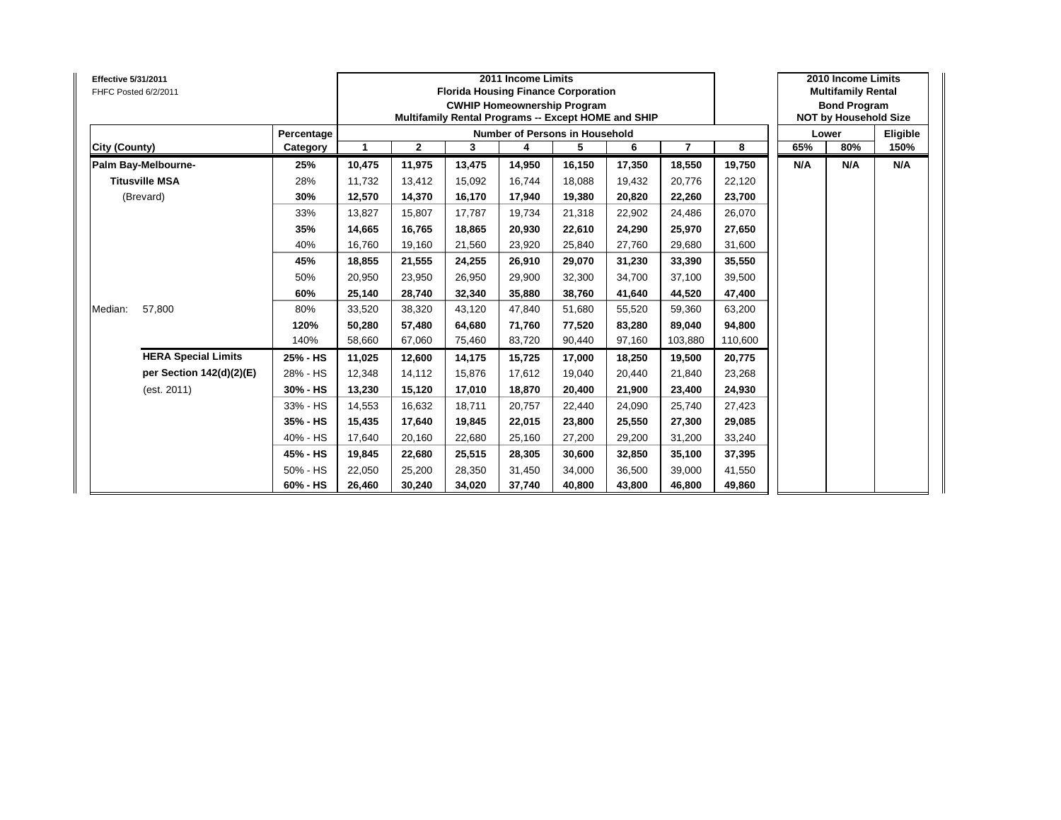**Effective 5/31/2011**
FHFC Posted 6/2/2011

| City (County) | | Percentage Category | 2011 Income Limits Florida Housing Finance Corporation CWHIP Homeownership Program Multifamily Rental Programs -- Except HOME and SHIP — Number of Persons in Household 1 | 2 | 3 | 4 | 5 | 6 | 7 | 8 | 2010 Income Limits Multifamily Rental Bond Program NOT by Household Size — Lower 65% | Lower 80% | Eligible 150% |
|---|---|---|---|---|---|---|---|---|---|---|---|---|---|
| **Palm Bay-Melbourne-** | | **25%** | **10,475** | **11,975** | **13,475** | **14,950** | **16,150** | **17,350** | **18,550** | **19,750** | **N/A** | **N/A** | **N/A** |
| **Titusville MSA** | | 28% | 11,732 | 13,412 | 15,092 | 16,744 | 18,088 | 19,432 | 20,776 | 22,120 | | | |
| (Brevard) | | **30%** | **12,570** | **14,370** | **16,170** | **17,940** | **19,380** | **20,820** | **22,260** | **23,700** | | | |
| | | 33% | 13,827 | 15,807 | 17,787 | 19,734 | 21,318 | 22,902 | 24,486 | 26,070 | | | |
| | | **35%** | **14,665** | **16,765** | **18,865** | **20,930** | **22,610** | **24,290** | **25,970** | **27,650** | | | |
| | | 40% | 16,760 | 19,160 | 21,560 | 23,920 | 25,840 | 27,760 | 29,680 | 31,600 | | | |
| | | **45%** | **18,855** | **21,555** | **24,255** | **26,910** | **29,070** | **31,230** | **33,390** | **35,550** | | | |
| | | 50% | 20,950 | 23,950 | 26,950 | 29,900 | 32,300 | 34,700 | 37,100 | 39,500 | | | |
| | | **60%** | **25,140** | **28,740** | **32,340** | **35,880** | **38,760** | **41,640** | **44,520** | **47,400** | | | |
| Median: | 57,800 | 80% | 33,520 | 38,320 | 43,120 | 47,840 | 51,680 | 55,520 | 59,360 | 63,200 | | | |
| | | **120%** | **50,280** | **57,480** | **64,680** | **71,760** | **77,520** | **83,280** | **89,040** | **94,800** | | | |
| | | 140% | 58,660 | 67,060 | 75,460 | 83,720 | 90,440 | 97,160 | 103,880 | 110,600 | | | |
| | **HERA Special Limits** | **25% - HS** | **11,025** | **12,600** | **14,175** | **15,725** | **17,000** | **18,250** | **19,500** | **20,775** | | | |
| | **per Section 142(d)(2)(E)** | 28% - HS | 12,348 | 14,112 | 15,876 | 17,612 | 19,040 | 20,440 | 21,840 | 23,268 | | | |
| | (est. 2011) | **30% - HS** | **13,230** | **15,120** | **17,010** | **18,870** | **20,400** | **21,900** | **23,400** | **24,930** | | | |
| | | 33% - HS | 14,553 | 16,632 | 18,711 | 20,757 | 22,440 | 24,090 | 25,740 | 27,423 | | | |
| | | **35% - HS** | **15,435** | **17,640** | **19,845** | **22,015** | **23,800** | **25,550** | **27,300** | **29,085** | | | |
| | | 40% - HS | 17,640 | 20,160 | 22,680 | 25,160 | 27,200 | 29,200 | 31,200 | 33,240 | | | |
| | | **45% - HS** | **19,845** | **22,680** | **25,515** | **28,305** | **30,600** | **32,850** | **35,100** | **37,395** | | | |
| | | 50% - HS | 22,050 | 25,200 | 28,350 | 31,450 | 34,000 | 36,500 | 39,000 | 41,550 | | | |
| | | **60% - HS** | **26,460** | **30,240** | **34,020** | **37,740** | **40,800** | **43,800** | **46,800** | **49,860** | | | |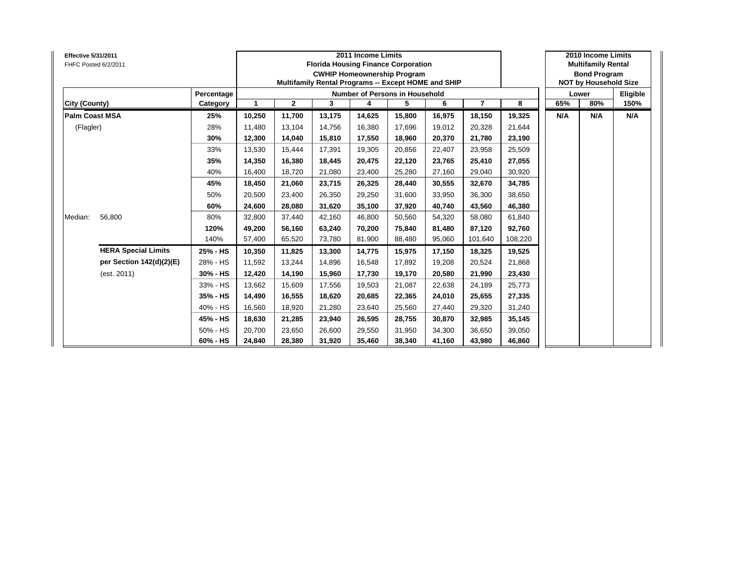**Effective 5/31/2011**
FHFC Posted 6/2/2011

| City (County) | | Percentage Category | 2011 Income Limits Florida Housing Finance Corporation CWHIP Homeownership Program Multifamily Rental Programs -- Except HOME and SHIP — Number of Persons in Household 1 | 2 | 3 | 4 | 5 | 6 | 7 | 8 | 2010 Income Limits Multifamily Rental Bond Program NOT by Household Size — Lower 65% | Lower 80% | Eligible 150% |
|---|---|---|---|---|---|---|---|---|---|---|---|---|---|
| **Palm Coast MSA** | | **25%** | **10,250** | **11,700** | **13,175** | **14,625** | **15,800** | **16,975** | **18,150** | **19,325** | **N/A** | **N/A** | **N/A** |
| (Flagler) | | 28% | 11,480 | 13,104 | 14,756 | 16,380 | 17,696 | 19,012 | 20,328 | 21,644 | | | |
| | | **30%** | **12,300** | **14,040** | **15,810** | **17,550** | **18,960** | **20,370** | **21,780** | **23,190** | | | |
| | | 33% | 13,530 | 15,444 | 17,391 | 19,305 | 20,856 | 22,407 | 23,958 | 25,509 | | | |
| | | **35%** | **14,350** | **16,380** | **18,445** | **20,475** | **22,120** | **23,765** | **25,410** | **27,055** | | | |
| | | 40% | 16,400 | 18,720 | 21,080 | 23,400 | 25,280 | 27,160 | 29,040 | 30,920 | | | |
| | | **45%** | **18,450** | **21,060** | **23,715** | **26,325** | **28,440** | **30,555** | **32,670** | **34,785** | | | |
| | | 50% | 20,500 | 23,400 | 26,350 | 29,250 | 31,600 | 33,950 | 36,300 | 38,650 | | | |
| | | **60%** | **24,600** | **28,080** | **31,620** | **35,100** | **37,920** | **40,740** | **43,560** | **46,380** | | | |
| Median: | 56,800 | 80% | 32,800 | 37,440 | 42,160 | 46,800 | 50,560 | 54,320 | 58,080 | 61,840 | | | |
| | | **120%** | **49,200** | **56,160** | **63,240** | **70,200** | **75,840** | **81,480** | **87,120** | **92,760** | | | |
| | | 140% | 57,400 | 65,520 | 73,780 | 81,900 | 88,480 | 95,060 | 101,640 | 108,220 | | | |
| | **HERA Special Limits** | **25% - HS** | **10,350** | **11,825** | **13,300** | **14,775** | **15,975** | **17,150** | **18,325** | **19,525** | | | |
| | **per Section 142(d)(2)(E)** | 28% - HS | 11,592 | 13,244 | 14,896 | 16,548 | 17,892 | 19,208 | 20,524 | 21,868 | | | |
| | (est. 2011) | **30% - HS** | **12,420** | **14,190** | **15,960** | **17,730** | **19,170** | **20,580** | **21,990** | **23,430** | | | |
| | | 33% - HS | 13,662 | 15,609 | 17,556 | 19,503 | 21,087 | 22,638 | 24,189 | 25,773 | | | |
| | | **35% - HS** | **14,490** | **16,555** | **18,620** | **20,685** | **22,365** | **24,010** | **25,655** | **27,335** | | | |
| | | 40% - HS | 16,560 | 18,920 | 21,280 | 23,640 | 25,560 | 27,440 | 29,320 | 31,240 | | | |
| | | **45% - HS** | **18,630** | **21,285** | **23,940** | **26,595** | **28,755** | **30,870** | **32,985** | **35,145** | | | |
| | | 50% - HS | 20,700 | 23,650 | 26,600 | 29,550 | 31,950 | 34,300 | 36,650 | 39,050 | | | |
| | | **60% - HS** | **24,840** | **28,380** | **31,920** | **35,460** | **38,340** | **41,160** | **43,980** | **46,860** | | | |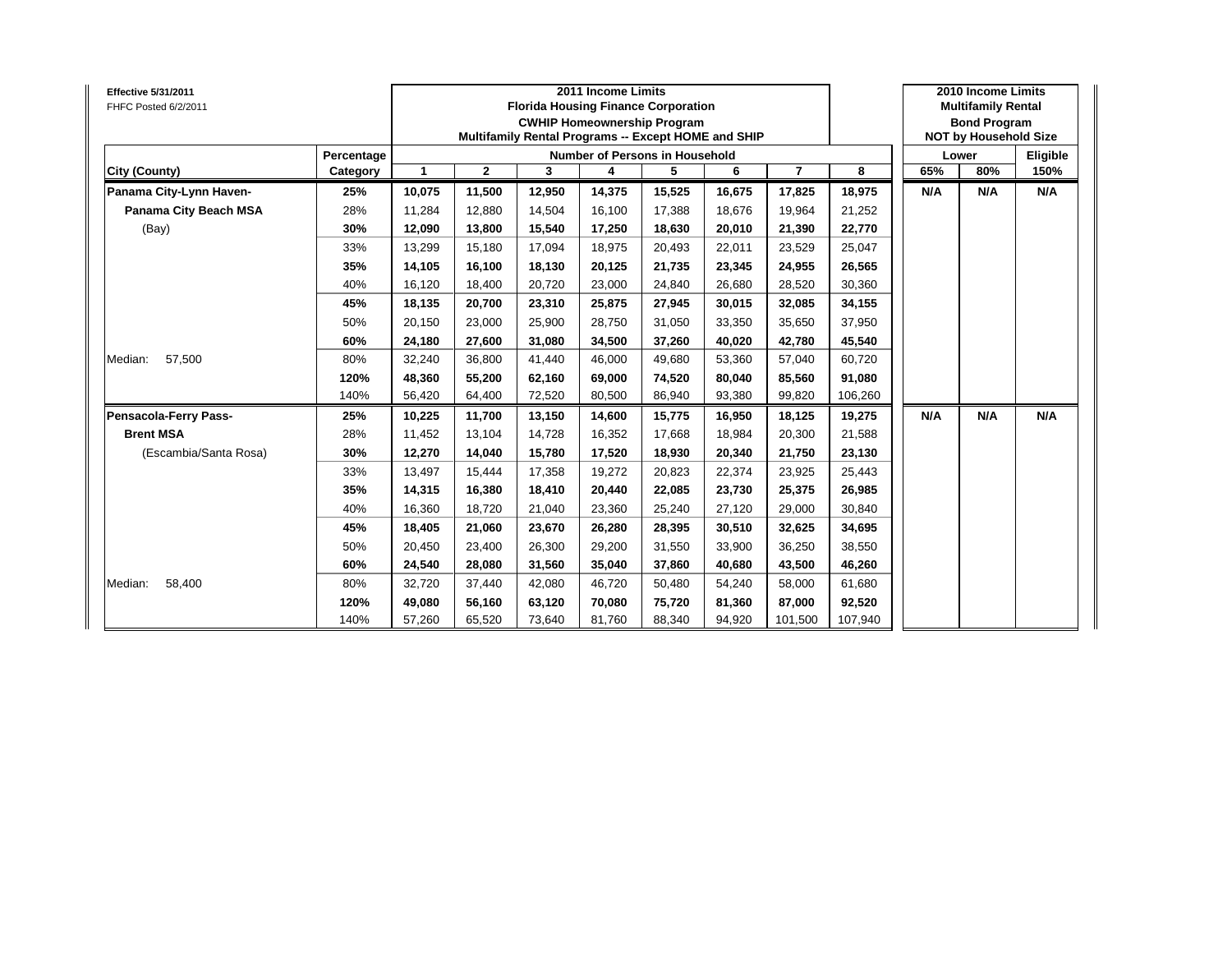**Effective 5/31/2011**
FHFC Posted 6/2/2011

| City (County) | Percentage Category | 2011 Income Limits Florida Housing Finance Corporation CWHIP Homeownership Program Multifamily Rental Programs -- Except HOME and SHIP — Number of Persons in Household: 1 | 2 | 3 | 4 | 5 | 6 | 7 | 8 | 2010 Income Limits Multifamily Rental Bond Program NOT by Household Size — Lower 65% | Lower 80% | Eligible 150% |
|---|---|---|---|---|---|---|---|---|---|---|---|---|
| **Panama City-Lynn Haven-** | **25%** | **10,075** | **11,500** | **12,950** | **14,375** | **15,525** | **16,675** | **17,825** | **18,975** | **N/A** | **N/A** | **N/A** |
| **Panama City Beach MSA** | 28% | 11,284 | 12,880 | 14,504 | 16,100 | 17,388 | 18,676 | 19,964 | 21,252 | | | |
| (Bay) | **30%** | **12,090** | **13,800** | **15,540** | **17,250** | **18,630** | **20,010** | **21,390** | **22,770** | | | |
| | 33% | 13,299 | 15,180 | 17,094 | 18,975 | 20,493 | 22,011 | 23,529 | 25,047 | | | |
| | **35%** | **14,105** | **16,100** | **18,130** | **20,125** | **21,735** | **23,345** | **24,955** | **26,565** | | | |
| | 40% | 16,120 | 18,400 | 20,720 | 23,000 | 24,840 | 26,680 | 28,520 | 30,360 | | | |
| | **45%** | **18,135** | **20,700** | **23,310** | **25,875** | **27,945** | **30,015** | **32,085** | **34,155** | | | |
| | 50% | 20,150 | 23,000 | 25,900 | 28,750 | 31,050 | 33,350 | 35,650 | 37,950 | | | |
| | **60%** | **24,180** | **27,600** | **31,080** | **34,500** | **37,260** | **40,020** | **42,780** | **45,540** | | | |
| Median: 57,500 | 80% | 32,240 | 36,800 | 41,440 | 46,000 | 49,680 | 53,360 | 57,040 | 60,720 | | | |
| | **120%** | **48,360** | **55,200** | **62,160** | **69,000** | **74,520** | **80,040** | **85,560** | **91,080** | | | |
| | 140% | 56,420 | 64,400 | 72,520 | 80,500 | 86,940 | 93,380 | 99,820 | 106,260 | | | |
| **Pensacola-Ferry Pass-** | **25%** | **10,225** | **11,700** | **13,150** | **14,600** | **15,775** | **16,950** | **18,125** | **19,275** | **N/A** | **N/A** | **N/A** |
| **Brent MSA** | 28% | 11,452 | 13,104 | 14,728 | 16,352 | 17,668 | 18,984 | 20,300 | 21,588 | | | |
| (Escambia/Santa Rosa) | **30%** | **12,270** | **14,040** | **15,780** | **17,520** | **18,930** | **20,340** | **21,750** | **23,130** | | | |
| | 33% | 13,497 | 15,444 | 17,358 | 19,272 | 20,823 | 22,374 | 23,925 | 25,443 | | | |
| | **35%** | **14,315** | **16,380** | **18,410** | **20,440** | **22,085** | **23,730** | **25,375** | **26,985** | | | |
| | 40% | 16,360 | 18,720 | 21,040 | 23,360 | 25,240 | 27,120 | 29,000 | 30,840 | | | |
| | **45%** | **18,405** | **21,060** | **23,670** | **26,280** | **28,395** | **30,510** | **32,625** | **34,695** | | | |
| | 50% | 20,450 | 23,400 | 26,300 | 29,200 | 31,550 | 33,900 | 36,250 | 38,550 | | | |
| | **60%** | **24,540** | **28,080** | **31,560** | **35,040** | **37,860** | **40,680** | **43,500** | **46,260** | | | |
| Median: 58,400 | 80% | 32,720 | 37,440 | 42,080 | 46,720 | 50,480 | 54,240 | 58,000 | 61,680 | | | |
| | **120%** | **49,080** | **56,160** | **63,120** | **70,080** | **75,720** | **81,360** | **87,000** | **92,520** | | | |
| | 140% | 57,260 | 65,520 | 73,640 | 81,760 | 88,340 | 94,920 | 101,500 | 107,940 | | | |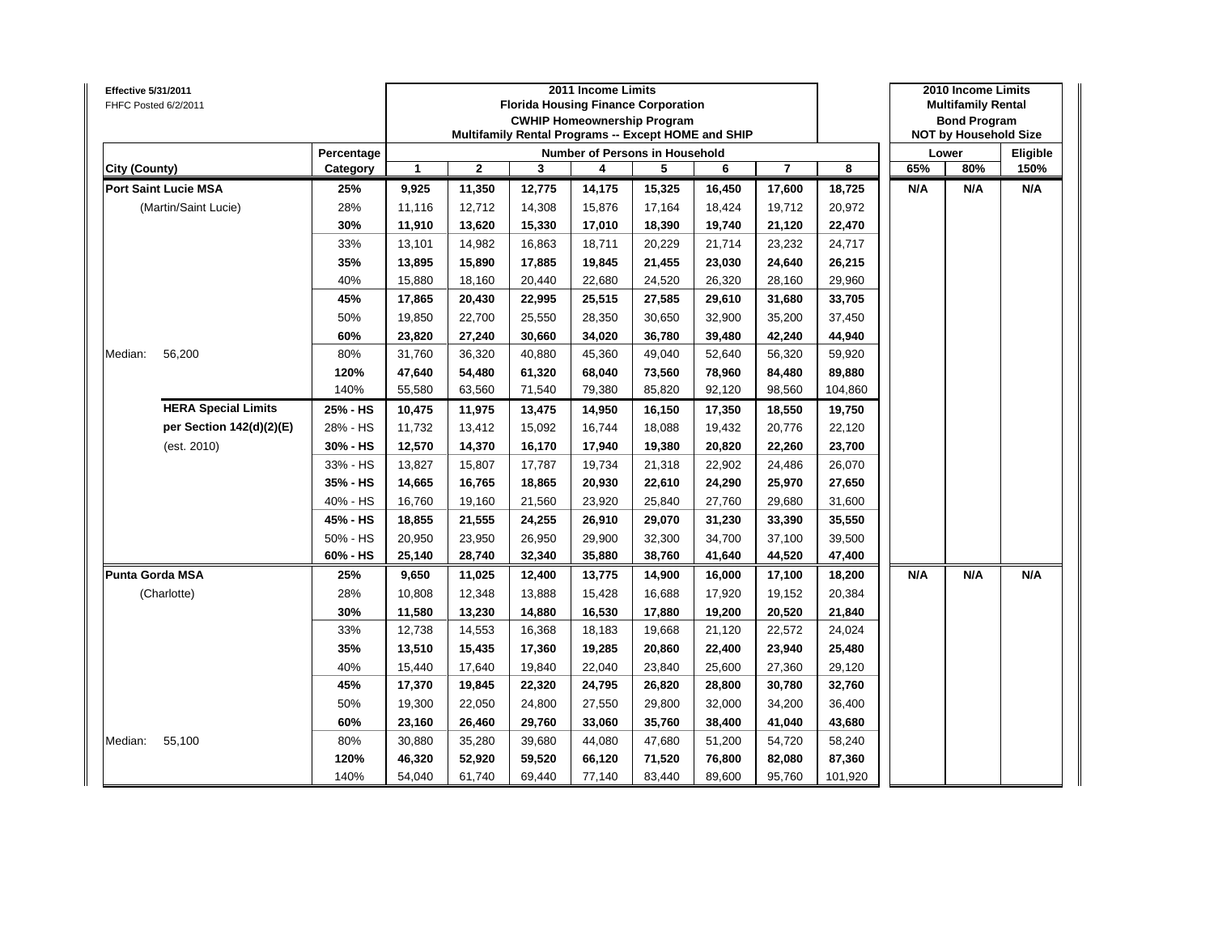**Effective 5/31/2011**
FHFC Posted 6/2/2011

| | | 2011 Income Limits<br>Florida Housing Finance Corporation<br>CWHIP Homeownership Program<br>Multifamily Rental Programs -- Except HOME and SHIP | | | | | | | | 2010 Income Limits<br>Multifamily Rental<br>Bond Program<br>NOT by Household Size | | |
|---|---|---|---|---|---|---|---|---|---|---|---|---|
| | Percentage | Number of Persons in Household | | | | | | | | Lower | | Eligible |
| City (County) | Category | 1 | 2 | 3 | 4 | 5 | 6 | 7 | 8 | 65% | 80% | 150% |
| **Port Saint Lucie MSA** | **25%** | **9,925** | **11,350** | **12,775** | **14,175** | **15,325** | **16,450** | **17,600** | **18,725** | **N/A** | **N/A** | **N/A** |
| (Martin/Saint Lucie) | 28% | 11,116 | 12,712 | 14,308 | 15,876 | 17,164 | 18,424 | 19,712 | 20,972 | | | |
| | **30%** | **11,910** | **13,620** | **15,330** | **17,010** | **18,390** | **19,740** | **21,120** | **22,470** | | | |
| | 33% | 13,101 | 14,982 | 16,863 | 18,711 | 20,229 | 21,714 | 23,232 | 24,717 | | | |
| | **35%** | **13,895** | **15,890** | **17,885** | **19,845** | **21,455** | **23,030** | **24,640** | **26,215** | | | |
| | 40% | 15,880 | 18,160 | 20,440 | 22,680 | 24,520 | 26,320 | 28,160 | 29,960 | | | |
| | **45%** | **17,865** | **20,430** | **22,995** | **25,515** | **27,585** | **29,610** | **31,680** | **33,705** | | | |
| | 50% | 19,850 | 22,700 | 25,550 | 28,350 | 30,650 | 32,900 | 35,200 | 37,450 | | | |
| | **60%** | **23,820** | **27,240** | **30,660** | **34,020** | **36,780** | **39,480** | **42,240** | **44,940** | | | |
| Median: 56,200 | 80% | 31,760 | 36,320 | 40,880 | 45,360 | 49,040 | 52,640 | 56,320 | 59,920 | | | |
| | **120%** | **47,640** | **54,480** | **61,320** | **68,040** | **73,560** | **78,960** | **84,480** | **89,880** | | | |
| | 140% | 55,580 | 63,560 | 71,540 | 79,380 | 85,820 | 92,120 | 98,560 | 104,860 | | | |
| **HERA Special Limits** | **25% - HS** | **10,475** | **11,975** | **13,475** | **14,950** | **16,150** | **17,350** | **18,550** | **19,750** | | | |
| **per Section 142(d)(2)(E)** | 28% - HS | 11,732 | 13,412 | 15,092 | 16,744 | 18,088 | 19,432 | 20,776 | 22,120 | | | |
| (est. 2010) | **30% - HS** | **12,570** | **14,370** | **16,170** | **17,940** | **19,380** | **20,820** | **22,260** | **23,700** | | | |
| | 33% - HS | 13,827 | 15,807 | 17,787 | 19,734 | 21,318 | 22,902 | 24,486 | 26,070 | | | |
| | **35% - HS** | **14,665** | **16,765** | **18,865** | **20,930** | **22,610** | **24,290** | **25,970** | **27,650** | | | |
| | 40% - HS | 16,760 | 19,160 | 21,560 | 23,920 | 25,840 | 27,760 | 29,680 | 31,600 | | | |
| | **45% - HS** | **18,855** | **21,555** | **24,255** | **26,910** | **29,070** | **31,230** | **33,390** | **35,550** | | | |
| | 50% - HS | 20,950 | 23,950 | 26,950 | 29,900 | 32,300 | 34,700 | 37,100 | 39,500 | | | |
| | **60% - HS** | **25,140** | **28,740** | **32,340** | **35,880** | **38,760** | **41,640** | **44,520** | **47,400** | | | |
| **Punta Gorda MSA** | **25%** | **9,650** | **11,025** | **12,400** | **13,775** | **14,900** | **16,000** | **17,100** | **18,200** | **N/A** | **N/A** | **N/A** |
| (Charlotte) | 28% | 10,808 | 12,348 | 13,888 | 15,428 | 16,688 | 17,920 | 19,152 | 20,384 | | | |
| | **30%** | **11,580** | **13,230** | **14,880** | **16,530** | **17,880** | **19,200** | **20,520** | **21,840** | | | |
| | 33% | 12,738 | 14,553 | 16,368 | 18,183 | 19,668 | 21,120 | 22,572 | 24,024 | | | |
| | **35%** | **13,510** | **15,435** | **17,360** | **19,285** | **20,860** | **22,400** | **23,940** | **25,480** | | | |
| | 40% | 15,440 | 17,640 | 19,840 | 22,040 | 23,840 | 25,600 | 27,360 | 29,120 | | | |
| | **45%** | **17,370** | **19,845** | **22,320** | **24,795** | **26,820** | **28,800** | **30,780** | **32,760** | | | |
| | 50% | 19,300 | 22,050 | 24,800 | 27,550 | 29,800 | 32,000 | 34,200 | 36,400 | | | |
| | **60%** | **23,160** | **26,460** | **29,760** | **33,060** | **35,760** | **38,400** | **41,040** | **43,680** | | | |
| Median: 55,100 | 80% | 30,880 | 35,280 | 39,680 | 44,080 | 47,680 | 51,200 | 54,720 | 58,240 | | | |
| | **120%** | **46,320** | **52,920** | **59,520** | **66,120** | **71,520** | **76,800** | **82,080** | **87,360** | | | |
| | 140% | 54,040 | 61,740 | 69,440 | 77,140 | 83,440 | 89,600 | 95,760 | 101,920 | | | |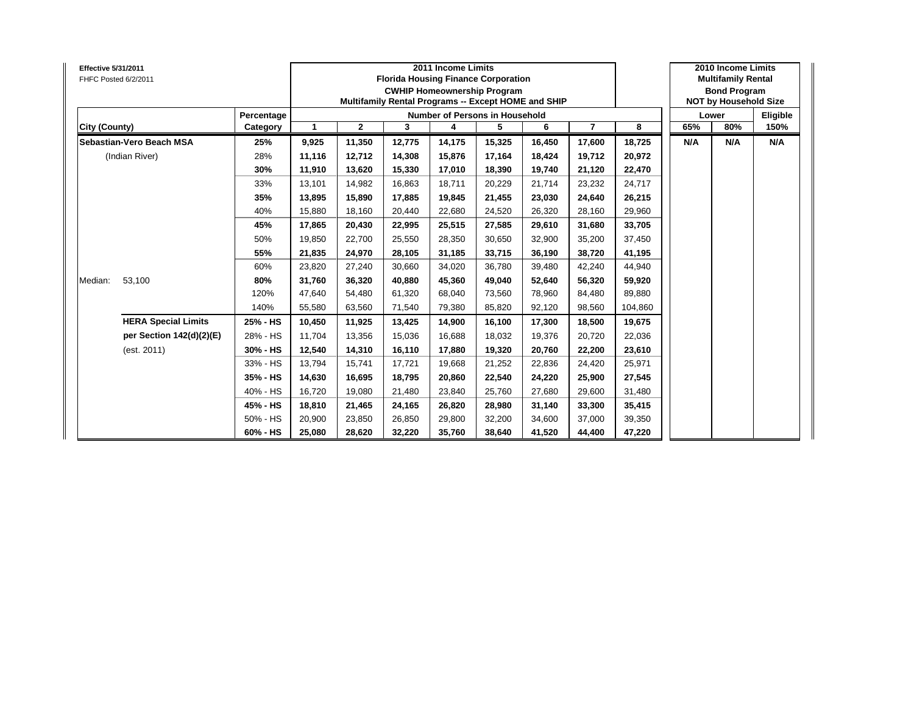**Effective 5/31/2011**
FHFC Posted 6/2/2011

| City (County) | | Percentage Category | 2011 Income Limits<br>Florida Housing Finance Corporation<br>CWHIP Homeownership Program<br>Multifamily Rental Programs -- Except HOME and SHIP<br>Number of Persons in Household: 1 | 2 | 3 | 4 | 5 | 6 | 7 | 8 | 2010 Income Limits<br>Multifamily Rental<br>Bond Program<br>NOT by Household Size<br>Lower: 65% | Lower: 80% | Eligible: 150% |
|---|---|---|---|---|---|---|---|---|---|---|---|---|---|
| **Sebastian-Vero Beach MSA** | | **25%** | **9,925** | **11,350** | **12,775** | **14,175** | **15,325** | **16,450** | **17,600** | **18,725** | **N/A** | **N/A** | **N/A** |
| (Indian River) | | 28% | 11,116 | 12,712 | 14,308 | 15,876 | 17,164 | 18,424 | 19,712 | 20,972 | | | |
| | | **30%** | **11,910** | **13,620** | **15,330** | **17,010** | **18,390** | **19,740** | **21,120** | **22,470** | | | |
| | | 33% | 13,101 | 14,982 | 16,863 | 18,711 | 20,229 | 21,714 | 23,232 | 24,717 | | | |
| | | **35%** | **13,895** | **15,890** | **17,885** | **19,845** | **21,455** | **23,030** | **24,640** | **26,215** | | | |
| | | 40% | 15,880 | 18,160 | 20,440 | 22,680 | 24,520 | 26,320 | 28,160 | 29,960 | | | |
| | | **45%** | **17,865** | **20,430** | **22,995** | **25,515** | **27,585** | **29,610** | **31,680** | **33,705** | | | |
| | | 50% | 19,850 | 22,700 | 25,550 | 28,350 | 30,650 | 32,900 | 35,200 | 37,450 | | | |
| | | **55%** | **21,835** | **24,970** | **28,105** | **31,185** | **33,715** | **36,190** | **38,720** | **41,195** | | | |
| | | 60% | 23,820 | 27,240 | 30,660 | 34,020 | 36,780 | 39,480 | 42,240 | 44,940 | | | |
| Median: | 53,100 | **80%** | **31,760** | **36,320** | **40,880** | **45,360** | **49,040** | **52,640** | **56,320** | **59,920** | | | |
| | | 120% | 47,640 | 54,480 | 61,320 | 68,040 | 73,560 | 78,960 | 84,480 | 89,880 | | | |
| | | 140% | 55,580 | 63,560 | 71,540 | 79,380 | 85,820 | 92,120 | 98,560 | 104,860 | | | |
| | **HERA Special Limits** | **25% - HS** | **10,450** | **11,925** | **13,425** | **14,900** | **16,100** | **17,300** | **18,500** | **19,675** | | | |
| | **per Section 142(d)(2)(E)** | 28% - HS | 11,704 | 13,356 | 15,036 | 16,688 | 18,032 | 19,376 | 20,720 | 22,036 | | | |
| | (est. 2011) | **30% - HS** | **12,540** | **14,310** | **16,110** | **17,880** | **19,320** | **20,760** | **22,200** | **23,610** | | | |
| | | 33% - HS | 13,794 | 15,741 | 17,721 | 19,668 | 21,252 | 22,836 | 24,420 | 25,971 | | | |
| | | **35% - HS** | **14,630** | **16,695** | **18,795** | **20,860** | **22,540** | **24,220** | **25,900** | **27,545** | | | |
| | | 40% - HS | 16,720 | 19,080 | 21,480 | 23,840 | 25,760 | 27,680 | 29,600 | 31,480 | | | |
| | | **45% - HS** | **18,810** | **21,465** | **24,165** | **26,820** | **28,980** | **31,140** | **33,300** | **35,415** | | | |
| | | 50% - HS | 20,900 | 23,850 | 26,850 | 29,800 | 32,200 | 34,600 | 37,000 | 39,350 | | | |
| | | **60% - HS** | **25,080** | **28,620** | **32,220** | **35,760** | **38,640** | **41,520** | **44,400** | **47,220** | | | |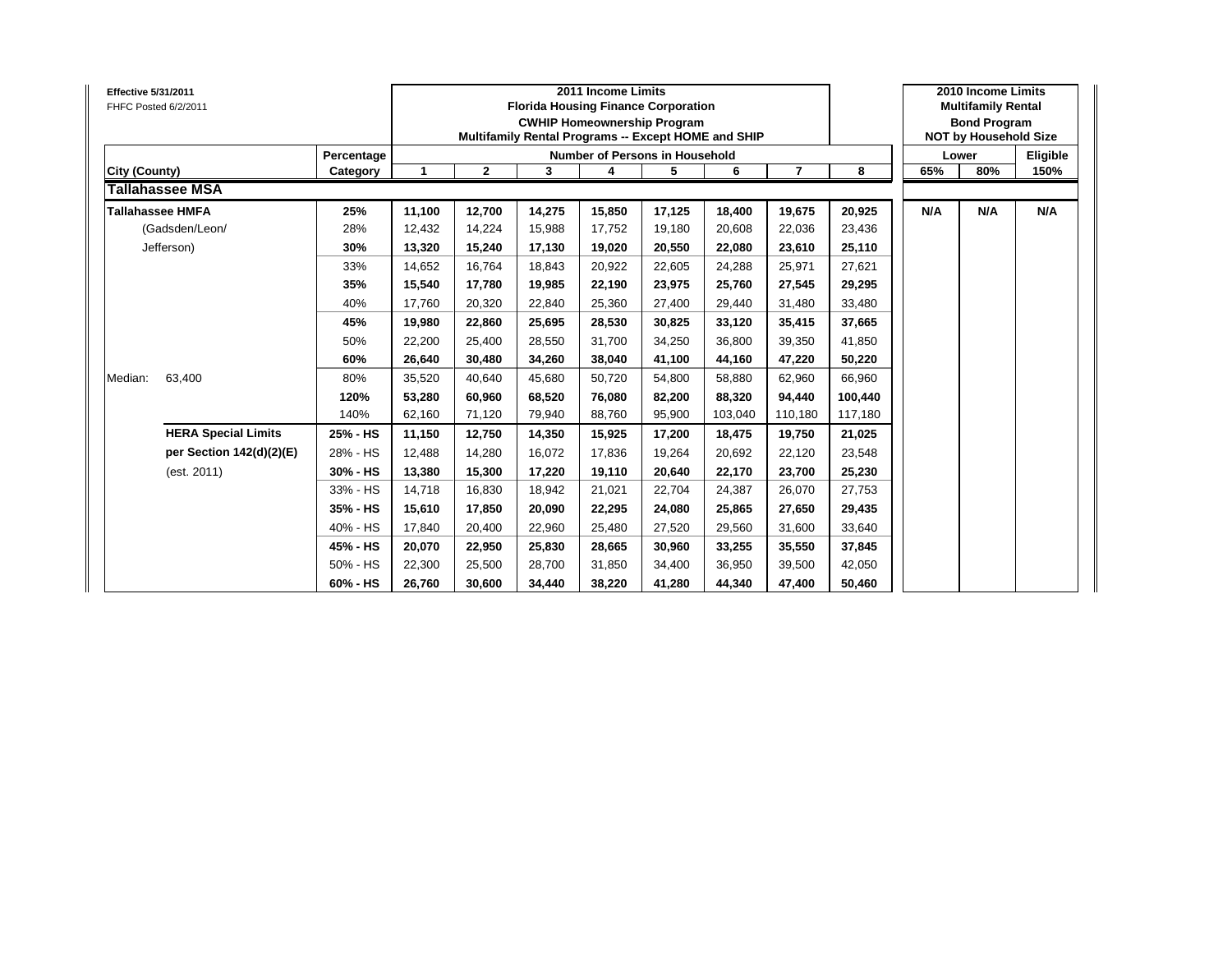**Effective 5/31/2011**
FHFC Posted 6/2/2011

| City (County) | | Percentage Category | 2011 Income Limits Florida Housing Finance Corporation CWHIP Homeownership Program Multifamily Rental Programs -- Except HOME and SHIP — Number of Persons in Household: 1 | 2 | 3 | 4 | 5 | 6 | 7 | 8 | 2010 Income Limits Multifamily Rental Bond Program NOT by Household Size — Lower: 65% | Lower: 80% | Eligible: 150% |
|---|---|---|---|---|---|---|---|---|---|---|---|---|---|
| **Tallahassee MSA** | | | | | | | | | | | | | |
| **Tallahassee HMFA** | | **25%** | **11,100** | **12,700** | **14,275** | **15,850** | **17,125** | **18,400** | **19,675** | **20,925** | **N/A** | **N/A** | **N/A** |
| (Gadsden/Leon/ | | 28% | 12,432 | 14,224 | 15,988 | 17,752 | 19,180 | 20,608 | 22,036 | 23,436 | | | |
| Jefferson) | | **30%** | **13,320** | **15,240** | **17,130** | **19,020** | **20,550** | **22,080** | **23,610** | **25,110** | | | |
| | | 33% | 14,652 | 16,764 | 18,843 | 20,922 | 22,605 | 24,288 | 25,971 | 27,621 | | | |
| | | **35%** | **15,540** | **17,780** | **19,985** | **22,190** | **23,975** | **25,760** | **27,545** | **29,295** | | | |
| | | 40% | 17,760 | 20,320 | 22,840 | 25,360 | 27,400 | 29,440 | 31,480 | 33,480 | | | |
| | | **45%** | **19,980** | **22,860** | **25,695** | **28,530** | **30,825** | **33,120** | **35,415** | **37,665** | | | |
| | | 50% | 22,200 | 25,400 | 28,550 | 31,700 | 34,250 | 36,800 | 39,350 | 41,850 | | | |
| | | **60%** | **26,640** | **30,480** | **34,260** | **38,040** | **41,100** | **44,160** | **47,220** | **50,220** | | | |
| Median: | 63,400 | 80% | 35,520 | 40,640 | 45,680 | 50,720 | 54,800 | 58,880 | 62,960 | 66,960 | | | |
| | | **120%** | **53,280** | **60,960** | **68,520** | **76,080** | **82,200** | **88,320** | **94,440** | **100,440** | | | |
| | | 140% | 62,160 | 71,120 | 79,940 | 88,760 | 95,900 | 103,040 | 110,180 | 117,180 | | | |
| | **HERA Special Limits** | **25% - HS** | **11,150** | **12,750** | **14,350** | **15,925** | **17,200** | **18,475** | **19,750** | **21,025** | | | |
| | **per Section 142(d)(2)(E)** | 28% - HS | 12,488 | 14,280 | 16,072 | 17,836 | 19,264 | 20,692 | 22,120 | 23,548 | | | |
| | (est. 2011) | **30% - HS** | **13,380** | **15,300** | **17,220** | **19,110** | **20,640** | **22,170** | **23,700** | **25,230** | | | |
| | | 33% - HS | 14,718 | 16,830 | 18,942 | 21,021 | 22,704 | 24,387 | 26,070 | 27,753 | | | |
| | | **35% - HS** | **15,610** | **17,850** | **20,090** | **22,295** | **24,080** | **25,865** | **27,650** | **29,435** | | | |
| | | 40% - HS | 17,840 | 20,400 | 22,960 | 25,480 | 27,520 | 29,560 | 31,600 | 33,640 | | | |
| | | **45% - HS** | **20,070** | **22,950** | **25,830** | **28,665** | **30,960** | **33,255** | **35,550** | **37,845** | | | |
| | | 50% - HS | 22,300 | 25,500 | 28,700 | 31,850 | 34,400 | 36,950 | 39,500 | 42,050 | | | |
| | | **60% - HS** | **26,760** | **30,600** | **34,440** | **38,220** | **41,280** | **44,340** | **47,400** | **50,460** | | | |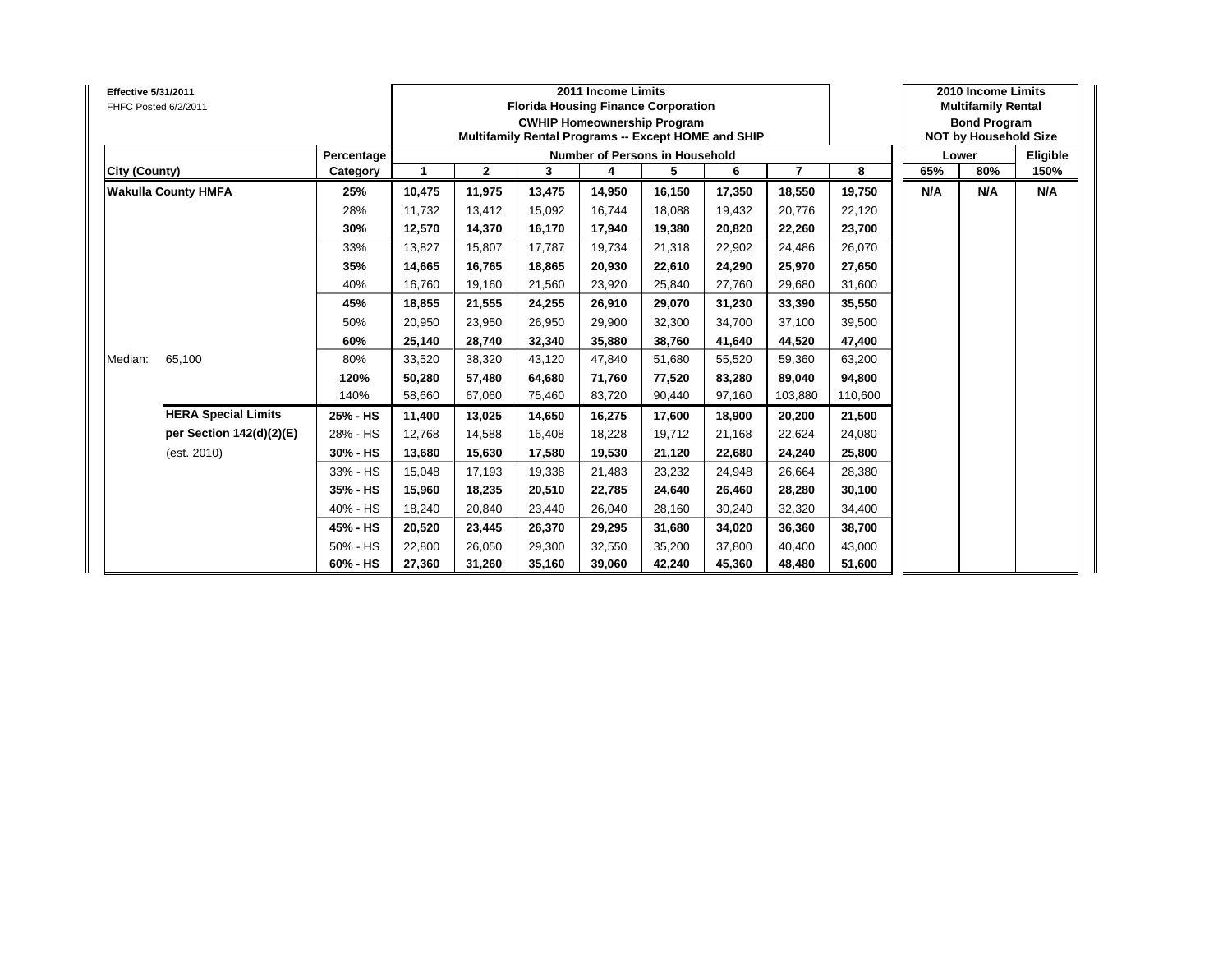**Effective 5/31/2011**
FHFC Posted 6/2/2011

| | | | 2011 Income Limits<br>Florida Housing Finance Corporation<br>CWHIP Homeownership Program<br>Multifamily Rental Programs -- Except HOME and SHIP | | | | | | | | 2010 Income Limits<br>Multifamily Rental<br>Bond Program<br>NOT by Household Size | | |
|---|---|---|---|---|---|---|---|---|---|---|---|---|---|
| | | **Percentage** | **Number of Persons in Household** | | | | | | | | **Lower** | | **Eligible** |
| **City (County)** | | **Category** | **1** | **2** | **3** | **4** | **5** | **6** | **7** | **8** | **65%** | **80%** | **150%** |
| **Wakulla County HMFA** | | **25%** | **10,475** | **11,975** | **13,475** | **14,950** | **16,150** | **17,350** | **18,550** | **19,750** | **N/A** | **N/A** | **N/A** |
| | | 28% | 11,732 | 13,412 | 15,092 | 16,744 | 18,088 | 19,432 | 20,776 | 22,120 | | | |
| | | **30%** | **12,570** | **14,370** | **16,170** | **17,940** | **19,380** | **20,820** | **22,260** | **23,700** | | | |
| | | 33% | 13,827 | 15,807 | 17,787 | 19,734 | 21,318 | 22,902 | 24,486 | 26,070 | | | |
| | | **35%** | **14,665** | **16,765** | **18,865** | **20,930** | **22,610** | **24,290** | **25,970** | **27,650** | | | |
| | | 40% | 16,760 | 19,160 | 21,560 | 23,920 | 25,840 | 27,760 | 29,680 | 31,600 | | | |
| | | **45%** | **18,855** | **21,555** | **24,255** | **26,910** | **29,070** | **31,230** | **33,390** | **35,550** | | | |
| | | 50% | 20,950 | 23,950 | 26,950 | 29,900 | 32,300 | 34,700 | 37,100 | 39,500 | | | |
| | | **60%** | **25,140** | **28,740** | **32,340** | **35,880** | **38,760** | **41,640** | **44,520** | **47,400** | | | |
| Median: | 65,100 | 80% | 33,520 | 38,320 | 43,120 | 47,840 | 51,680 | 55,520 | 59,360 | 63,200 | | | |
| | | **120%** | **50,280** | **57,480** | **64,680** | **71,760** | **77,520** | **83,280** | **89,040** | **94,800** | | | |
| | | 140% | 58,660 | 67,060 | 75,460 | 83,720 | 90,440 | 97,160 | 103,880 | 110,600 | | | |
| | **HERA Special Limits** | **25% - HS** | **11,400** | **13,025** | **14,650** | **16,275** | **17,600** | **18,900** | **20,200** | **21,500** | | | |
| | **per Section 142(d)(2)(E)** | 28% - HS | 12,768 | 14,588 | 16,408 | 18,228 | 19,712 | 21,168 | 22,624 | 24,080 | | | |
| | (est. 2010) | **30% - HS** | **13,680** | **15,630** | **17,580** | **19,530** | **21,120** | **22,680** | **24,240** | **25,800** | | | |
| | | 33% - HS | 15,048 | 17,193 | 19,338 | 21,483 | 23,232 | 24,948 | 26,664 | 28,380 | | | |
| | | **35% - HS** | **15,960** | **18,235** | **20,510** | **22,785** | **24,640** | **26,460** | **28,280** | **30,100** | | | |
| | | 40% - HS | 18,240 | 20,840 | 23,440 | 26,040 | 28,160 | 30,240 | 32,320 | 34,400 | | | |
| | | **45% - HS** | **20,520** | **23,445** | **26,370** | **29,295** | **31,680** | **34,020** | **36,360** | **38,700** | | | |
| | | 50% - HS | 22,800 | 26,050 | 29,300 | 32,550 | 35,200 | 37,800 | 40,400 | 43,000 | | | |
| | | **60% - HS** | **27,360** | **31,260** | **35,160** | **39,060** | **42,240** | **45,360** | **48,480** | **51,600** | | | |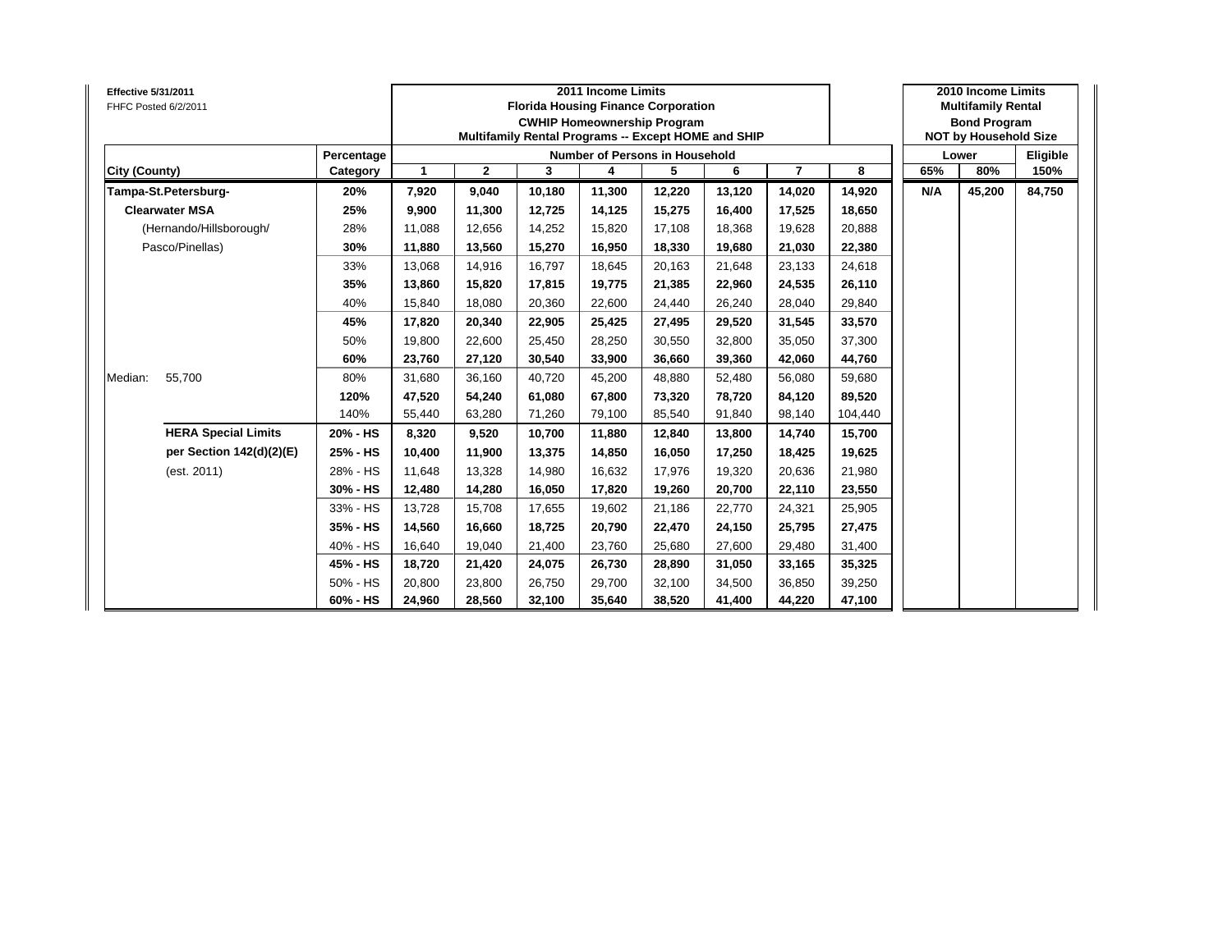**Effective 5/31/2011**
FHFC Posted 6/2/2011

| City (County) | | Percentage Category | 2011 Income Limits — Florida Housing Finance Corporation — CWHIP Homeownership Program — Multifamily Rental Programs -- Except HOME and SHIP — Number of Persons in Household: 1 | 2 | 3 | 4 | 5 | 6 | 7 | 8 | 2010 Income Limits — Multifamily Rental Bond Program — NOT by Household Size — Lower: 65% | Lower: 80% | Eligible: 150% |
|---|---|---|---|---|---|---|---|---|---|---|---|---|---|
| **Tampa-St.Petersburg-** | | **20%** | **7,920** | **9,040** | **10,180** | **11,300** | **12,220** | **13,120** | **14,020** | **14,920** | **N/A** | **45,200** | **84,750** |
| **Clearwater MSA** | | **25%** | **9,900** | **11,300** | **12,725** | **14,125** | **15,275** | **16,400** | **17,525** | **18,650** | | | |
| (Hernando/Hillsborough/ | | 28% | 11,088 | 12,656 | 14,252 | 15,820 | 17,108 | 18,368 | 19,628 | 20,888 | | | |
| Pasco/Pinellas) | | **30%** | **11,880** | **13,560** | **15,270** | **16,950** | **18,330** | **19,680** | **21,030** | **22,380** | | | |
| | | 33% | 13,068 | 14,916 | 16,797 | 18,645 | 20,163 | 21,648 | 23,133 | 24,618 | | | |
| | | **35%** | **13,860** | **15,820** | **17,815** | **19,775** | **21,385** | **22,960** | **24,535** | **26,110** | | | |
| | | 40% | 15,840 | 18,080 | 20,360 | 22,600 | 24,440 | 26,240 | 28,040 | 29,840 | | | |
| | | **45%** | **17,820** | **20,340** | **22,905** | **25,425** | **27,495** | **29,520** | **31,545** | **33,570** | | | |
| | | 50% | 19,800 | 22,600 | 25,450 | 28,250 | 30,550 | 32,800 | 35,050 | 37,300 | | | |
| | | **60%** | **23,760** | **27,120** | **30,540** | **33,900** | **36,660** | **39,360** | **42,060** | **44,760** | | | |
| Median: | 55,700 | 80% | 31,680 | 36,160 | 40,720 | 45,200 | 48,880 | 52,480 | 56,080 | 59,680 | | | |
| | | **120%** | **47,520** | **54,240** | **61,080** | **67,800** | **73,320** | **78,720** | **84,120** | **89,520** | | | |
| | | 140% | 55,440 | 63,280 | 71,260 | 79,100 | 85,540 | 91,840 | 98,140 | 104,440 | | | |
| | **HERA Special Limits** | **20% - HS** | **8,320** | **9,520** | **10,700** | **11,880** | **12,840** | **13,800** | **14,740** | **15,700** | | | |
| | **per Section 142(d)(2)(E)** | **25% - HS** | **10,400** | **11,900** | **13,375** | **14,850** | **16,050** | **17,250** | **18,425** | **19,625** | | | |
| | (est. 2011) | 28% - HS | 11,648 | 13,328 | 14,980 | 16,632 | 17,976 | 19,320 | 20,636 | 21,980 | | | |
| | | **30% - HS** | **12,480** | **14,280** | **16,050** | **17,820** | **19,260** | **20,700** | **22,110** | **23,550** | | | |
| | | 33% - HS | 13,728 | 15,708 | 17,655 | 19,602 | 21,186 | 22,770 | 24,321 | 25,905 | | | |
| | | **35% - HS** | **14,560** | **16,660** | **18,725** | **20,790** | **22,470** | **24,150** | **25,795** | **27,475** | | | |
| | | 40% - HS | 16,640 | 19,040 | 21,400 | 23,760 | 25,680 | 27,600 | 29,480 | 31,400 | | | |
| | | **45% - HS** | **18,720** | **21,420** | **24,075** | **26,730** | **28,890** | **31,050** | **33,165** | **35,325** | | | |
| | | 50% - HS | 20,800 | 23,800 | 26,750 | 29,700 | 32,100 | 34,500 | 36,850 | 39,250 | | | |
| | | **60% - HS** | **24,960** | **28,560** | **32,100** | **35,640** | **38,520** | **41,400** | **44,220** | **47,100** | | | |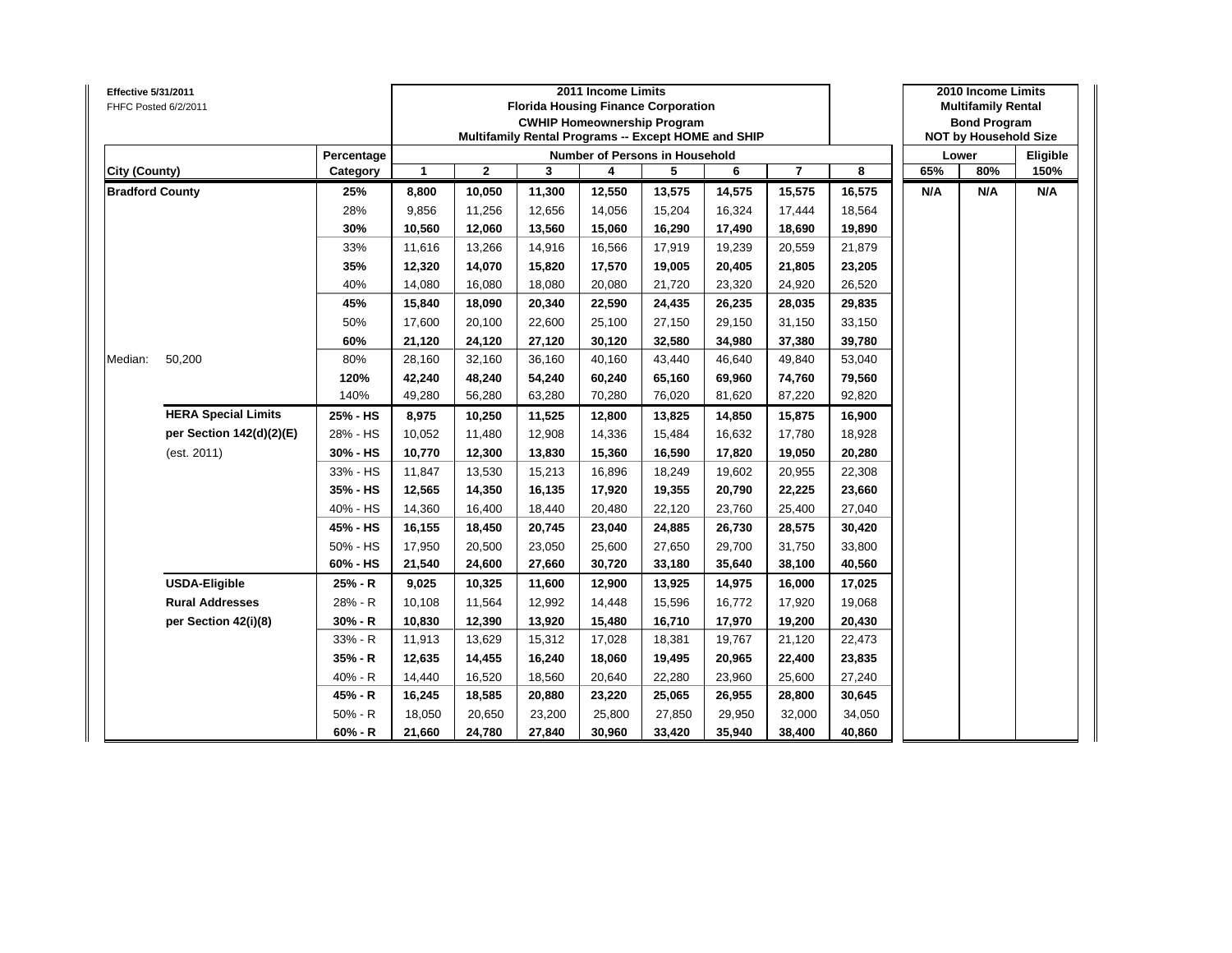Effective 5/31/2011
FHFC Posted 6/2/2011

| City (County) | | Percentage Category | 2011 Income Limits Florida Housing Finance Corporation CWHIP Homeownership Program Multifamily Rental Programs -- Except HOME and SHIP Number of Persons in Household 1 | 2 | 3 | 4 | 5 | 6 | 7 | 8 | 2010 Income Limits Multifamily Rental Bond Program NOT by Household Size Lower 65% | 80% | Eligible 150% |
|---|---|---|---|---|---|---|---|---|---|---|---|---|---|
| **Bradford County** | | **25%** | **8,800** | **10,050** | **11,300** | **12,550** | **13,575** | **14,575** | **15,575** | **16,575** | **N/A** | **N/A** | **N/A** |
| | | 28% | 9,856 | 11,256 | 12,656 | 14,056 | 15,204 | 16,324 | 17,444 | 18,564 | | | |
| | | **30%** | **10,560** | **12,060** | **13,560** | **15,060** | **16,290** | **17,490** | **18,690** | **19,890** | | | |
| | | 33% | 11,616 | 13,266 | 14,916 | 16,566 | 17,919 | 19,239 | 20,559 | 21,879 | | | |
| | | **35%** | **12,320** | **14,070** | **15,820** | **17,570** | **19,005** | **20,405** | **21,805** | **23,205** | | | |
| | | 40% | 14,080 | 16,080 | 18,080 | 20,080 | 21,720 | 23,320 | 24,920 | 26,520 | | | |
| | | **45%** | **15,840** | **18,090** | **20,340** | **22,590** | **24,435** | **26,235** | **28,035** | **29,835** | | | |
| | | 50% | 17,600 | 20,100 | 22,600 | 25,100 | 27,150 | 29,150 | 31,150 | 33,150 | | | |
| | | **60%** | **21,120** | **24,120** | **27,120** | **30,120** | **32,580** | **34,980** | **37,380** | **39,780** | | | |
| Median: | 50,200 | 80% | 28,160 | 32,160 | 36,160 | 40,160 | 43,440 | 46,640 | 49,840 | 53,040 | | | |
| | | **120%** | **42,240** | **48,240** | **54,240** | **60,240** | **65,160** | **69,960** | **74,760** | **79,560** | | | |
| | | 140% | 49,280 | 56,280 | 63,280 | 70,280 | 76,020 | 81,620 | 87,220 | 92,820 | | | |
| | **HERA Special Limits** | **25% - HS** | **8,975** | **10,250** | **11,525** | **12,800** | **13,825** | **14,850** | **15,875** | **16,900** | | | |
| | **per Section 142(d)(2)(E)** | 28% - HS | 10,052 | 11,480 | 12,908 | 14,336 | 15,484 | 16,632 | 17,780 | 18,928 | | | |
| | (est. 2011) | **30% - HS** | **10,770** | **12,300** | **13,830** | **15,360** | **16,590** | **17,820** | **19,050** | **20,280** | | | |
| | | 33% - HS | 11,847 | 13,530 | 15,213 | 16,896 | 18,249 | 19,602 | 20,955 | 22,308 | | | |
| | | **35% - HS** | **12,565** | **14,350** | **16,135** | **17,920** | **19,355** | **20,790** | **22,225** | **23,660** | | | |
| | | 40% - HS | 14,360 | 16,400 | 18,440 | 20,480 | 22,120 | 23,760 | 25,400 | 27,040 | | | |
| | | **45% - HS** | **16,155** | **18,450** | **20,745** | **23,040** | **24,885** | **26,730** | **28,575** | **30,420** | | | |
| | | 50% - HS | 17,950 | 20,500 | 23,050 | 25,600 | 27,650 | 29,700 | 31,750 | 33,800 | | | |
| | | **60% - HS** | **21,540** | **24,600** | **27,660** | **30,720** | **33,180** | **35,640** | **38,100** | **40,560** | | | |
| | **USDA-Eligible** | **25% - R** | **9,025** | **10,325** | **11,600** | **12,900** | **13,925** | **14,975** | **16,000** | **17,025** | | | |
| | **Rural Addresses** | 28% - R | 10,108 | 11,564 | 12,992 | 14,448 | 15,596 | 16,772 | 17,920 | 19,068 | | | |
| | **per Section 42(i)(8)** | **30% - R** | **10,830** | **12,390** | **13,920** | **15,480** | **16,710** | **17,970** | **19,200** | **20,430** | | | |
| | | 33% - R | 11,913 | 13,629 | 15,312 | 17,028 | 18,381 | 19,767 | 21,120 | 22,473 | | | |
| | | **35% - R** | **12,635** | **14,455** | **16,240** | **18,060** | **19,495** | **20,965** | **22,400** | **23,835** | | | |
| | | 40% - R | 14,440 | 16,520 | 18,560 | 20,640 | 22,280 | 23,960 | 25,600 | 27,240 | | | |
| | | **45% - R** | **16,245** | **18,585** | **20,880** | **23,220** | **25,065** | **26,955** | **28,800** | **30,645** | | | |
| | | 50% - R | 18,050 | 20,650 | 23,200 | 25,800 | 27,850 | 29,950 | 32,000 | 34,050 | | | |
| | | **60% - R** | **21,660** | **24,780** | **27,840** | **30,960** | **33,420** | **35,940** | **38,400** | **40,860** | | | |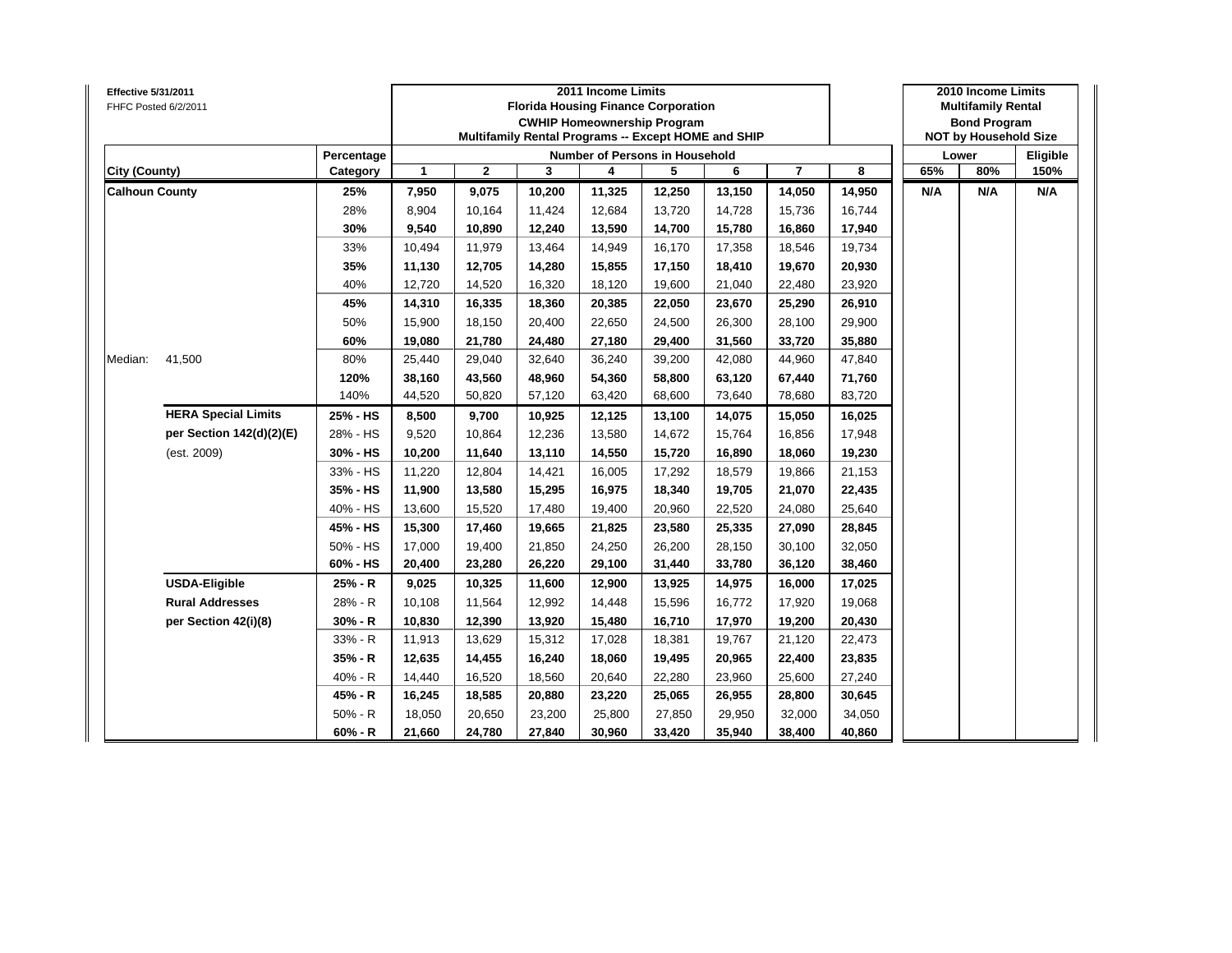**Effective 5/31/2011**
FHFC Posted 6/2/2011

| City (County) | | Percentage Category | 2011 Income Limits — Florida Housing Finance Corporation — CWHIP Homeownership Program — Multifamily Rental Programs -- Except HOME and SHIP — Number of Persons in Household: 1 | 2 | 3 | 4 | 5 | 6 | 7 | 8 | 2010 Income Limits — Multifamily Rental Bond Program — NOT by Household Size: Lower 65% | Lower 80% | Eligible 150% |
|---|---|---|---|---|---|---|---|---|---|---|---|---|---|
| **Calhoun County** | | **25%** | **7,950** | **9,075** | **10,200** | **11,325** | **12,250** | **13,150** | **14,050** | **14,950** | **N/A** | **N/A** | **N/A** |
| | | 28% | 8,904 | 10,164 | 11,424 | 12,684 | 13,720 | 14,728 | 15,736 | 16,744 | | | |
| | | **30%** | **9,540** | **10,890** | **12,240** | **13,590** | **14,700** | **15,780** | **16,860** | **17,940** | | | |
| | | 33% | 10,494 | 11,979 | 13,464 | 14,949 | 16,170 | 17,358 | 18,546 | 19,734 | | | |
| | | **35%** | **11,130** | **12,705** | **14,280** | **15,855** | **17,150** | **18,410** | **19,670** | **20,930** | | | |
| | | 40% | 12,720 | 14,520 | 16,320 | 18,120 | 19,600 | 21,040 | 22,480 | 23,920 | | | |
| | | **45%** | **14,310** | **16,335** | **18,360** | **20,385** | **22,050** | **23,670** | **25,290** | **26,910** | | | |
| | | 50% | 15,900 | 18,150 | 20,400 | 22,650 | 24,500 | 26,300 | 28,100 | 29,900 | | | |
| | | **60%** | **19,080** | **21,780** | **24,480** | **27,180** | **29,400** | **31,560** | **33,720** | **35,880** | | | |
| Median: | 41,500 | 80% | 25,440 | 29,040 | 32,640 | 36,240 | 39,200 | 42,080 | 44,960 | 47,840 | | | |
| | | **120%** | **38,160** | **43,560** | **48,960** | **54,360** | **58,800** | **63,120** | **67,440** | **71,760** | | | |
| | | 140% | 44,520 | 50,820 | 57,120 | 63,420 | 68,600 | 73,640 | 78,680 | 83,720 | | | |
| | **HERA Special Limits** | **25% - HS** | **8,500** | **9,700** | **10,925** | **12,125** | **13,100** | **14,075** | **15,050** | **16,025** | | | |
| | **per Section 142(d)(2)(E)** | 28% - HS | 9,520 | 10,864 | 12,236 | 13,580 | 14,672 | 15,764 | 16,856 | 17,948 | | | |
| | (est. 2009) | **30% - HS** | **10,200** | **11,640** | **13,110** | **14,550** | **15,720** | **16,890** | **18,060** | **19,230** | | | |
| | | 33% - HS | 11,220 | 12,804 | 14,421 | 16,005 | 17,292 | 18,579 | 19,866 | 21,153 | | | |
| | | **35% - HS** | **11,900** | **13,580** | **15,295** | **16,975** | **18,340** | **19,705** | **21,070** | **22,435** | | | |
| | | 40% - HS | 13,600 | 15,520 | 17,480 | 19,400 | 20,960 | 22,520 | 24,080 | 25,640 | | | |
| | | **45% - HS** | **15,300** | **17,460** | **19,665** | **21,825** | **23,580** | **25,335** | **27,090** | **28,845** | | | |
| | | 50% - HS | 17,000 | 19,400 | 21,850 | 24,250 | 26,200 | 28,150 | 30,100 | 32,050 | | | |
| | | **60% - HS** | **20,400** | **23,280** | **26,220** | **29,100** | **31,440** | **33,780** | **36,120** | **38,460** | | | |
| | **USDA-Eligible** | **25% - R** | **9,025** | **10,325** | **11,600** | **12,900** | **13,925** | **14,975** | **16,000** | **17,025** | | | |
| | **Rural Addresses** | 28% - R | 10,108 | 11,564 | 12,992 | 14,448 | 15,596 | 16,772 | 17,920 | 19,068 | | | |
| | **per Section 42(i)(8)** | **30% - R** | **10,830** | **12,390** | **13,920** | **15,480** | **16,710** | **17,970** | **19,200** | **20,430** | | | |
| | | 33% - R | 11,913 | 13,629 | 15,312 | 17,028 | 18,381 | 19,767 | 21,120 | 22,473 | | | |
| | | **35% - R** | **12,635** | **14,455** | **16,240** | **18,060** | **19,495** | **20,965** | **22,400** | **23,835** | | | |
| | | 40% - R | 14,440 | 16,520 | 18,560 | 20,640 | 22,280 | 23,960 | 25,600 | 27,240 | | | |
| | | **45% - R** | **16,245** | **18,585** | **20,880** | **23,220** | **25,065** | **26,955** | **28,800** | **30,645** | | | |
| | | 50% - R | 18,050 | 20,650 | 23,200 | 25,800 | 27,850 | 29,950 | 32,000 | 34,050 | | | |
| | | **60% - R** | **21,660** | **24,780** | **27,840** | **30,960** | **33,420** | **35,940** | **38,400** | **40,860** | | | |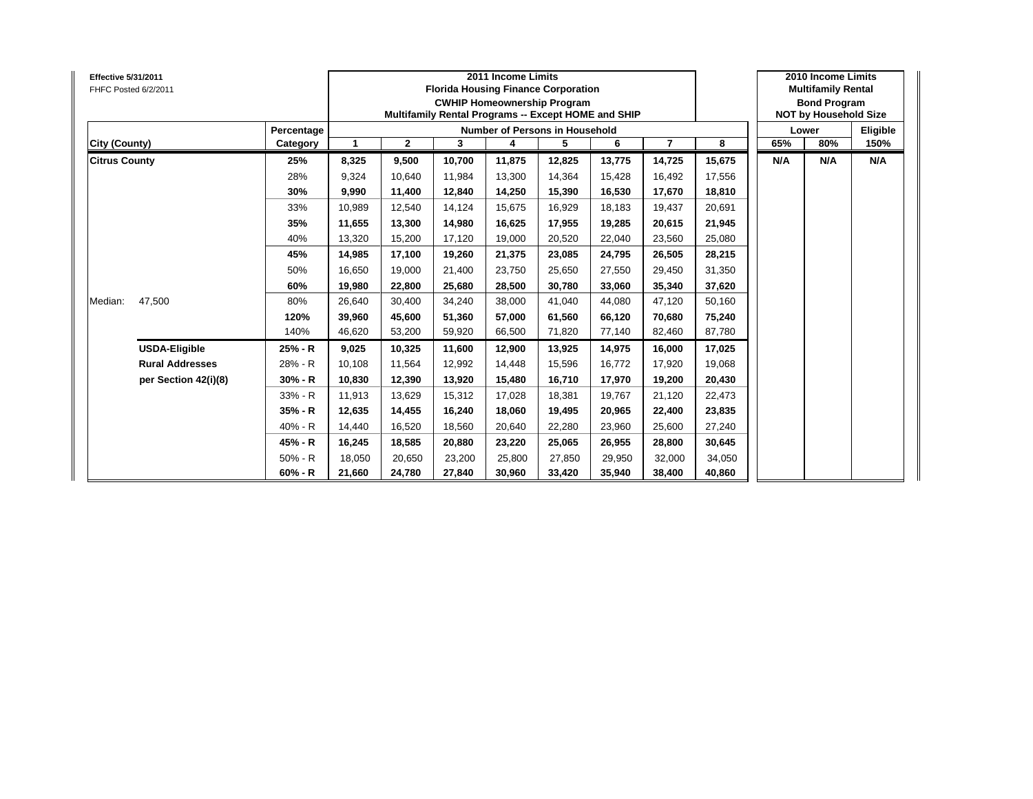**Effective 5/31/2011**
FHFC Posted 6/2/2011

| City (County) | | Percentage Category | 2011 Income Limits Florida Housing Finance Corporation CWHIP Homeownership Program Multifamily Rental Programs -- Except HOME and SHIP Number of Persons in Household: 1 | 2 | 3 | 4 | 5 | 6 | 7 | 8 | 2010 Income Limits Multifamily Rental Bond Program NOT by Household Size Lower: 65% | Lower: 80% | Eligible: 150% |
|---|---|---|---|---|---|---|---|---|---|---|---|---|---|
| **Citrus County** | | **25%** | **8,325** | **9,500** | **10,700** | **11,875** | **12,825** | **13,775** | **14,725** | **15,675** | **N/A** | **N/A** | **N/A** |
| | | 28% | 9,324 | 10,640 | 11,984 | 13,300 | 14,364 | 15,428 | 16,492 | 17,556 | | | |
| | | **30%** | **9,990** | **11,400** | **12,840** | **14,250** | **15,390** | **16,530** | **17,670** | **18,810** | | | |
| | | 33% | 10,989 | 12,540 | 14,124 | 15,675 | 16,929 | 18,183 | 19,437 | 20,691 | | | |
| | | **35%** | **11,655** | **13,300** | **14,980** | **16,625** | **17,955** | **19,285** | **20,615** | **21,945** | | | |
| | | 40% | 13,320 | 15,200 | 17,120 | 19,000 | 20,520 | 22,040 | 23,560 | 25,080 | | | |
| | | **45%** | **14,985** | **17,100** | **19,260** | **21,375** | **23,085** | **24,795** | **26,505** | **28,215** | | | |
| | | 50% | 16,650 | 19,000 | 21,400 | 23,750 | 25,650 | 27,550 | 29,450 | 31,350 | | | |
| | | **60%** | **19,980** | **22,800** | **25,680** | **28,500** | **30,780** | **33,060** | **35,340** | **37,620** | | | |
| Median: | 47,500 | 80% | 26,640 | 30,400 | 34,240 | 38,000 | 41,040 | 44,080 | 47,120 | 50,160 | | | |
| | | **120%** | **39,960** | **45,600** | **51,360** | **57,000** | **61,560** | **66,120** | **70,680** | **75,240** | | | |
| | | 140% | 46,620 | 53,200 | 59,920 | 66,500 | 71,820 | 77,140 | 82,460 | 87,780 | | | |
| | **USDA-Eligible** | **25% - R** | **9,025** | **10,325** | **11,600** | **12,900** | **13,925** | **14,975** | **16,000** | **17,025** | | | |
| | **Rural Addresses** | 28% - R | 10,108 | 11,564 | 12,992 | 14,448 | 15,596 | 16,772 | 17,920 | 19,068 | | | |
| | **per Section 42(i)(8)** | **30% - R** | **10,830** | **12,390** | **13,920** | **15,480** | **16,710** | **17,970** | **19,200** | **20,430** | | | |
| | | 33% - R | 11,913 | 13,629 | 15,312 | 17,028 | 18,381 | 19,767 | 21,120 | 22,473 | | | |
| | | **35% - R** | **12,635** | **14,455** | **16,240** | **18,060** | **19,495** | **20,965** | **22,400** | **23,835** | | | |
| | | 40% - R | 14,440 | 16,520 | 18,560 | 20,640 | 22,280 | 23,960 | 25,600 | 27,240 | | | |
| | | **45% - R** | **16,245** | **18,585** | **20,880** | **23,220** | **25,065** | **26,955** | **28,800** | **30,645** | | | |
| | | 50% - R | 18,050 | 20,650 | 23,200 | 25,800 | 27,850 | 29,950 | 32,000 | 34,050 | | | |
| | | **60% - R** | **21,660** | **24,780** | **27,840** | **30,960** | **33,420** | **35,940** | **38,400** | **40,860** | | | |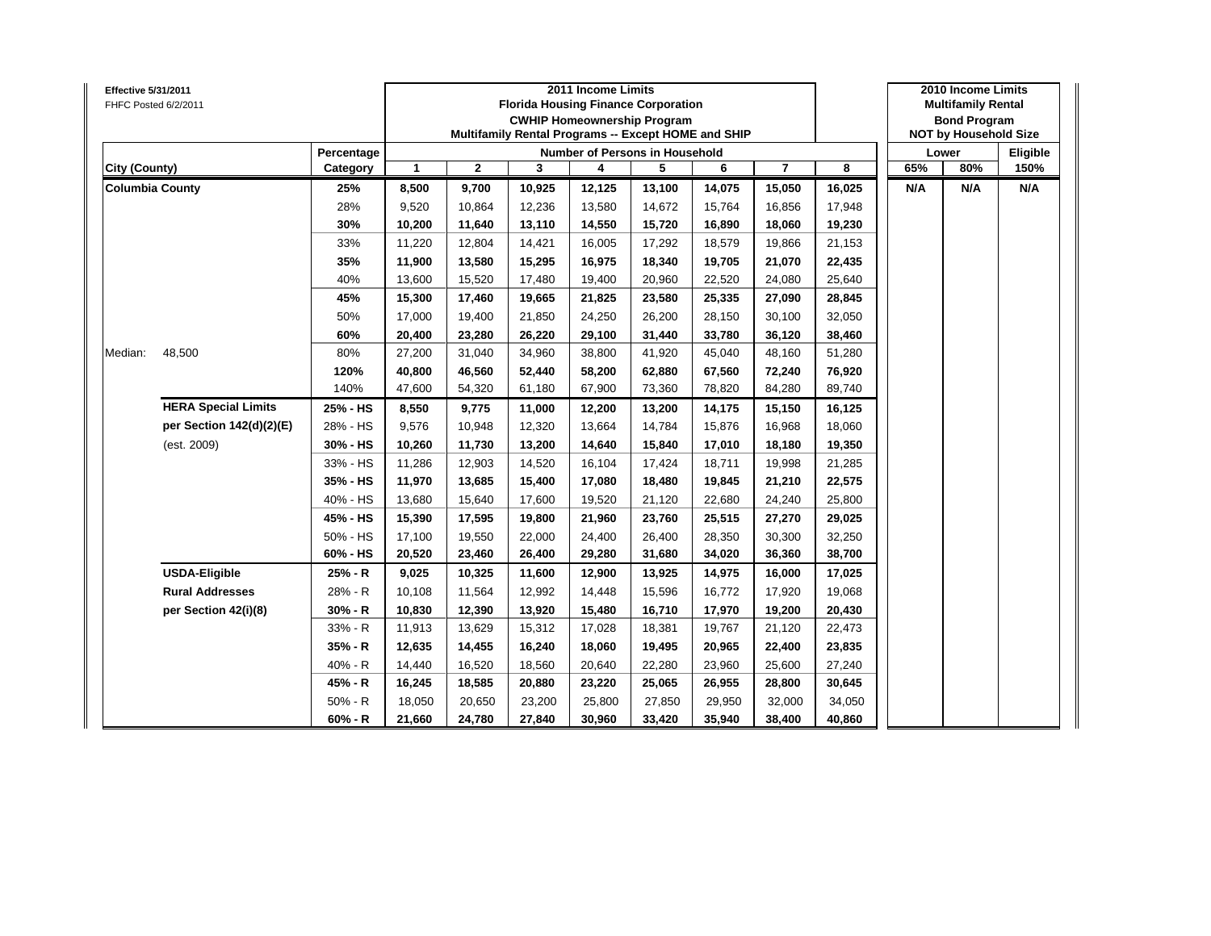Effective 5/31/2011
FHFC Posted 6/2/2011

| City (County) | | Percentage Category | 2011 Income Limits — Florida Housing Finance Corporation — CWHIP Homeownership Program — Multifamily Rental Programs -- Except HOME and SHIP — Number of Persons in Household: 1 | 2 | 3 | 4 | 5 | 6 | 7 | 8 | 2010 Income Limits — Multifamily Rental — Bond Program — NOT by Household Size — Lower 65% | Lower 80% | Eligible 150% |
|---|---|---|---|---|---|---|---|---|---|---|---|---|---|
| **Columbia County** | | **25%** | **8,500** | **9,700** | **10,925** | **12,125** | **13,100** | **14,075** | **15,050** | **16,025** | **N/A** | **N/A** | **N/A** |
| | | 28% | 9,520 | 10,864 | 12,236 | 13,580 | 14,672 | 15,764 | 16,856 | 17,948 | | | |
| | | **30%** | **10,200** | **11,640** | **13,110** | **14,550** | **15,720** | **16,890** | **18,060** | **19,230** | | | |
| | | 33% | 11,220 | 12,804 | 14,421 | 16,005 | 17,292 | 18,579 | 19,866 | 21,153 | | | |
| | | **35%** | **11,900** | **13,580** | **15,295** | **16,975** | **18,340** | **19,705** | **21,070** | **22,435** | | | |
| | | 40% | 13,600 | 15,520 | 17,480 | 19,400 | 20,960 | 22,520 | 24,080 | 25,640 | | | |
| | | **45%** | **15,300** | **17,460** | **19,665** | **21,825** | **23,580** | **25,335** | **27,090** | **28,845** | | | |
| | | 50% | 17,000 | 19,400 | 21,850 | 24,250 | 26,200 | 28,150 | 30,100 | 32,050 | | | |
| | | **60%** | **20,400** | **23,280** | **26,220** | **29,100** | **31,440** | **33,780** | **36,120** | **38,460** | | | |
| Median: | 48,500 | 80% | 27,200 | 31,040 | 34,960 | 38,800 | 41,920 | 45,040 | 48,160 | 51,280 | | | |
| | | **120%** | **40,800** | **46,560** | **52,440** | **58,200** | **62,880** | **67,560** | **72,240** | **76,920** | | | |
| | | 140% | 47,600 | 54,320 | 61,180 | 67,900 | 73,360 | 78,820 | 84,280 | 89,740 | | | |
| | **HERA Special Limits** | **25% - HS** | **8,550** | **9,775** | **11,000** | **12,200** | **13,200** | **14,175** | **15,150** | **16,125** | | | |
| | **per Section 142(d)(2)(E)** | 28% - HS | 9,576 | 10,948 | 12,320 | 13,664 | 14,784 | 15,876 | 16,968 | 18,060 | | | |
| | (est. 2009) | **30% - HS** | **10,260** | **11,730** | **13,200** | **14,640** | **15,840** | **17,010** | **18,180** | **19,350** | | | |
| | | 33% - HS | 11,286 | 12,903 | 14,520 | 16,104 | 17,424 | 18,711 | 19,998 | 21,285 | | | |
| | | **35% - HS** | **11,970** | **13,685** | **15,400** | **17,080** | **18,480** | **19,845** | **21,210** | **22,575** | | | |
| | | 40% - HS | 13,680 | 15,640 | 17,600 | 19,520 | 21,120 | 22,680 | 24,240 | 25,800 | | | |
| | | **45% - HS** | **15,390** | **17,595** | **19,800** | **21,960** | **23,760** | **25,515** | **27,270** | **29,025** | | | |
| | | 50% - HS | 17,100 | 19,550 | 22,000 | 24,400 | 26,400 | 28,350 | 30,300 | 32,250 | | | |
| | | **60% - HS** | **20,520** | **23,460** | **26,400** | **29,280** | **31,680** | **34,020** | **36,360** | **38,700** | | | |
| | **USDA-Eligible** | **25% - R** | **9,025** | **10,325** | **11,600** | **12,900** | **13,925** | **14,975** | **16,000** | **17,025** | | | |
| | **Rural Addresses** | 28% - R | 10,108 | 11,564 | 12,992 | 14,448 | 15,596 | 16,772 | 17,920 | 19,068 | | | |
| | **per Section 42(i)(8)** | **30% - R** | **10,830** | **12,390** | **13,920** | **15,480** | **16,710** | **17,970** | **19,200** | **20,430** | | | |
| | | 33% - R | 11,913 | 13,629 | 15,312 | 17,028 | 18,381 | 19,767 | 21,120 | 22,473 | | | |
| | | **35% - R** | **12,635** | **14,455** | **16,240** | **18,060** | **19,495** | **20,965** | **22,400** | **23,835** | | | |
| | | 40% - R | 14,440 | 16,520 | 18,560 | 20,640 | 22,280 | 23,960 | 25,600 | 27,240 | | | |
| | | **45% - R** | **16,245** | **18,585** | **20,880** | **23,220** | **25,065** | **26,955** | **28,800** | **30,645** | | | |
| | | 50% - R | 18,050 | 20,650 | 23,200 | 25,800 | 27,850 | 29,950 | 32,000 | 34,050 | | | |
| | | **60% - R** | **21,660** | **24,780** | **27,840** | **30,960** | **33,420** | **35,940** | **38,400** | **40,860** | | | |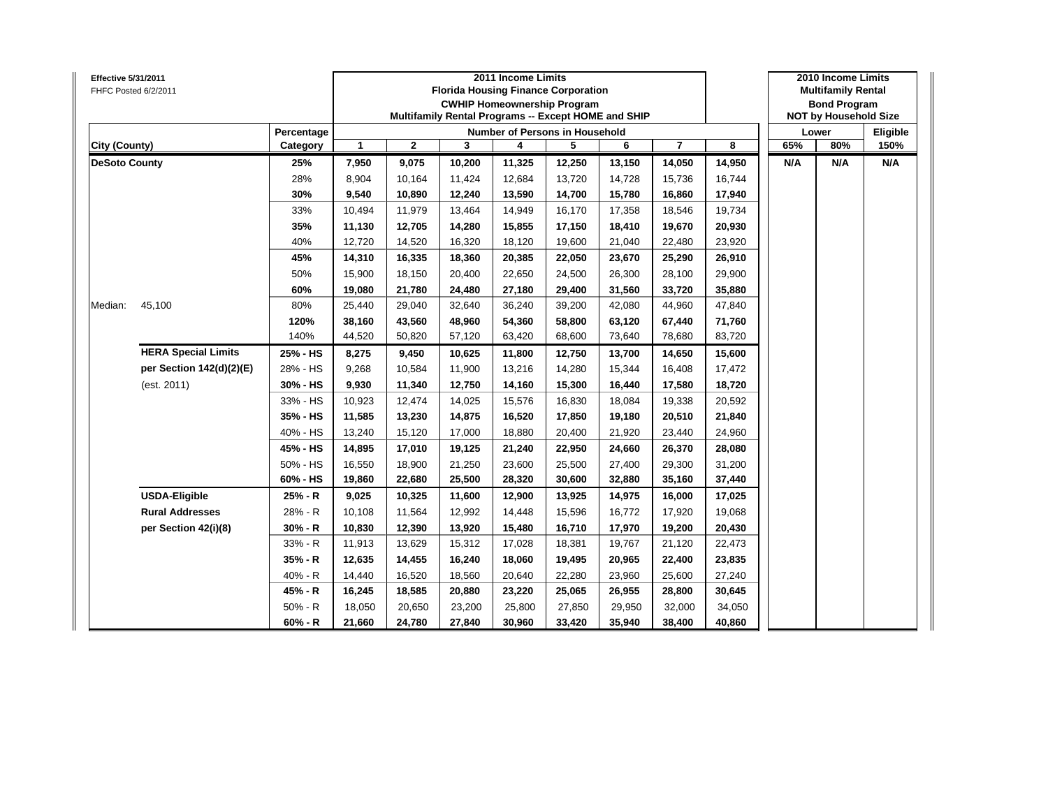**Effective 5/31/2011**
FHFC Posted 6/2/2011

| | | 2011 Income Limits Florida Housing Finance Corporation CWHIP Homeownership Program Multifamily Rental Programs -- Except HOME and SHIP | | | | | | | | 2010 Income Limits Multifamily Rental Bond Program NOT by Household Size | | |
|---|---|---|---|---|---|---|---|---|---|---|---|---|
| | Percentage | Number of Persons in Household | | | | | | | | Lower | | Eligible |
| City (County) | Category | 1 | 2 | 3 | 4 | 5 | 6 | 7 | 8 | 65% | 80% | 150% |
| **DeSoto County** | **25%** | **7,950** | **9,075** | **10,200** | **11,325** | **12,250** | **13,150** | **14,050** | **14,950** | **N/A** | **N/A** | **N/A** |
| | 28% | 8,904 | 10,164 | 11,424 | 12,684 | 13,720 | 14,728 | 15,736 | 16,744 | | | |
| | **30%** | **9,540** | **10,890** | **12,240** | **13,590** | **14,700** | **15,780** | **16,860** | **17,940** | | | |
| | 33% | 10,494 | 11,979 | 13,464 | 14,949 | 16,170 | 17,358 | 18,546 | 19,734 | | | |
| | **35%** | **11,130** | **12,705** | **14,280** | **15,855** | **17,150** | **18,410** | **19,670** | **20,930** | | | |
| | 40% | 12,720 | 14,520 | 16,320 | 18,120 | 19,600 | 21,040 | 22,480 | 23,920 | | | |
| | **45%** | **14,310** | **16,335** | **18,360** | **20,385** | **22,050** | **23,670** | **25,290** | **26,910** | | | |
| | 50% | 15,900 | 18,150 | 20,400 | 22,650 | 24,500 | 26,300 | 28,100 | 29,900 | | | |
| | **60%** | **19,080** | **21,780** | **24,480** | **27,180** | **29,400** | **31,560** | **33,720** | **35,880** | | | |
| Median: 45,100 | 80% | 25,440 | 29,040 | 32,640 | 36,240 | 39,200 | 42,080 | 44,960 | 47,840 | | | |
| | **120%** | **38,160** | **43,560** | **48,960** | **54,360** | **58,800** | **63,120** | **67,440** | **71,760** | | | |
| | 140% | 44,520 | 50,820 | 57,120 | 63,420 | 68,600 | 73,640 | 78,680 | 83,720 | | | |
| **HERA Special Limits** | **25% - HS** | **8,275** | **9,450** | **10,625** | **11,800** | **12,750** | **13,700** | **14,650** | **15,600** | | | |
| **per Section 142(d)(2)(E)** | 28% - HS | 9,268 | 10,584 | 11,900 | 13,216 | 14,280 | 15,344 | 16,408 | 17,472 | | | |
| (est. 2011) | **30% - HS** | **9,930** | **11,340** | **12,750** | **14,160** | **15,300** | **16,440** | **17,580** | **18,720** | | | |
| | 33% - HS | 10,923 | 12,474 | 14,025 | 15,576 | 16,830 | 18,084 | 19,338 | 20,592 | | | |
| | **35% - HS** | **11,585** | **13,230** | **14,875** | **16,520** | **17,850** | **19,180** | **20,510** | **21,840** | | | |
| | 40% - HS | 13,240 | 15,120 | 17,000 | 18,880 | 20,400 | 21,920 | 23,440 | 24,960 | | | |
| | **45% - HS** | **14,895** | **17,010** | **19,125** | **21,240** | **22,950** | **24,660** | **26,370** | **28,080** | | | |
| | 50% - HS | 16,550 | 18,900 | 21,250 | 23,600 | 25,500 | 27,400 | 29,300 | 31,200 | | | |
| | **60% - HS** | **19,860** | **22,680** | **25,500** | **28,320** | **30,600** | **32,880** | **35,160** | **37,440** | | | |
| **USDA-Eligible** | **25% - R** | **9,025** | **10,325** | **11,600** | **12,900** | **13,925** | **14,975** | **16,000** | **17,025** | | | |
| **Rural Addresses** | 28% - R | 10,108 | 11,564 | 12,992 | 14,448 | 15,596 | 16,772 | 17,920 | 19,068 | | | |
| **per Section 42(i)(8)** | **30% - R** | **10,830** | **12,390** | **13,920** | **15,480** | **16,710** | **17,970** | **19,200** | **20,430** | | | |
| | 33% - R | 11,913 | 13,629 | 15,312 | 17,028 | 18,381 | 19,767 | 21,120 | 22,473 | | | |
| | **35% - R** | **12,635** | **14,455** | **16,240** | **18,060** | **19,495** | **20,965** | **22,400** | **23,835** | | | |
| | 40% - R | 14,440 | 16,520 | 18,560 | 20,640 | 22,280 | 23,960 | 25,600 | 27,240 | | | |
| | **45% - R** | **16,245** | **18,585** | **20,880** | **23,220** | **25,065** | **26,955** | **28,800** | **30,645** | | | |
| | 50% - R | 18,050 | 20,650 | 23,200 | 25,800 | 27,850 | 29,950 | 32,000 | 34,050 | | | |
| | **60% - R** | **21,660** | **24,780** | **27,840** | **30,960** | **33,420** | **35,940** | **38,400** | **40,860** | | | |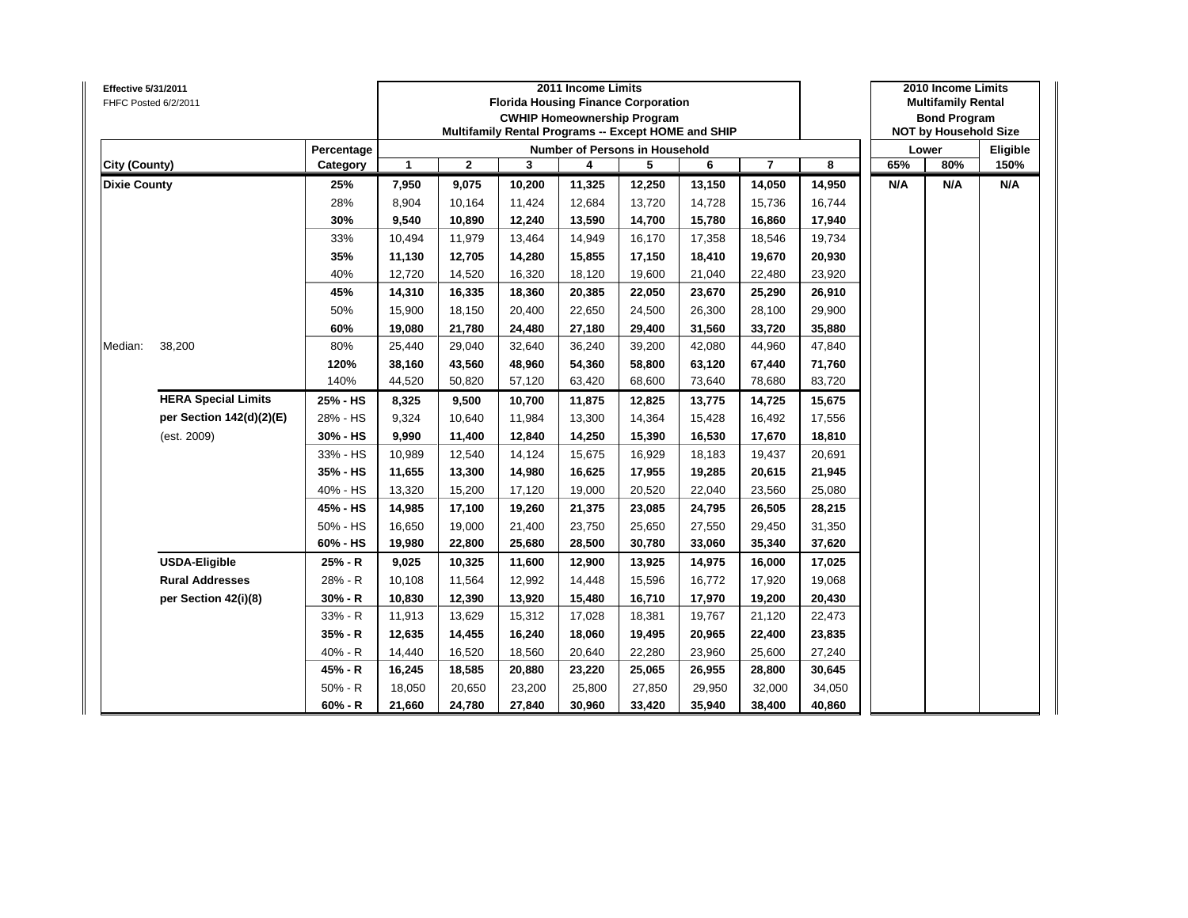**Effective 5/31/2011**
FHFC Posted 6/2/2011

| | | 2011 Income Limits Florida Housing Finance Corporation CWHIP Homeownership Program Multifamily Rental Programs -- Except HOME and SHIP | | | | | | | | 2010 Income Limits Multifamily Rental Bond Program NOT by Household Size | | |
|---|---|---|---|---|---|---|---|---|---|---|---|---|
| | Percentage | Number of Persons in Household | | | | | | | | Lower | | Eligible |
| City (County) | Category | 1 | 2 | 3 | 4 | 5 | 6 | 7 | 8 | 65% | 80% | 150% |
| **Dixie County** | **25%** | **7,950** | **9,075** | **10,200** | **11,325** | **12,250** | **13,150** | **14,050** | **14,950** | **N/A** | **N/A** | **N/A** |
| | 28% | 8,904 | 10,164 | 11,424 | 12,684 | 13,720 | 14,728 | 15,736 | 16,744 | | | |
| | **30%** | **9,540** | **10,890** | **12,240** | **13,590** | **14,700** | **15,780** | **16,860** | **17,940** | | | |
| | 33% | 10,494 | 11,979 | 13,464 | 14,949 | 16,170 | 17,358 | 18,546 | 19,734 | | | |
| | **35%** | **11,130** | **12,705** | **14,280** | **15,855** | **17,150** | **18,410** | **19,670** | **20,930** | | | |
| | 40% | 12,720 | 14,520 | 16,320 | 18,120 | 19,600 | 21,040 | 22,480 | 23,920 | | | |
| | **45%** | **14,310** | **16,335** | **18,360** | **20,385** | **22,050** | **23,670** | **25,290** | **26,910** | | | |
| | 50% | 15,900 | 18,150 | 20,400 | 22,650 | 24,500 | 26,300 | 28,100 | 29,900 | | | |
| | **60%** | **19,080** | **21,780** | **24,480** | **27,180** | **29,400** | **31,560** | **33,720** | **35,880** | | | |
| Median: 38,200 | 80% | 25,440 | 29,040 | 32,640 | 36,240 | 39,200 | 42,080 | 44,960 | 47,840 | | | |
| | **120%** | **38,160** | **43,560** | **48,960** | **54,360** | **58,800** | **63,120** | **67,440** | **71,760** | | | |
| | 140% | 44,520 | 50,820 | 57,120 | 63,420 | 68,600 | 73,640 | 78,680 | 83,720 | | | |
| **HERA Special Limits** | **25% - HS** | **8,325** | **9,500** | **10,700** | **11,875** | **12,825** | **13,775** | **14,725** | **15,675** | | | |
| **per Section 142(d)(2)(E)** | 28% - HS | 9,324 | 10,640 | 11,984 | 13,300 | 14,364 | 15,428 | 16,492 | 17,556 | | | |
| (est. 2009) | **30% - HS** | **9,990** | **11,400** | **12,840** | **14,250** | **15,390** | **16,530** | **17,670** | **18,810** | | | |
| | 33% - HS | 10,989 | 12,540 | 14,124 | 15,675 | 16,929 | 18,183 | 19,437 | 20,691 | | | |
| | **35% - HS** | **11,655** | **13,300** | **14,980** | **16,625** | **17,955** | **19,285** | **20,615** | **21,945** | | | |
| | 40% - HS | 13,320 | 15,200 | 17,120 | 19,000 | 20,520 | 22,040 | 23,560 | 25,080 | | | |
| | **45% - HS** | **14,985** | **17,100** | **19,260** | **21,375** | **23,085** | **24,795** | **26,505** | **28,215** | | | |
| | 50% - HS | 16,650 | 19,000 | 21,400 | 23,750 | 25,650 | 27,550 | 29,450 | 31,350 | | | |
| | **60% - HS** | **19,980** | **22,800** | **25,680** | **28,500** | **30,780** | **33,060** | **35,340** | **37,620** | | | |
| **USDA-Eligible** | **25% - R** | **9,025** | **10,325** | **11,600** | **12,900** | **13,925** | **14,975** | **16,000** | **17,025** | | | |
| **Rural Addresses** | 28% - R | 10,108 | 11,564 | 12,992 | 14,448 | 15,596 | 16,772 | 17,920 | 19,068 | | | |
| **per Section 42(i)(8)** | **30% - R** | **10,830** | **12,390** | **13,920** | **15,480** | **16,710** | **17,970** | **19,200** | **20,430** | | | |
| | 33% - R | 11,913 | 13,629 | 15,312 | 17,028 | 18,381 | 19,767 | 21,120 | 22,473 | | | |
| | **35% - R** | **12,635** | **14,455** | **16,240** | **18,060** | **19,495** | **20,965** | **22,400** | **23,835** | | | |
| | 40% - R | 14,440 | 16,520 | 18,560 | 20,640 | 22,280 | 23,960 | 25,600 | 27,240 | | | |
| | **45% - R** | **16,245** | **18,585** | **20,880** | **23,220** | **25,065** | **26,955** | **28,800** | **30,645** | | | |
| | 50% - R | 18,050 | 20,650 | 23,200 | 25,800 | 27,850 | 29,950 | 32,000 | 34,050 | | | |
| | **60% - R** | **21,660** | **24,780** | **27,840** | **30,960** | **33,420** | **35,940** | **38,400** | **40,860** | | | |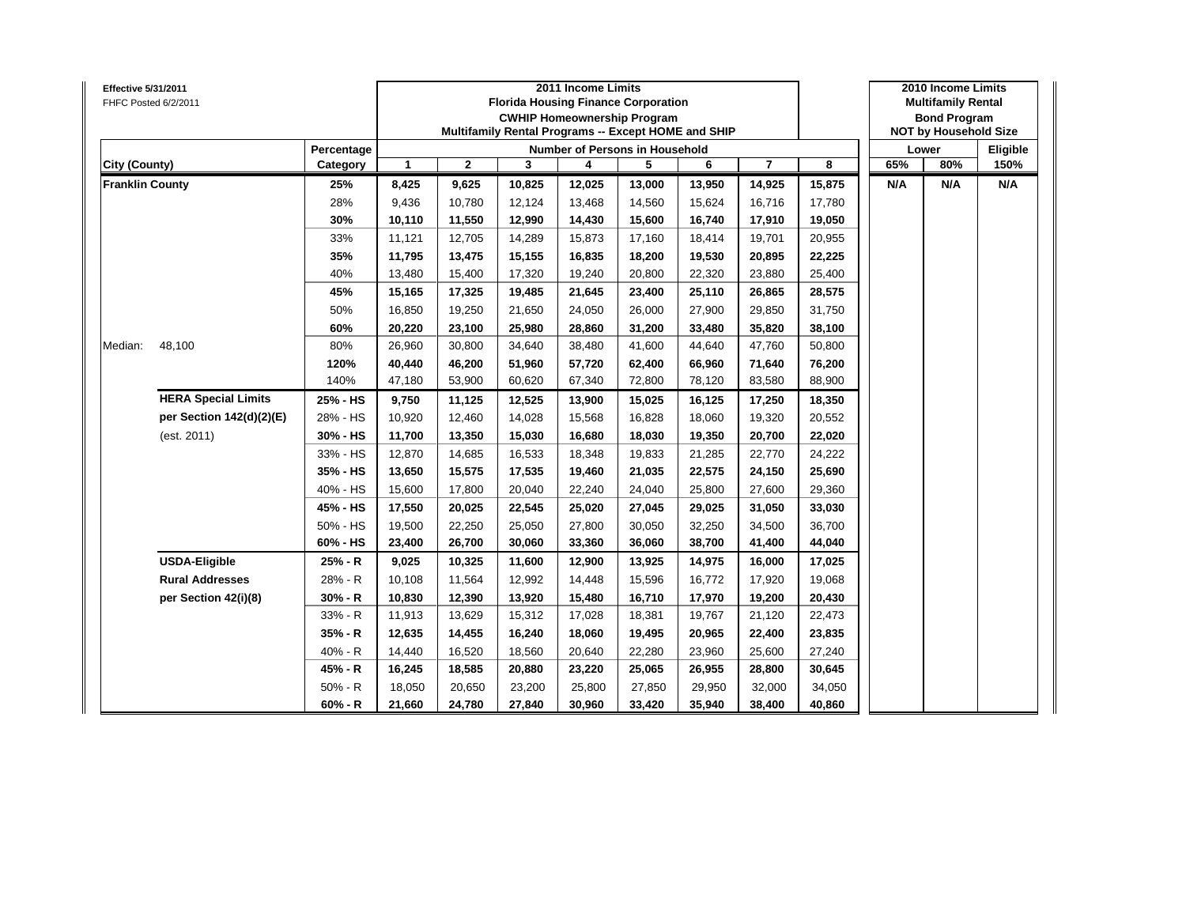Effective 5/31/2011
FHFC Posted 6/2/2011

| City (County) | | Percentage Category | 2011 Income Limits<br>Florida Housing Finance Corporation<br>CWHIP Homeownership Program<br>Multifamily Rental Programs -- Except HOME and SHIP<br>Number of Persons in Household<br>1 | 2 | 3 | 4 | 5 | 6 | 7 | 8 | 2010 Income Limits<br>Multifamily Rental<br>Bond Program<br>NOT by Household Size<br>Lower<br>65% | 80% | Eligible<br>150% |
|---|---|---|---|---|---|---|---|---|---|---|---|---|---|
| **Franklin County** | | **25%** | **8,425** | **9,625** | **10,825** | **12,025** | **13,000** | **13,950** | **14,925** | **15,875** | **N/A** | **N/A** | **N/A** |
| | | 28% | 9,436 | 10,780 | 12,124 | 13,468 | 14,560 | 15,624 | 16,716 | 17,780 | | | |
| | | **30%** | **10,110** | **11,550** | **12,990** | **14,430** | **15,600** | **16,740** | **17,910** | **19,050** | | | |
| | | 33% | 11,121 | 12,705 | 14,289 | 15,873 | 17,160 | 18,414 | 19,701 | 20,955 | | | |
| | | **35%** | **11,795** | **13,475** | **15,155** | **16,835** | **18,200** | **19,530** | **20,895** | **22,225** | | | |
| | | 40% | 13,480 | 15,400 | 17,320 | 19,240 | 20,800 | 22,320 | 23,880 | 25,400 | | | |
| | | **45%** | **15,165** | **17,325** | **19,485** | **21,645** | **23,400** | **25,110** | **26,865** | **28,575** | | | |
| | | 50% | 16,850 | 19,250 | 21,650 | 24,050 | 26,000 | 27,900 | 29,850 | 31,750 | | | |
| | | **60%** | **20,220** | **23,100** | **25,980** | **28,860** | **31,200** | **33,480** | **35,820** | **38,100** | | | |
| Median: | 48,100 | 80% | 26,960 | 30,800 | 34,640 | 38,480 | 41,600 | 44,640 | 47,760 | 50,800 | | | |
| | | **120%** | **40,440** | **46,200** | **51,960** | **57,720** | **62,400** | **66,960** | **71,640** | **76,200** | | | |
| | | 140% | 47,180 | 53,900 | 60,620 | 67,340 | 72,800 | 78,120 | 83,580 | 88,900 | | | |
| | **HERA Special Limits** | **25% - HS** | **9,750** | **11,125** | **12,525** | **13,900** | **15,025** | **16,125** | **17,250** | **18,350** | | | |
| | **per Section 142(d)(2)(E)** | 28% - HS | 10,920 | 12,460 | 14,028 | 15,568 | 16,828 | 18,060 | 19,320 | 20,552 | | | |
| | (est. 2011) | **30% - HS** | **11,700** | **13,350** | **15,030** | **16,680** | **18,030** | **19,350** | **20,700** | **22,020** | | | |
| | | 33% - HS | 12,870 | 14,685 | 16,533 | 18,348 | 19,833 | 21,285 | 22,770 | 24,222 | | | |
| | | **35% - HS** | **13,650** | **15,575** | **17,535** | **19,460** | **21,035** | **22,575** | **24,150** | **25,690** | | | |
| | | 40% - HS | 15,600 | 17,800 | 20,040 | 22,240 | 24,040 | 25,800 | 27,600 | 29,360 | | | |
| | | **45% - HS** | **17,550** | **20,025** | **22,545** | **25,020** | **27,045** | **29,025** | **31,050** | **33,030** | | | |
| | | 50% - HS | 19,500 | 22,250 | 25,050 | 27,800 | 30,050 | 32,250 | 34,500 | 36,700 | | | |
| | | **60% - HS** | **23,400** | **26,700** | **30,060** | **33,360** | **36,060** | **38,700** | **41,400** | **44,040** | | | |
| | **USDA-Eligible** | **25% - R** | **9,025** | **10,325** | **11,600** | **12,900** | **13,925** | **14,975** | **16,000** | **17,025** | | | |
| | **Rural Addresses** | 28% - R | 10,108 | 11,564 | 12,992 | 14,448 | 15,596 | 16,772 | 17,920 | 19,068 | | | |
| | **per Section 42(i)(8)** | **30% - R** | **10,830** | **12,390** | **13,920** | **15,480** | **16,710** | **17,970** | **19,200** | **20,430** | | | |
| | | 33% - R | 11,913 | 13,629 | 15,312 | 17,028 | 18,381 | 19,767 | 21,120 | 22,473 | | | |
| | | **35% - R** | **12,635** | **14,455** | **16,240** | **18,060** | **19,495** | **20,965** | **22,400** | **23,835** | | | |
| | | 40% - R | 14,440 | 16,520 | 18,560 | 20,640 | 22,280 | 23,960 | 25,600 | 27,240 | | | |
| | | **45% - R** | **16,245** | **18,585** | **20,880** | **23,220** | **25,065** | **26,955** | **28,800** | **30,645** | | | |
| | | 50% - R | 18,050 | 20,650 | 23,200 | 25,800 | 27,850 | 29,950 | 32,000 | 34,050 | | | |
| | | **60% - R** | **21,660** | **24,780** | **27,840** | **30,960** | **33,420** | **35,940** | **38,400** | **40,860** | | | |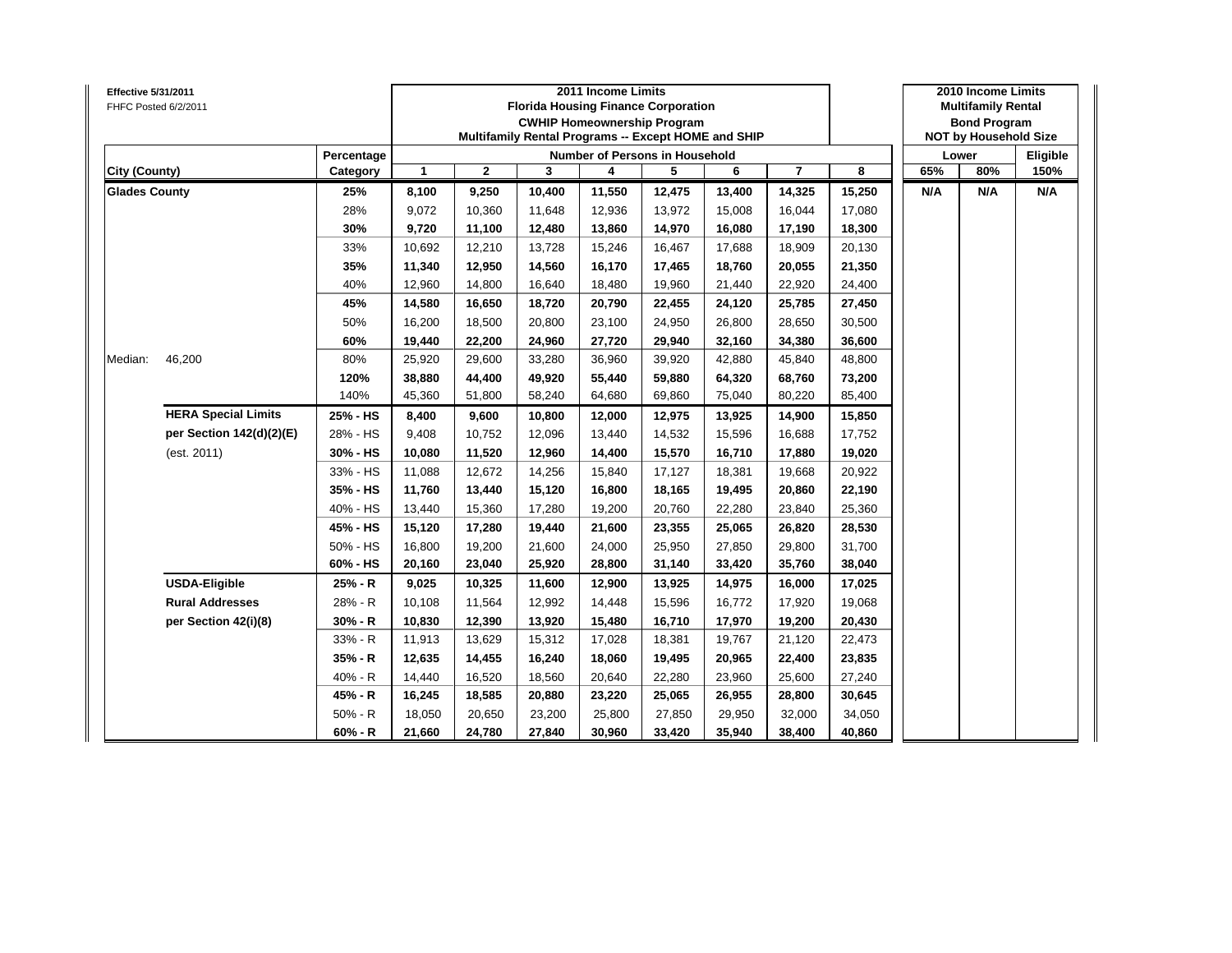**Effective 5/31/2011**
FHFC Posted 6/2/2011

| City (County) | | Percentage Category | 2011 Income Limits — Florida Housing Finance Corporation — CWHIP Homeownership Program — Multifamily Rental Programs -- Except HOME and SHIP — Number of Persons in Household: 1 | 2 | 3 | 4 | 5 | 6 | 7 | 8 | 2010 Income Limits — Multifamily Rental Bond Program — NOT by Household Size — Lower: 65% | Lower: 80% | Eligible: 150% |
|---|---|---|---|---|---|---|---|---|---|---|---|---|---|
| **Glades County** | | **25%** | **8,100** | **9,250** | **10,400** | **11,550** | **12,475** | **13,400** | **14,325** | **15,250** | **N/A** | **N/A** | **N/A** |
| | | 28% | 9,072 | 10,360 | 11,648 | 12,936 | 13,972 | 15,008 | 16,044 | 17,080 | | | |
| | | **30%** | **9,720** | **11,100** | **12,480** | **13,860** | **14,970** | **16,080** | **17,190** | **18,300** | | | |
| | | 33% | 10,692 | 12,210 | 13,728 | 15,246 | 16,467 | 17,688 | 18,909 | 20,130 | | | |
| | | **35%** | **11,340** | **12,950** | **14,560** | **16,170** | **17,465** | **18,760** | **20,055** | **21,350** | | | |
| | | 40% | 12,960 | 14,800 | 16,640 | 18,480 | 19,960 | 21,440 | 22,920 | 24,400 | | | |
| | | **45%** | **14,580** | **16,650** | **18,720** | **20,790** | **22,455** | **24,120** | **25,785** | **27,450** | | | |
| | | 50% | 16,200 | 18,500 | 20,800 | 23,100 | 24,950 | 26,800 | 28,650 | 30,500 | | | |
| | | **60%** | **19,440** | **22,200** | **24,960** | **27,720** | **29,940** | **32,160** | **34,380** | **36,600** | | | |
| Median: | 46,200 | 80% | 25,920 | 29,600 | 33,280 | 36,960 | 39,920 | 42,880 | 45,840 | 48,800 | | | |
| | | **120%** | **38,880** | **44,400** | **49,920** | **55,440** | **59,880** | **64,320** | **68,760** | **73,200** | | | |
| | | 140% | 45,360 | 51,800 | 58,240 | 64,680 | 69,860 | 75,040 | 80,220 | 85,400 | | | |
| | **HERA Special Limits** | **25% - HS** | **8,400** | **9,600** | **10,800** | **12,000** | **12,975** | **13,925** | **14,900** | **15,850** | | | |
| | **per Section 142(d)(2)(E)** | 28% - HS | 9,408 | 10,752 | 12,096 | 13,440 | 14,532 | 15,596 | 16,688 | 17,752 | | | |
| | (est. 2011) | **30% - HS** | **10,080** | **11,520** | **12,960** | **14,400** | **15,570** | **16,710** | **17,880** | **19,020** | | | |
| | | 33% - HS | 11,088 | 12,672 | 14,256 | 15,840 | 17,127 | 18,381 | 19,668 | 20,922 | | | |
| | | **35% - HS** | **11,760** | **13,440** | **15,120** | **16,800** | **18,165** | **19,495** | **20,860** | **22,190** | | | |
| | | 40% - HS | 13,440 | 15,360 | 17,280 | 19,200 | 20,760 | 22,280 | 23,840 | 25,360 | | | |
| | | **45% - HS** | **15,120** | **17,280** | **19,440** | **21,600** | **23,355** | **25,065** | **26,820** | **28,530** | | | |
| | | 50% - HS | 16,800 | 19,200 | 21,600 | 24,000 | 25,950 | 27,850 | 29,800 | 31,700 | | | |
| | | **60% - HS** | **20,160** | **23,040** | **25,920** | **28,800** | **31,140** | **33,420** | **35,760** | **38,040** | | | |
| | **USDA-Eligible** | **25% - R** | **9,025** | **10,325** | **11,600** | **12,900** | **13,925** | **14,975** | **16,000** | **17,025** | | | |
| | **Rural Addresses** | 28% - R | 10,108 | 11,564 | 12,992 | 14,448 | 15,596 | 16,772 | 17,920 | 19,068 | | | |
| | **per Section 42(i)(8)** | **30% - R** | **10,830** | **12,390** | **13,920** | **15,480** | **16,710** | **17,970** | **19,200** | **20,430** | | | |
| | | 33% - R | 11,913 | 13,629 | 15,312 | 17,028 | 18,381 | 19,767 | 21,120 | 22,473 | | | |
| | | **35% - R** | **12,635** | **14,455** | **16,240** | **18,060** | **19,495** | **20,965** | **22,400** | **23,835** | | | |
| | | 40% - R | 14,440 | 16,520 | 18,560 | 20,640 | 22,280 | 23,960 | 25,600 | 27,240 | | | |
| | | **45% - R** | **16,245** | **18,585** | **20,880** | **23,220** | **25,065** | **26,955** | **28,800** | **30,645** | | | |
| | | 50% - R | 18,050 | 20,650 | 23,200 | 25,800 | 27,850 | 29,950 | 32,000 | 34,050 | | | |
| | | **60% - R** | **21,660** | **24,780** | **27,840** | **30,960** | **33,420** | **35,940** | **38,400** | **40,860** | | | |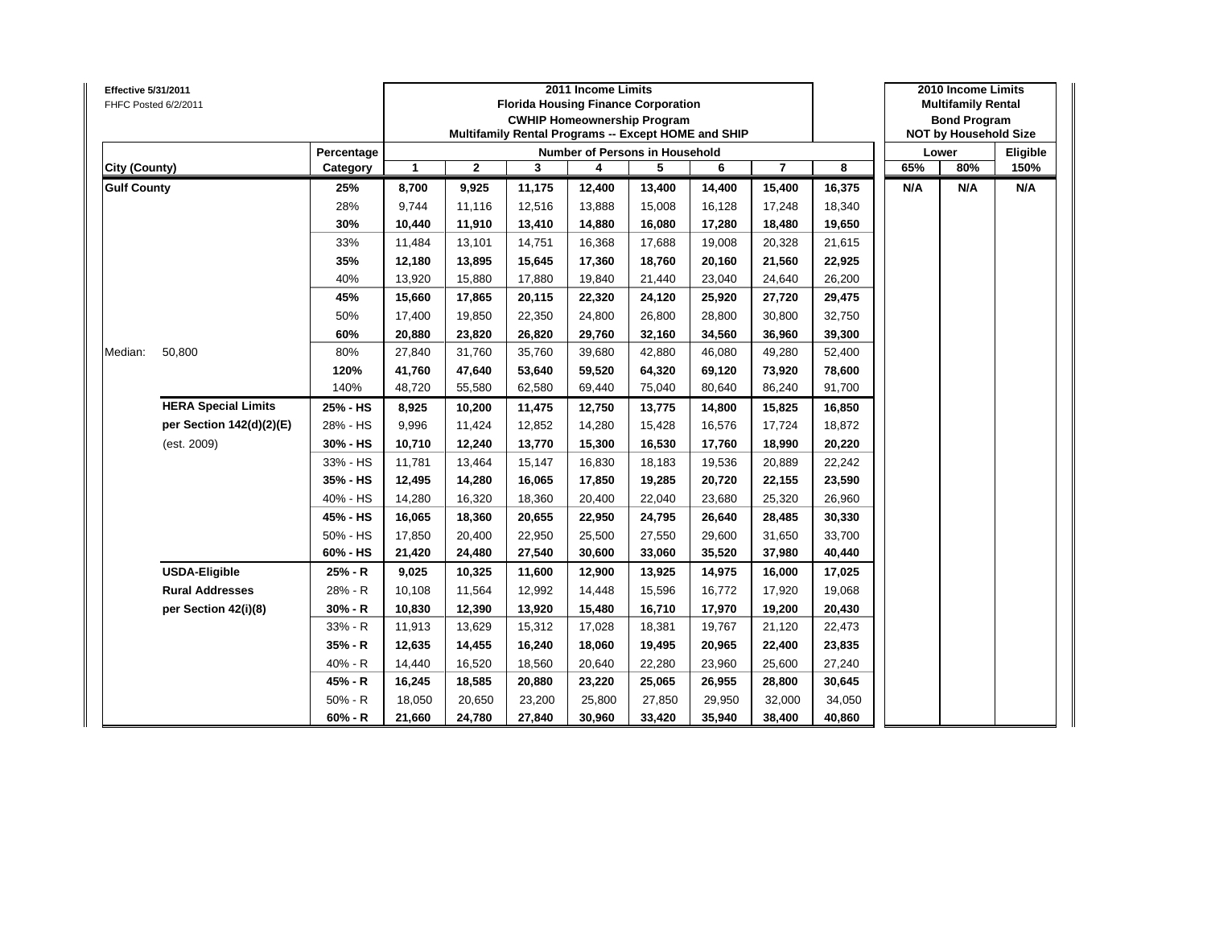Effective 5/31/2011
FHFC Posted 6/2/2011

| City (County) | | Percentage Category | 2011 Income Limits Florida Housing Finance Corporation CWHIP Homeownership Program Multifamily Rental Programs -- Except HOME and SHIP — Number of Persons in Household: 1 | 2 | 3 | 4 | 5 | 6 | 7 | 8 | 2010 Income Limits Multifamily Rental Bond Program NOT by Household Size — Lower 65% | Lower 80% | Eligible 150% |
|---|---|---|---|---|---|---|---|---|---|---|---|---|---|
| **Gulf County** | | **25%** | **8,700** | **9,925** | **11,175** | **12,400** | **13,400** | **14,400** | **15,400** | **16,375** | **N/A** | **N/A** | **N/A** |
| | | 28% | 9,744 | 11,116 | 12,516 | 13,888 | 15,008 | 16,128 | 17,248 | 18,340 | | | |
| | | **30%** | **10,440** | **11,910** | **13,410** | **14,880** | **16,080** | **17,280** | **18,480** | **19,650** | | | |
| | | 33% | 11,484 | 13,101 | 14,751 | 16,368 | 17,688 | 19,008 | 20,328 | 21,615 | | | |
| | | **35%** | **12,180** | **13,895** | **15,645** | **17,360** | **18,760** | **20,160** | **21,560** | **22,925** | | | |
| | | 40% | 13,920 | 15,880 | 17,880 | 19,840 | 21,440 | 23,040 | 24,640 | 26,200 | | | |
| | | **45%** | **15,660** | **17,865** | **20,115** | **22,320** | **24,120** | **25,920** | **27,720** | **29,475** | | | |
| | | 50% | 17,400 | 19,850 | 22,350 | 24,800 | 26,800 | 28,800 | 30,800 | 32,750 | | | |
| | | **60%** | **20,880** | **23,820** | **26,820** | **29,760** | **32,160** | **34,560** | **36,960** | **39,300** | | | |
| Median: | 50,800 | 80% | 27,840 | 31,760 | 35,760 | 39,680 | 42,880 | 46,080 | 49,280 | 52,400 | | | |
| | | **120%** | **41,760** | **47,640** | **53,640** | **59,520** | **64,320** | **69,120** | **73,920** | **78,600** | | | |
| | | 140% | 48,720 | 55,580 | 62,580 | 69,440 | 75,040 | 80,640 | 86,240 | 91,700 | | | |
| | **HERA Special Limits** | **25% - HS** | **8,925** | **10,200** | **11,475** | **12,750** | **13,775** | **14,800** | **15,825** | **16,850** | | | |
| | **per Section 142(d)(2)(E)** | 28% - HS | 9,996 | 11,424 | 12,852 | 14,280 | 15,428 | 16,576 | 17,724 | 18,872 | | | |
| | (est. 2009) | **30% - HS** | **10,710** | **12,240** | **13,770** | **15,300** | **16,530** | **17,760** | **18,990** | **20,220** | | | |
| | | 33% - HS | 11,781 | 13,464 | 15,147 | 16,830 | 18,183 | 19,536 | 20,889 | 22,242 | | | |
| | | **35% - HS** | **12,495** | **14,280** | **16,065** | **17,850** | **19,285** | **20,720** | **22,155** | **23,590** | | | |
| | | 40% - HS | 14,280 | 16,320 | 18,360 | 20,400 | 22,040 | 23,680 | 25,320 | 26,960 | | | |
| | | **45% - HS** | **16,065** | **18,360** | **20,655** | **22,950** | **24,795** | **26,640** | **28,485** | **30,330** | | | |
| | | 50% - HS | 17,850 | 20,400 | 22,950 | 25,500 | 27,550 | 29,600 | 31,650 | 33,700 | | | |
| | | **60% - HS** | **21,420** | **24,480** | **27,540** | **30,600** | **33,060** | **35,520** | **37,980** | **40,440** | | | |
| | **USDA-Eligible** | **25% - R** | **9,025** | **10,325** | **11,600** | **12,900** | **13,925** | **14,975** | **16,000** | **17,025** | | | |
| | **Rural Addresses** | 28% - R | 10,108 | 11,564 | 12,992 | 14,448 | 15,596 | 16,772 | 17,920 | 19,068 | | | |
| | **per Section 42(i)(8)** | **30% - R** | **10,830** | **12,390** | **13,920** | **15,480** | **16,710** | **17,970** | **19,200** | **20,430** | | | |
| | | 33% - R | 11,913 | 13,629 | 15,312 | 17,028 | 18,381 | 19,767 | 21,120 | 22,473 | | | |
| | | **35% - R** | **12,635** | **14,455** | **16,240** | **18,060** | **19,495** | **20,965** | **22,400** | **23,835** | | | |
| | | 40% - R | 14,440 | 16,520 | 18,560 | 20,640 | 22,280 | 23,960 | 25,600 | 27,240 | | | |
| | | **45% - R** | **16,245** | **18,585** | **20,880** | **23,220** | **25,065** | **26,955** | **28,800** | **30,645** | | | |
| | | 50% - R | 18,050 | 20,650 | 23,200 | 25,800 | 27,850 | 29,950 | 32,000 | 34,050 | | | |
| | | **60% - R** | **21,660** | **24,780** | **27,840** | **30,960** | **33,420** | **35,940** | **38,400** | **40,860** | | | |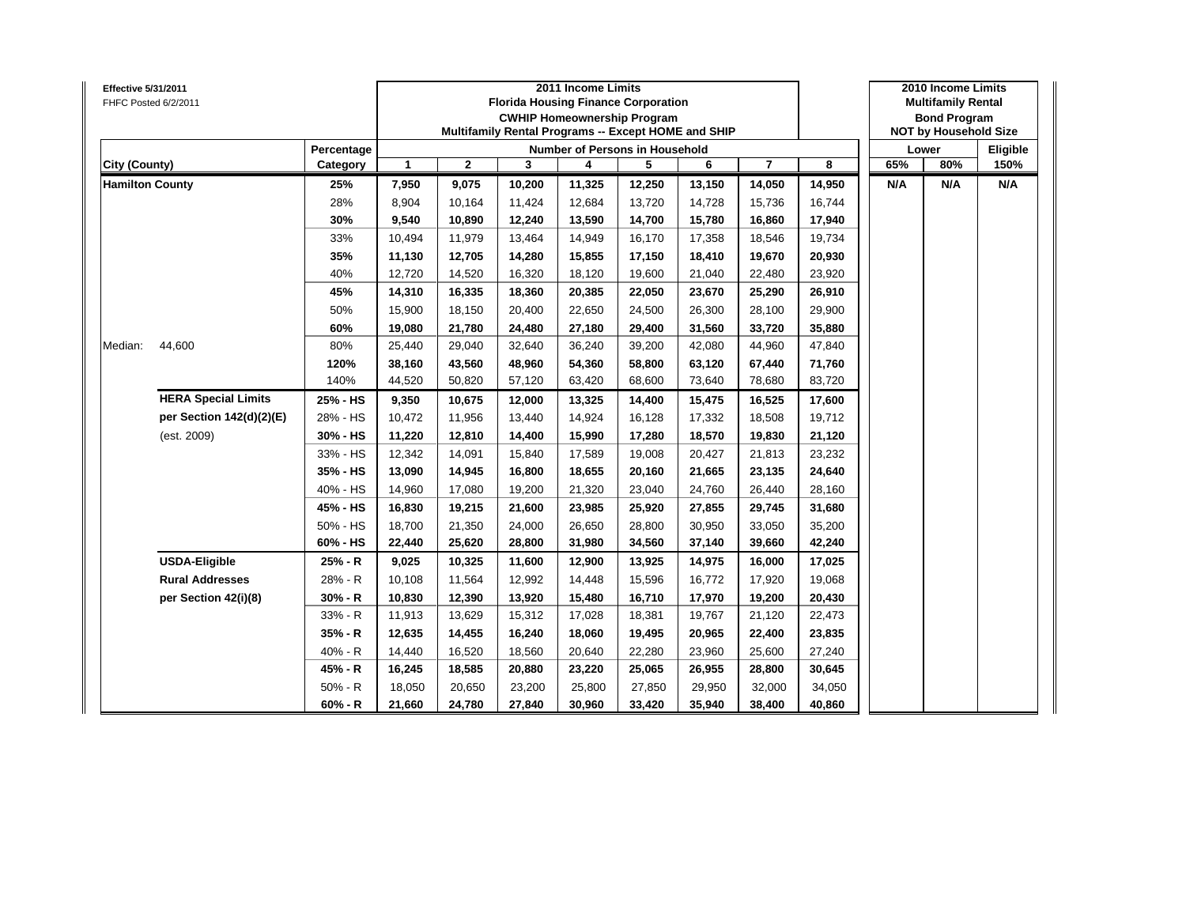**Effective 5/31/2011**
FHFC Posted 6/2/2011

| City (County) | | Percentage Category | 2011 Income Limits — Florida Housing Finance Corporation — CWHIP Homeownership Program — Multifamily Rental Programs -- Except HOME and SHIP — Number of Persons in Household: 1 | 2 | 3 | 4 | 5 | 6 | 7 | 8 | 2010 Income Limits — Multifamily Rental Bond Program — NOT by Household Size — Lower 65% | Lower 80% | Eligible 150% |
|---|---|---|---|---|---|---|---|---|---|---|---|---|---|
| **Hamilton County** | | **25%** | **7,950** | **9,075** | **10,200** | **11,325** | **12,250** | **13,150** | **14,050** | **14,950** | **N/A** | **N/A** | **N/A** |
| | | 28% | 8,904 | 10,164 | 11,424 | 12,684 | 13,720 | 14,728 | 15,736 | 16,744 | | | |
| | | **30%** | **9,540** | **10,890** | **12,240** | **13,590** | **14,700** | **15,780** | **16,860** | **17,940** | | | |
| | | 33% | 10,494 | 11,979 | 13,464 | 14,949 | 16,170 | 17,358 | 18,546 | 19,734 | | | |
| | | **35%** | **11,130** | **12,705** | **14,280** | **15,855** | **17,150** | **18,410** | **19,670** | **20,930** | | | |
| | | 40% | 12,720 | 14,520 | 16,320 | 18,120 | 19,600 | 21,040 | 22,480 | 23,920 | | | |
| | | **45%** | **14,310** | **16,335** | **18,360** | **20,385** | **22,050** | **23,670** | **25,290** | **26,910** | | | |
| | | 50% | 15,900 | 18,150 | 20,400 | 22,650 | 24,500 | 26,300 | 28,100 | 29,900 | | | |
| | | **60%** | **19,080** | **21,780** | **24,480** | **27,180** | **29,400** | **31,560** | **33,720** | **35,880** | | | |
| Median: | 44,600 | 80% | 25,440 | 29,040 | 32,640 | 36,240 | 39,200 | 42,080 | 44,960 | 47,840 | | | |
| | | **120%** | **38,160** | **43,560** | **48,960** | **54,360** | **58,800** | **63,120** | **67,440** | **71,760** | | | |
| | | 140% | 44,520 | 50,820 | 57,120 | 63,420 | 68,600 | 73,640 | 78,680 | 83,720 | | | |
| | **HERA Special Limits** | **25% - HS** | **9,350** | **10,675** | **12,000** | **13,325** | **14,400** | **15,475** | **16,525** | **17,600** | | | |
| | **per Section 142(d)(2)(E)** | 28% - HS | 10,472 | 11,956 | 13,440 | 14,924 | 16,128 | 17,332 | 18,508 | 19,712 | | | |
| | (est. 2009) | **30% - HS** | **11,220** | **12,810** | **14,400** | **15,990** | **17,280** | **18,570** | **19,830** | **21,120** | | | |
| | | 33% - HS | 12,342 | 14,091 | 15,840 | 17,589 | 19,008 | 20,427 | 21,813 | 23,232 | | | |
| | | **35% - HS** | **13,090** | **14,945** | **16,800** | **18,655** | **20,160** | **21,665** | **23,135** | **24,640** | | | |
| | | 40% - HS | 14,960 | 17,080 | 19,200 | 21,320 | 23,040 | 24,760 | 26,440 | 28,160 | | | |
| | | **45% - HS** | **16,830** | **19,215** | **21,600** | **23,985** | **25,920** | **27,855** | **29,745** | **31,680** | | | |
| | | 50% - HS | 18,700 | 21,350 | 24,000 | 26,650 | 28,800 | 30,950 | 33,050 | 35,200 | | | |
| | | **60% - HS** | **22,440** | **25,620** | **28,800** | **31,980** | **34,560** | **37,140** | **39,660** | **42,240** | | | |
| | **USDA-Eligible** | **25% - R** | **9,025** | **10,325** | **11,600** | **12,900** | **13,925** | **14,975** | **16,000** | **17,025** | | | |
| | **Rural Addresses** | 28% - R | 10,108 | 11,564 | 12,992 | 14,448 | 15,596 | 16,772 | 17,920 | 19,068 | | | |
| | **per Section 42(i)(8)** | **30% - R** | **10,830** | **12,390** | **13,920** | **15,480** | **16,710** | **17,970** | **19,200** | **20,430** | | | |
| | | 33% - R | 11,913 | 13,629 | 15,312 | 17,028 | 18,381 | 19,767 | 21,120 | 22,473 | | | |
| | | **35% - R** | **12,635** | **14,455** | **16,240** | **18,060** | **19,495** | **20,965** | **22,400** | **23,835** | | | |
| | | 40% - R | 14,440 | 16,520 | 18,560 | 20,640 | 22,280 | 23,960 | 25,600 | 27,240 | | | |
| | | **45% - R** | **16,245** | **18,585** | **20,880** | **23,220** | **25,065** | **26,955** | **28,800** | **30,645** | | | |
| | | 50% - R | 18,050 | 20,650 | 23,200 | 25,800 | 27,850 | 29,950 | 32,000 | 34,050 | | | |
| | | **60% - R** | **21,660** | **24,780** | **27,840** | **30,960** | **33,420** | **35,940** | **38,400** | **40,860** | | | |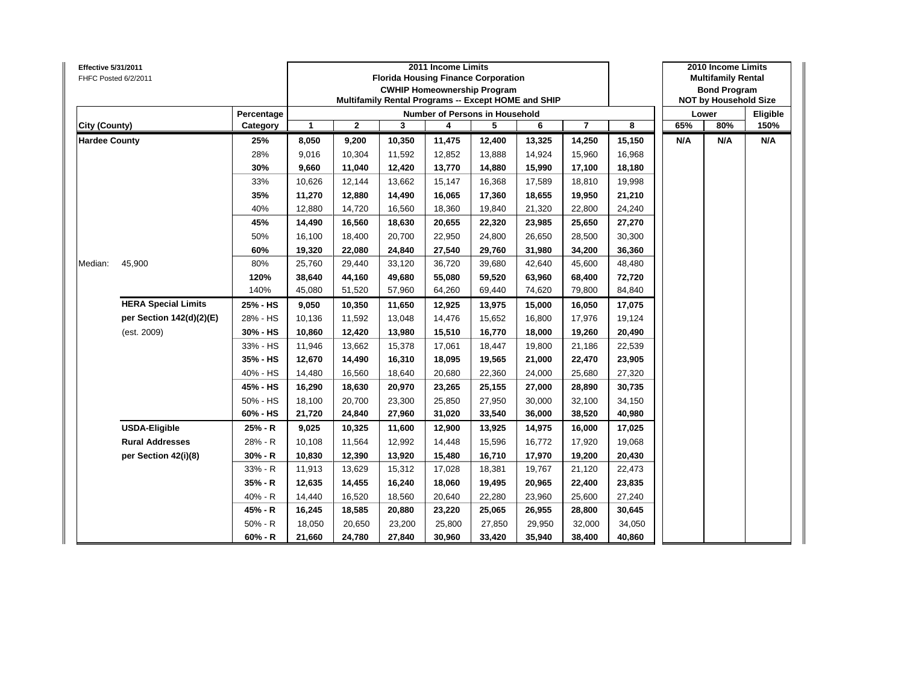Effective 5/31/2011
FHFC Posted 6/2/2011

| City (County) | | Percentage Category | 2011 Income Limits — Florida Housing Finance Corporation — CWHIP Homeownership Program — Multifamily Rental Programs -- Except HOME and SHIP — Number of Persons in Household: 1 | 2 | 3 | 4 | 5 | 6 | 7 | 8 | 2010 Income Limits — Multifamily Rental Bond Program — NOT by Household Size — Lower: 65% | Lower: 80% | Eligible: 150% |
|---|---|---|---|---|---|---|---|---|---|---|---|---|---|
| **Hardee County** | | **25%** | **8,050** | **9,200** | **10,350** | **11,475** | **12,400** | **13,325** | **14,250** | **15,150** | **N/A** | **N/A** | **N/A** |
| | | 28% | 9,016 | 10,304 | 11,592 | 12,852 | 13,888 | 14,924 | 15,960 | 16,968 | | | |
| | | **30%** | **9,660** | **11,040** | **12,420** | **13,770** | **14,880** | **15,990** | **17,100** | **18,180** | | | |
| | | 33% | 10,626 | 12,144 | 13,662 | 15,147 | 16,368 | 17,589 | 18,810 | 19,998 | | | |
| | | **35%** | **11,270** | **12,880** | **14,490** | **16,065** | **17,360** | **18,655** | **19,950** | **21,210** | | | |
| | | 40% | 12,880 | 14,720 | 16,560 | 18,360 | 19,840 | 21,320 | 22,800 | 24,240 | | | |
| | | **45%** | **14,490** | **16,560** | **18,630** | **20,655** | **22,320** | **23,985** | **25,650** | **27,270** | | | |
| | | 50% | 16,100 | 18,400 | 20,700 | 22,950 | 24,800 | 26,650 | 28,500 | 30,300 | | | |
| | | **60%** | **19,320** | **22,080** | **24,840** | **27,540** | **29,760** | **31,980** | **34,200** | **36,360** | | | |
| Median: | 45,900 | 80% | 25,760 | 29,440 | 33,120 | 36,720 | 39,680 | 42,640 | 45,600 | 48,480 | | | |
| | | **120%** | **38,640** | **44,160** | **49,680** | **55,080** | **59,520** | **63,960** | **68,400** | **72,720** | | | |
| | | 140% | 45,080 | 51,520 | 57,960 | 64,260 | 69,440 | 74,620 | 79,800 | 84,840 | | | |
| | **HERA Special Limits** | **25% - HS** | **9,050** | **10,350** | **11,650** | **12,925** | **13,975** | **15,000** | **16,050** | **17,075** | | | |
| | **per Section 142(d)(2)(E)** | 28% - HS | 10,136 | 11,592 | 13,048 | 14,476 | 15,652 | 16,800 | 17,976 | 19,124 | | | |
| | (est. 2009) | **30% - HS** | **10,860** | **12,420** | **13,980** | **15,510** | **16,770** | **18,000** | **19,260** | **20,490** | | | |
| | | 33% - HS | 11,946 | 13,662 | 15,378 | 17,061 | 18,447 | 19,800 | 21,186 | 22,539 | | | |
| | | **35% - HS** | **12,670** | **14,490** | **16,310** | **18,095** | **19,565** | **21,000** | **22,470** | **23,905** | | | |
| | | 40% - HS | 14,480 | 16,560 | 18,640 | 20,680 | 22,360 | 24,000 | 25,680 | 27,320 | | | |
| | | **45% - HS** | **16,290** | **18,630** | **20,970** | **23,265** | **25,155** | **27,000** | **28,890** | **30,735** | | | |
| | | 50% - HS | 18,100 | 20,700 | 23,300 | 25,850 | 27,950 | 30,000 | 32,100 | 34,150 | | | |
| | | **60% - HS** | **21,720** | **24,840** | **27,960** | **31,020** | **33,540** | **36,000** | **38,520** | **40,980** | | | |
| | **USDA-Eligible** | **25% - R** | **9,025** | **10,325** | **11,600** | **12,900** | **13,925** | **14,975** | **16,000** | **17,025** | | | |
| | **Rural Addresses** | 28% - R | 10,108 | 11,564 | 12,992 | 14,448 | 15,596 | 16,772 | 17,920 | 19,068 | | | |
| | **per Section 42(i)(8)** | **30% - R** | **10,830** | **12,390** | **13,920** | **15,480** | **16,710** | **17,970** | **19,200** | **20,430** | | | |
| | | 33% - R | 11,913 | 13,629 | 15,312 | 17,028 | 18,381 | 19,767 | 21,120 | 22,473 | | | |
| | | **35% - R** | **12,635** | **14,455** | **16,240** | **18,060** | **19,495** | **20,965** | **22,400** | **23,835** | | | |
| | | 40% - R | 14,440 | 16,520 | 18,560 | 20,640 | 22,280 | 23,960 | 25,600 | 27,240 | | | |
| | | **45% - R** | **16,245** | **18,585** | **20,880** | **23,220** | **25,065** | **26,955** | **28,800** | **30,645** | | | |
| | | 50% - R | 18,050 | 20,650 | 23,200 | 25,800 | 27,850 | 29,950 | 32,000 | 34,050 | | | |
| | | **60% - R** | **21,660** | **24,780** | **27,840** | **30,960** | **33,420** | **35,940** | **38,400** | **40,860** | | | |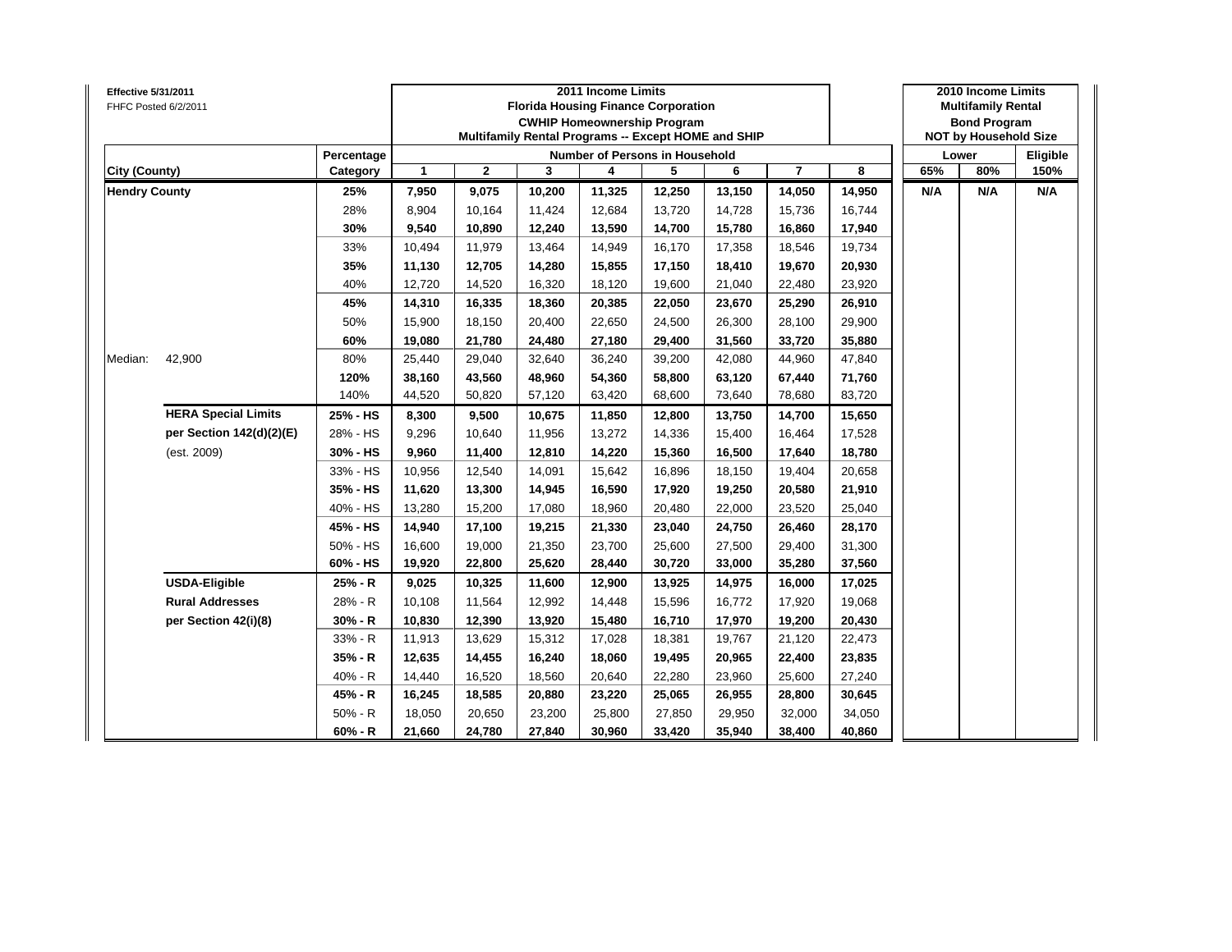**Effective 5/31/2011**
FHFC Posted 6/2/2011

| | | | 2011 Income Limits Florida Housing Finance Corporation CWHIP Homeownership Program Multifamily Rental Programs -- Except HOME and SHIP | | | | | | | | 2010 Income Limits Multifamily Rental Bond Program NOT by Household Size | | |
|---|---|---|---|---|---|---|---|---|---|---|---|---|---|
| | | Percentage | Number of Persons in Household | | | | | | | | Lower | | Eligible |
| City (County) | | Category | 1 | 2 | 3 | 4 | 5 | 6 | 7 | 8 | 65% | 80% | 150% |
| **Hendry County** | | **25%** | **7,950** | **9,075** | **10,200** | **11,325** | **12,250** | **13,150** | **14,050** | **14,950** | **N/A** | **N/A** | **N/A** |
| | | 28% | 8,904 | 10,164 | 11,424 | 12,684 | 13,720 | 14,728 | 15,736 | 16,744 | | | |
| | | **30%** | **9,540** | **10,890** | **12,240** | **13,590** | **14,700** | **15,780** | **16,860** | **17,940** | | | |
| | | 33% | 10,494 | 11,979 | 13,464 | 14,949 | 16,170 | 17,358 | 18,546 | 19,734 | | | |
| | | **35%** | **11,130** | **12,705** | **14,280** | **15,855** | **17,150** | **18,410** | **19,670** | **20,930** | | | |
| | | 40% | 12,720 | 14,520 | 16,320 | 18,120 | 19,600 | 21,040 | 22,480 | 23,920 | | | |
| | | **45%** | **14,310** | **16,335** | **18,360** | **20,385** | **22,050** | **23,670** | **25,290** | **26,910** | | | |
| | | 50% | 15,900 | 18,150 | 20,400 | 22,650 | 24,500 | 26,300 | 28,100 | 29,900 | | | |
| | | **60%** | **19,080** | **21,780** | **24,480** | **27,180** | **29,400** | **31,560** | **33,720** | **35,880** | | | |
| Median: | 42,900 | 80% | 25,440 | 29,040 | 32,640 | 36,240 | 39,200 | 42,080 | 44,960 | 47,840 | | | |
| | | **120%** | **38,160** | **43,560** | **48,960** | **54,360** | **58,800** | **63,120** | **67,440** | **71,760** | | | |
| | | 140% | 44,520 | 50,820 | 57,120 | 63,420 | 68,600 | 73,640 | 78,680 | 83,720 | | | |
| | **HERA Special Limits** | **25% - HS** | **8,300** | **9,500** | **10,675** | **11,850** | **12,800** | **13,750** | **14,700** | **15,650** | | | |
| | **per Section 142(d)(2)(E)** | 28% - HS | 9,296 | 10,640 | 11,956 | 13,272 | 14,336 | 15,400 | 16,464 | 17,528 | | | |
| | (est. 2009) | **30% - HS** | **9,960** | **11,400** | **12,810** | **14,220** | **15,360** | **16,500** | **17,640** | **18,780** | | | |
| | | 33% - HS | 10,956 | 12,540 | 14,091 | 15,642 | 16,896 | 18,150 | 19,404 | 20,658 | | | |
| | | **35% - HS** | **11,620** | **13,300** | **14,945** | **16,590** | **17,920** | **19,250** | **20,580** | **21,910** | | | |
| | | 40% - HS | 13,280 | 15,200 | 17,080 | 18,960 | 20,480 | 22,000 | 23,520 | 25,040 | | | |
| | | **45% - HS** | **14,940** | **17,100** | **19,215** | **21,330** | **23,040** | **24,750** | **26,460** | **28,170** | | | |
| | | 50% - HS | 16,600 | 19,000 | 21,350 | 23,700 | 25,600 | 27,500 | 29,400 | 31,300 | | | |
| | | **60% - HS** | **19,920** | **22,800** | **25,620** | **28,440** | **30,720** | **33,000** | **35,280** | **37,560** | | | |
| | **USDA-Eligible** | **25% - R** | **9,025** | **10,325** | **11,600** | **12,900** | **13,925** | **14,975** | **16,000** | **17,025** | | | |
| | **Rural Addresses** | 28% - R | 10,108 | 11,564 | 12,992 | 14,448 | 15,596 | 16,772 | 17,920 | 19,068 | | | |
| | **per Section 42(i)(8)** | **30% - R** | **10,830** | **12,390** | **13,920** | **15,480** | **16,710** | **17,970** | **19,200** | **20,430** | | | |
| | | 33% - R | 11,913 | 13,629 | 15,312 | 17,028 | 18,381 | 19,767 | 21,120 | 22,473 | | | |
| | | **35% - R** | **12,635** | **14,455** | **16,240** | **18,060** | **19,495** | **20,965** | **22,400** | **23,835** | | | |
| | | 40% - R | 14,440 | 16,520 | 18,560 | 20,640 | 22,280 | 23,960 | 25,600 | 27,240 | | | |
| | | **45% - R** | **16,245** | **18,585** | **20,880** | **23,220** | **25,065** | **26,955** | **28,800** | **30,645** | | | |
| | | 50% - R | 18,050 | 20,650 | 23,200 | 25,800 | 27,850 | 29,950 | 32,000 | 34,050 | | | |
| | | **60% - R** | **21,660** | **24,780** | **27,840** | **30,960** | **33,420** | **35,940** | **38,400** | **40,860** | | | |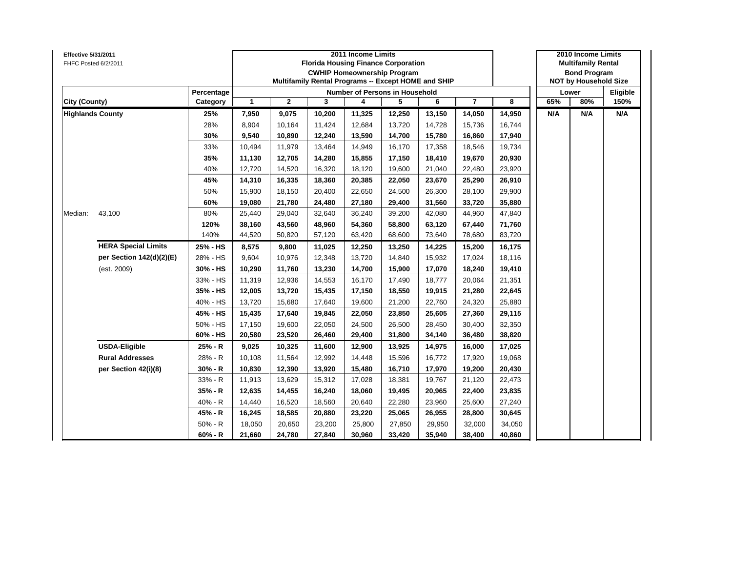**Effective 5/31/2011**
FHFC Posted 6/2/2011

| City (County) | | Percentage Category | 2011 Income Limits — Florida Housing Finance Corporation — CWHIP Homeownership Program — Multifamily Rental Programs -- Except HOME and SHIP — Number of Persons in Household: 1 | 2 | 3 | 4 | 5 | 6 | 7 | 8 | 2010 Income Limits — Multifamily Rental Bond Program — NOT by Household Size — Lower: 65% | 80% | Eligible 150% |
|---|---|---|---|---|---|---|---|---|---|---|---|---|---|
| **Highlands County** | | **25%** | **7,950** | **9,075** | **10,200** | **11,325** | **12,250** | **13,150** | **14,050** | **14,950** | **N/A** | **N/A** | **N/A** |
| | | 28% | 8,904 | 10,164 | 11,424 | 12,684 | 13,720 | 14,728 | 15,736 | 16,744 | | | |
| | | **30%** | **9,540** | **10,890** | **12,240** | **13,590** | **14,700** | **15,780** | **16,860** | **17,940** | | | |
| | | 33% | 10,494 | 11,979 | 13,464 | 14,949 | 16,170 | 17,358 | 18,546 | 19,734 | | | |
| | | **35%** | **11,130** | **12,705** | **14,280** | **15,855** | **17,150** | **18,410** | **19,670** | **20,930** | | | |
| | | 40% | 12,720 | 14,520 | 16,320 | 18,120 | 19,600 | 21,040 | 22,480 | 23,920 | | | |
| | | **45%** | **14,310** | **16,335** | **18,360** | **20,385** | **22,050** | **23,670** | **25,290** | **26,910** | | | |
| | | 50% | 15,900 | 18,150 | 20,400 | 22,650 | 24,500 | 26,300 | 28,100 | 29,900 | | | |
| | | **60%** | **19,080** | **21,780** | **24,480** | **27,180** | **29,400** | **31,560** | **33,720** | **35,880** | | | |
| Median: | 43,100 | 80% | 25,440 | 29,040 | 32,640 | 36,240 | 39,200 | 42,080 | 44,960 | 47,840 | | | |
| | | **120%** | **38,160** | **43,560** | **48,960** | **54,360** | **58,800** | **63,120** | **67,440** | **71,760** | | | |
| | | 140% | 44,520 | 50,820 | 57,120 | 63,420 | 68,600 | 73,640 | 78,680 | 83,720 | | | |
| | **HERA Special Limits** | **25% - HS** | **8,575** | **9,800** | **11,025** | **12,250** | **13,250** | **14,225** | **15,200** | **16,175** | | | |
| | **per Section 142(d)(2)(E)** | 28% - HS | 9,604 | 10,976 | 12,348 | 13,720 | 14,840 | 15,932 | 17,024 | 18,116 | | | |
| | (est. 2009) | **30% - HS** | **10,290** | **11,760** | **13,230** | **14,700** | **15,900** | **17,070** | **18,240** | **19,410** | | | |
| | | 33% - HS | 11,319 | 12,936 | 14,553 | 16,170 | 17,490 | 18,777 | 20,064 | 21,351 | | | |
| | | **35% - HS** | **12,005** | **13,720** | **15,435** | **17,150** | **18,550** | **19,915** | **21,280** | **22,645** | | | |
| | | 40% - HS | 13,720 | 15,680 | 17,640 | 19,600 | 21,200 | 22,760 | 24,320 | 25,880 | | | |
| | | **45% - HS** | **15,435** | **17,640** | **19,845** | **22,050** | **23,850** | **25,605** | **27,360** | **29,115** | | | |
| | | 50% - HS | 17,150 | 19,600 | 22,050 | 24,500 | 26,500 | 28,450 | 30,400 | 32,350 | | | |
| | | **60% - HS** | **20,580** | **23,520** | **26,460** | **29,400** | **31,800** | **34,140** | **36,480** | **38,820** | | | |
| | **USDA-Eligible** | **25% - R** | **9,025** | **10,325** | **11,600** | **12,900** | **13,925** | **14,975** | **16,000** | **17,025** | | | |
| | **Rural Addresses** | 28% - R | 10,108 | 11,564 | 12,992 | 14,448 | 15,596 | 16,772 | 17,920 | 19,068 | | | |
| | **per Section 42(i)(8)** | **30% - R** | **10,830** | **12,390** | **13,920** | **15,480** | **16,710** | **17,970** | **19,200** | **20,430** | | | |
| | | 33% - R | 11,913 | 13,629 | 15,312 | 17,028 | 18,381 | 19,767 | 21,120 | 22,473 | | | |
| | | **35% - R** | **12,635** | **14,455** | **16,240** | **18,060** | **19,495** | **20,965** | **22,400** | **23,835** | | | |
| | | 40% - R | 14,440 | 16,520 | 18,560 | 20,640 | 22,280 | 23,960 | 25,600 | 27,240 | | | |
| | | **45% - R** | **16,245** | **18,585** | **20,880** | **23,220** | **25,065** | **26,955** | **28,800** | **30,645** | | | |
| | | 50% - R | 18,050 | 20,650 | 23,200 | 25,800 | 27,850 | 29,950 | 32,000 | 34,050 | | | |
| | | **60% - R** | **21,660** | **24,780** | **27,840** | **30,960** | **33,420** | **35,940** | **38,400** | **40,860** | | | |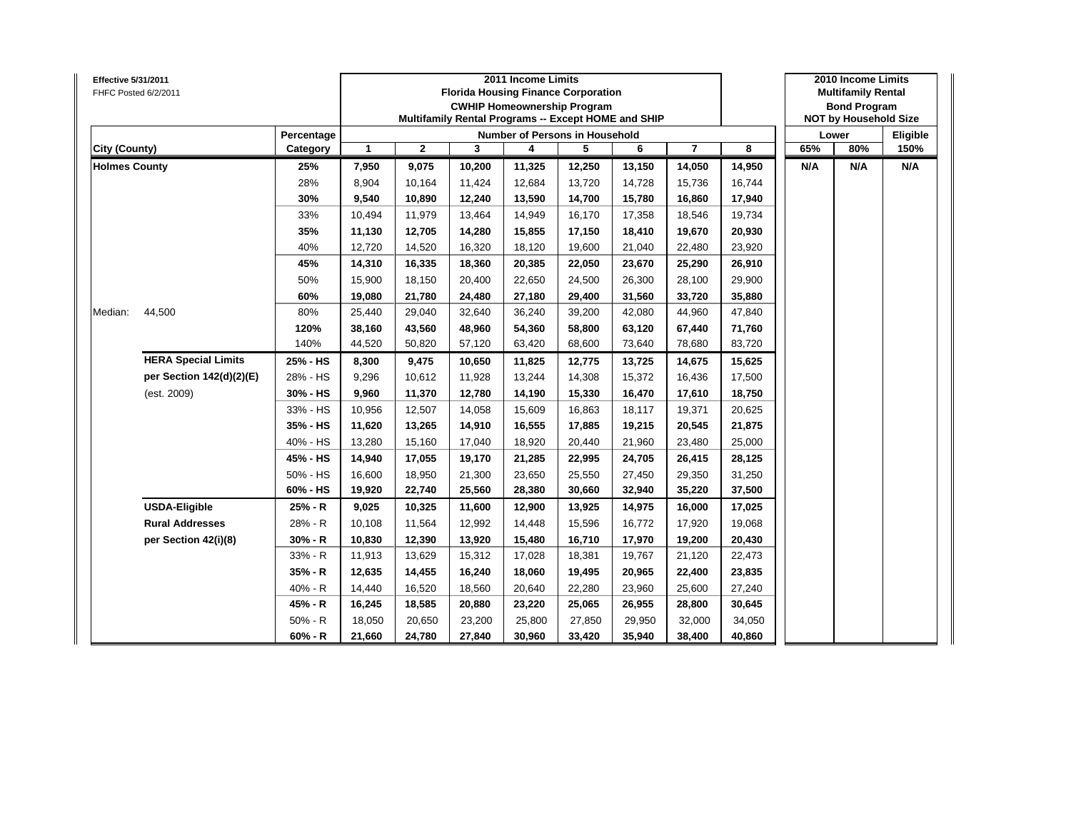**Effective 5/31/2011**
FHFC Posted 6/2/2011

| City (County) | | Percentage Category | 2011 Income Limits — Florida Housing Finance Corporation — CWHIP Homeownership Program — Multifamily Rental Programs -- Except HOME and SHIP — Number of Persons in Household: 1 | 2 | 3 | 4 | 5 | 6 | 7 | 8 | 2010 Income Limits — Multifamily Rental Bond Program — NOT by Household Size: Lower 65% | Lower 80% | Eligible 150% |
|---|---|---|---|---|---|---|---|---|---|---|---|---|---|
| **Holmes County** | | **25%** | **7,950** | **9,075** | **10,200** | **11,325** | **12,250** | **13,150** | **14,050** | **14,950** | **N/A** | **N/A** | **N/A** |
| | | 28% | 8,904 | 10,164 | 11,424 | 12,684 | 13,720 | 14,728 | 15,736 | 16,744 | | | |
| | | **30%** | **9,540** | **10,890** | **12,240** | **13,590** | **14,700** | **15,780** | **16,860** | **17,940** | | | |
| | | 33% | 10,494 | 11,979 | 13,464 | 14,949 | 16,170 | 17,358 | 18,546 | 19,734 | | | |
| | | **35%** | **11,130** | **12,705** | **14,280** | **15,855** | **17,150** | **18,410** | **19,670** | **20,930** | | | |
| | | 40% | 12,720 | 14,520 | 16,320 | 18,120 | 19,600 | 21,040 | 22,480 | 23,920 | | | |
| | | **45%** | **14,310** | **16,335** | **18,360** | **20,385** | **22,050** | **23,670** | **25,290** | **26,910** | | | |
| | | 50% | 15,900 | 18,150 | 20,400 | 22,650 | 24,500 | 26,300 | 28,100 | 29,900 | | | |
| | | **60%** | **19,080** | **21,780** | **24,480** | **27,180** | **29,400** | **31,560** | **33,720** | **35,880** | | | |
| Median: | 44,500 | 80% | 25,440 | 29,040 | 32,640 | 36,240 | 39,200 | 42,080 | 44,960 | 47,840 | | | |
| | | **120%** | **38,160** | **43,560** | **48,960** | **54,360** | **58,800** | **63,120** | **67,440** | **71,760** | | | |
| | | 140% | 44,520 | 50,820 | 57,120 | 63,420 | 68,600 | 73,640 | 78,680 | 83,720 | | | |
| | **HERA Special Limits** | **25% - HS** | **8,300** | **9,475** | **10,650** | **11,825** | **12,775** | **13,725** | **14,675** | **15,625** | | | |
| | **per Section 142(d)(2)(E)** | 28% - HS | 9,296 | 10,612 | 11,928 | 13,244 | 14,308 | 15,372 | 16,436 | 17,500 | | | |
| | (est. 2009) | **30% - HS** | **9,960** | **11,370** | **12,780** | **14,190** | **15,330** | **16,470** | **17,610** | **18,750** | | | |
| | | 33% - HS | 10,956 | 12,507 | 14,058 | 15,609 | 16,863 | 18,117 | 19,371 | 20,625 | | | |
| | | **35% - HS** | **11,620** | **13,265** | **14,910** | **16,555** | **17,885** | **19,215** | **20,545** | **21,875** | | | |
| | | 40% - HS | 13,280 | 15,160 | 17,040 | 18,920 | 20,440 | 21,960 | 23,480 | 25,000 | | | |
| | | **45% - HS** | **14,940** | **17,055** | **19,170** | **21,285** | **22,995** | **24,705** | **26,415** | **28,125** | | | |
| | | 50% - HS | 16,600 | 18,950 | 21,300 | 23,650 | 25,550 | 27,450 | 29,350 | 31,250 | | | |
| | | **60% - HS** | **19,920** | **22,740** | **25,560** | **28,380** | **30,660** | **32,940** | **35,220** | **37,500** | | | |
| | **USDA-Eligible** | **25% - R** | **9,025** | **10,325** | **11,600** | **12,900** | **13,925** | **14,975** | **16,000** | **17,025** | | | |
| | **Rural Addresses** | 28% - R | 10,108 | 11,564 | 12,992 | 14,448 | 15,596 | 16,772 | 17,920 | 19,068 | | | |
| | **per Section 42(i)(8)** | **30% - R** | **10,830** | **12,390** | **13,920** | **15,480** | **16,710** | **17,970** | **19,200** | **20,430** | | | |
| | | 33% - R | 11,913 | 13,629 | 15,312 | 17,028 | 18,381 | 19,767 | 21,120 | 22,473 | | | |
| | | **35% - R** | **12,635** | **14,455** | **16,240** | **18,060** | **19,495** | **20,965** | **22,400** | **23,835** | | | |
| | | 40% - R | 14,440 | 16,520 | 18,560 | 20,640 | 22,280 | 23,960 | 25,600 | 27,240 | | | |
| | | **45% - R** | **16,245** | **18,585** | **20,880** | **23,220** | **25,065** | **26,955** | **28,800** | **30,645** | | | |
| | | 50% - R | 18,050 | 20,650 | 23,200 | 25,800 | 27,850 | 29,950 | 32,000 | 34,050 | | | |
| | | **60% - R** | **21,660** | **24,780** | **27,840** | **30,960** | **33,420** | **35,940** | **38,400** | **40,860** | | | |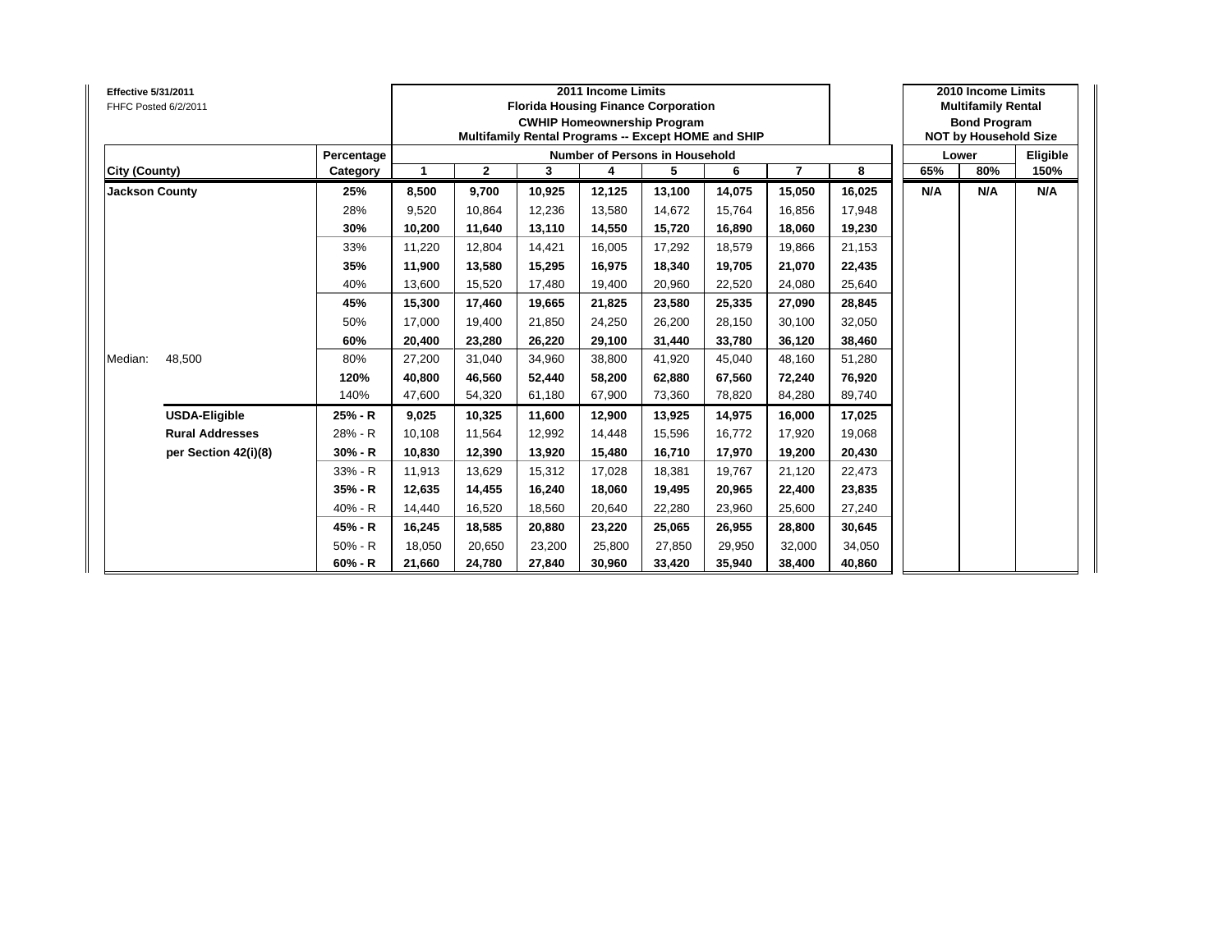**Effective 5/31/2011**
FHFC Posted 6/2/2011

| City (County) | | Percentage Category | 2011 Income Limits Florida Housing Finance Corporation CWHIP Homeownership Program Multifamily Rental Programs -- Except HOME and SHIP | | | | | | | | 2010 Income Limits Multifamily Rental Bond Program NOT by Household Size | | |
|---|---|---|---|---|---|---|---|---|---|---|---|---|---|
| | | | Number of Persons in Household | | | | | | | | Lower | | Eligible |
| | | | 1 | 2 | 3 | 4 | 5 | 6 | 7 | 8 | 65% | 80% | 150% |
| **Jackson County** | | **25%** | **8,500** | **9,700** | **10,925** | **12,125** | **13,100** | **14,075** | **15,050** | **16,025** | **N/A** | **N/A** | **N/A** |
| | | 28% | 9,520 | 10,864 | 12,236 | 13,580 | 14,672 | 15,764 | 16,856 | 17,948 | | | |
| | | **30%** | **10,200** | **11,640** | **13,110** | **14,550** | **15,720** | **16,890** | **18,060** | **19,230** | | | |
| | | 33% | 11,220 | 12,804 | 14,421 | 16,005 | 17,292 | 18,579 | 19,866 | 21,153 | | | |
| | | **35%** | **11,900** | **13,580** | **15,295** | **16,975** | **18,340** | **19,705** | **21,070** | **22,435** | | | |
| | | 40% | 13,600 | 15,520 | 17,480 | 19,400 | 20,960 | 22,520 | 24,080 | 25,640 | | | |
| | | **45%** | **15,300** | **17,460** | **19,665** | **21,825** | **23,580** | **25,335** | **27,090** | **28,845** | | | |
| | | 50% | 17,000 | 19,400 | 21,850 | 24,250 | 26,200 | 28,150 | 30,100 | 32,050 | | | |
| | | **60%** | **20,400** | **23,280** | **26,220** | **29,100** | **31,440** | **33,780** | **36,120** | **38,460** | | | |
| Median: | 48,500 | 80% | 27,200 | 31,040 | 34,960 | 38,800 | 41,920 | 45,040 | 48,160 | 51,280 | | | |
| | | **120%** | **40,800** | **46,560** | **52,440** | **58,200** | **62,880** | **67,560** | **72,240** | **76,920** | | | |
| | | 140% | 47,600 | 54,320 | 61,180 | 67,900 | 73,360 | 78,820 | 84,280 | 89,740 | | | |
| | **USDA-Eligible** | **25% - R** | **9,025** | **10,325** | **11,600** | **12,900** | **13,925** | **14,975** | **16,000** | **17,025** | | | |
| | **Rural Addresses** | 28% - R | 10,108 | 11,564 | 12,992 | 14,448 | 15,596 | 16,772 | 17,920 | 19,068 | | | |
| | **per Section 42(i)(8)** | **30% - R** | **10,830** | **12,390** | **13,920** | **15,480** | **16,710** | **17,970** | **19,200** | **20,430** | | | |
| | | 33% - R | 11,913 | 13,629 | 15,312 | 17,028 | 18,381 | 19,767 | 21,120 | 22,473 | | | |
| | | **35% - R** | **12,635** | **14,455** | **16,240** | **18,060** | **19,495** | **20,965** | **22,400** | **23,835** | | | |
| | | 40% - R | 14,440 | 16,520 | 18,560 | 20,640 | 22,280 | 23,960 | 25,600 | 27,240 | | | |
| | | **45% - R** | **16,245** | **18,585** | **20,880** | **23,220** | **25,065** | **26,955** | **28,800** | **30,645** | | | |
| | | 50% - R | 18,050 | 20,650 | 23,200 | 25,800 | 27,850 | 29,950 | 32,000 | 34,050 | | | |
| | | **60% - R** | **21,660** | **24,780** | **27,840** | **30,960** | **33,420** | **35,940** | **38,400** | **40,860** | | | |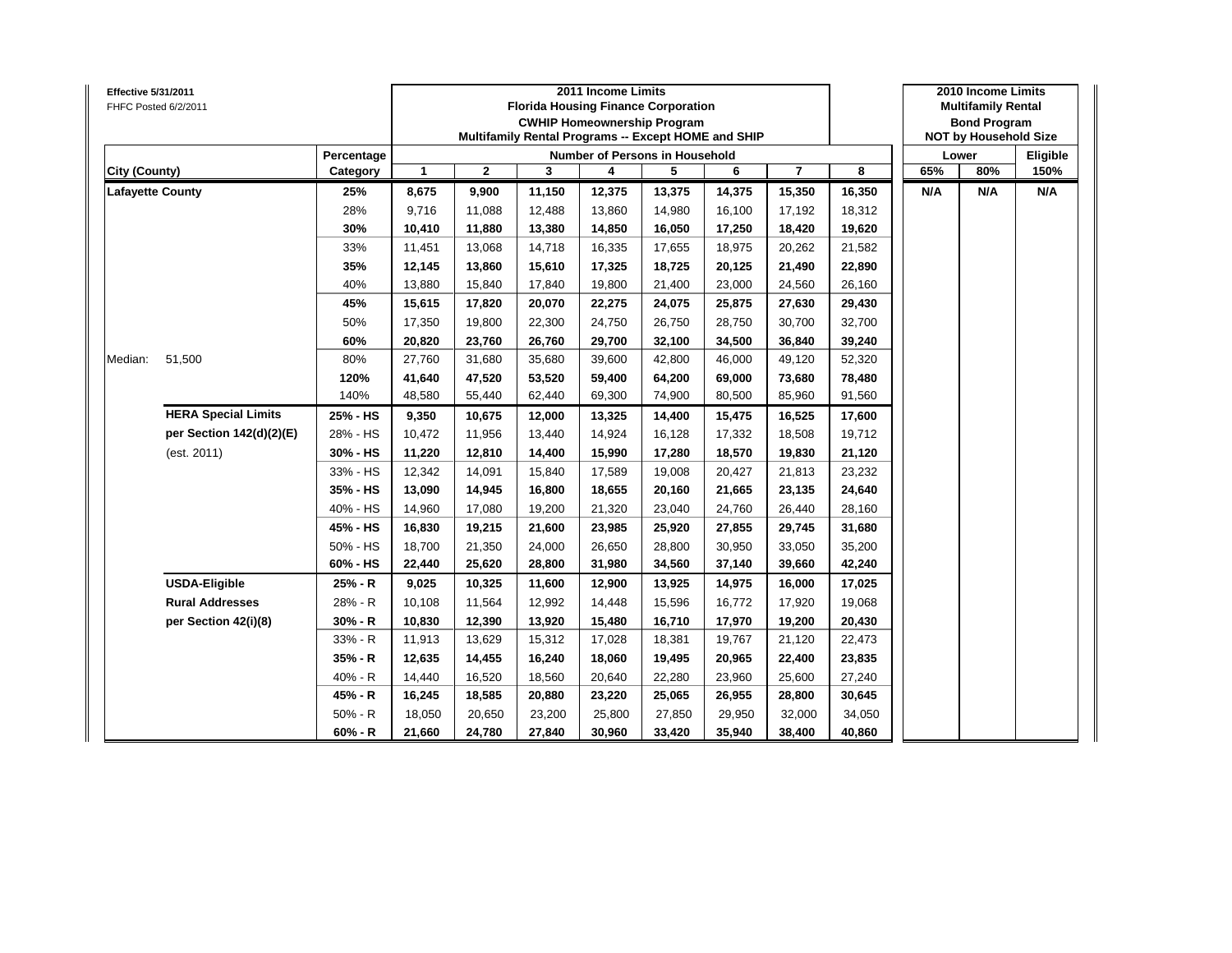**Effective 5/31/2011**
FHFC Posted 6/2/2011

| City (County) | | Percentage Category | 2011 Income Limits Florida Housing Finance Corporation CWHIP Homeownership Program Multifamily Rental Programs -- Except HOME and SHIP Number of Persons in Household: 1 | 2 | 3 | 4 | 5 | 6 | 7 | 8 | 2010 Income Limits Multifamily Rental Bond Program NOT by Household Size Lower 65% | Lower 80% | Eligible 150% |
|---|---|---|---|---|---|---|---|---|---|---|---|---|---|
| **Lafayette County** | | **25%** | **8,675** | **9,900** | **11,150** | **12,375** | **13,375** | **14,375** | **15,350** | **16,350** | **N/A** | **N/A** | **N/A** |
| | | 28% | 9,716 | 11,088 | 12,488 | 13,860 | 14,980 | 16,100 | 17,192 | 18,312 | | | |
| | | **30%** | **10,410** | **11,880** | **13,380** | **14,850** | **16,050** | **17,250** | **18,420** | **19,620** | | | |
| | | 33% | 11,451 | 13,068 | 14,718 | 16,335 | 17,655 | 18,975 | 20,262 | 21,582 | | | |
| | | **35%** | **12,145** | **13,860** | **15,610** | **17,325** | **18,725** | **20,125** | **21,490** | **22,890** | | | |
| | | 40% | 13,880 | 15,840 | 17,840 | 19,800 | 21,400 | 23,000 | 24,560 | 26,160 | | | |
| | | **45%** | **15,615** | **17,820** | **20,070** | **22,275** | **24,075** | **25,875** | **27,630** | **29,430** | | | |
| | | 50% | 17,350 | 19,800 | 22,300 | 24,750 | 26,750 | 28,750 | 30,700 | 32,700 | | | |
| | | **60%** | **20,820** | **23,760** | **26,760** | **29,700** | **32,100** | **34,500** | **36,840** | **39,240** | | | |
| Median: | 51,500 | 80% | 27,760 | 31,680 | 35,680 | 39,600 | 42,800 | 46,000 | 49,120 | 52,320 | | | |
| | | **120%** | **41,640** | **47,520** | **53,520** | **59,400** | **64,200** | **69,000** | **73,680** | **78,480** | | | |
| | | 140% | 48,580 | 55,440 | 62,440 | 69,300 | 74,900 | 80,500 | 85,960 | 91,560 | | | |
| | **HERA Special Limits** | **25% - HS** | **9,350** | **10,675** | **12,000** | **13,325** | **14,400** | **15,475** | **16,525** | **17,600** | | | |
| | **per Section 142(d)(2)(E)** | 28% - HS | 10,472 | 11,956 | 13,440 | 14,924 | 16,128 | 17,332 | 18,508 | 19,712 | | | |
| | (est. 2011) | **30% - HS** | **11,220** | **12,810** | **14,400** | **15,990** | **17,280** | **18,570** | **19,830** | **21,120** | | | |
| | | 33% - HS | 12,342 | 14,091 | 15,840 | 17,589 | 19,008 | 20,427 | 21,813 | 23,232 | | | |
| | | **35% - HS** | **13,090** | **14,945** | **16,800** | **18,655** | **20,160** | **21,665** | **23,135** | **24,640** | | | |
| | | 40% - HS | 14,960 | 17,080 | 19,200 | 21,320 | 23,040 | 24,760 | 26,440 | 28,160 | | | |
| | | **45% - HS** | **16,830** | **19,215** | **21,600** | **23,985** | **25,920** | **27,855** | **29,745** | **31,680** | | | |
| | | 50% - HS | 18,700 | 21,350 | 24,000 | 26,650 | 28,800 | 30,950 | 33,050 | 35,200 | | | |
| | | **60% - HS** | **22,440** | **25,620** | **28,800** | **31,980** | **34,560** | **37,140** | **39,660** | **42,240** | | | |
| | **USDA-Eligible** | **25% - R** | **9,025** | **10,325** | **11,600** | **12,900** | **13,925** | **14,975** | **16,000** | **17,025** | | | |
| | **Rural Addresses** | 28% - R | 10,108 | 11,564 | 12,992 | 14,448 | 15,596 | 16,772 | 17,920 | 19,068 | | | |
| | **per Section 42(i)(8)** | **30% - R** | **10,830** | **12,390** | **13,920** | **15,480** | **16,710** | **17,970** | **19,200** | **20,430** | | | |
| | | 33% - R | 11,913 | 13,629 | 15,312 | 17,028 | 18,381 | 19,767 | 21,120 | 22,473 | | | |
| | | **35% - R** | **12,635** | **14,455** | **16,240** | **18,060** | **19,495** | **20,965** | **22,400** | **23,835** | | | |
| | | 40% - R | 14,440 | 16,520 | 18,560 | 20,640 | 22,280 | 23,960 | 25,600 | 27,240 | | | |
| | | **45% - R** | **16,245** | **18,585** | **20,880** | **23,220** | **25,065** | **26,955** | **28,800** | **30,645** | | | |
| | | 50% - R | 18,050 | 20,650 | 23,200 | 25,800 | 27,850 | 29,950 | 32,000 | 34,050 | | | |
| | | **60% - R** | **21,660** | **24,780** | **27,840** | **30,960** | **33,420** | **35,940** | **38,400** | **40,860** | | | |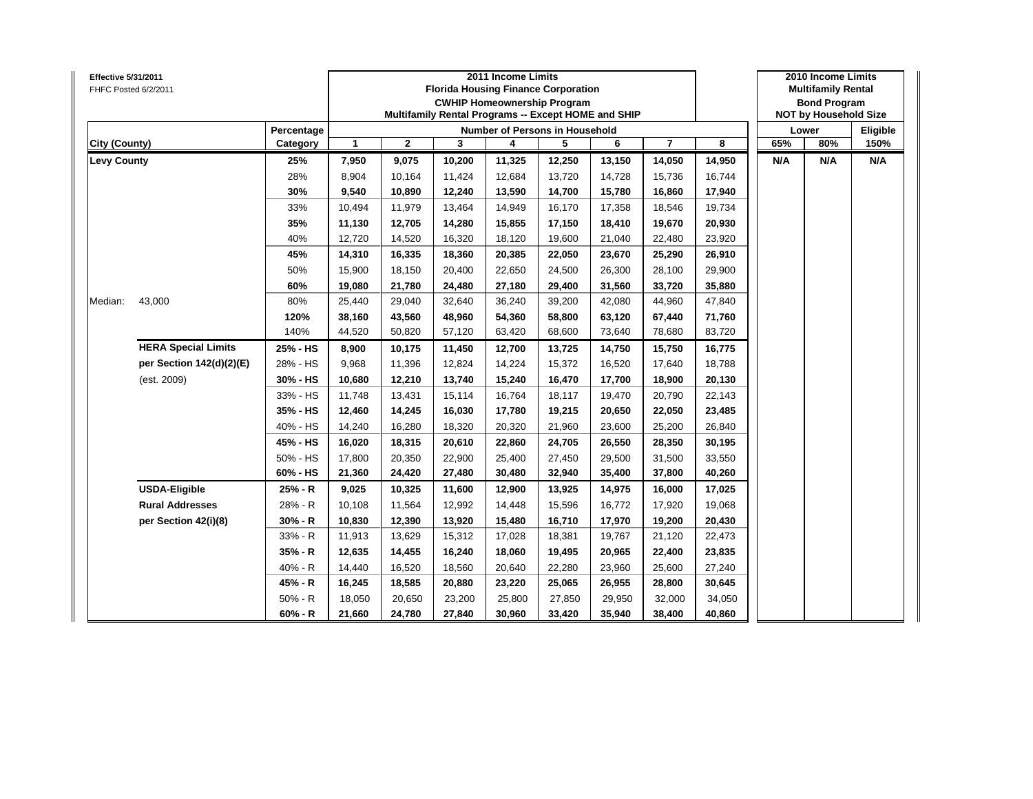**Effective 5/31/2011**
FHFC Posted 6/2/2011

| | | Percentage | 2011 Income Limits — Florida Housing Finance Corporation — CWHIP Homeownership Program — Multifamily Rental Programs -- Except HOME and SHIP | | | | | | | | 2010 Income Limits — Multifamily Rental — Bond Program — NOT by Household Size | | |
|---|---|---|---|---|---|---|---|---|---|---|---|---|---|
| | | | Number of Persons in Household | | | | | | | | Lower | | Eligible |
| **City (County)** | | **Category** | **1** | **2** | **3** | **4** | **5** | **6** | **7** | **8** | **65%** | **80%** | **150%** |
| **Levy County** | | **25%** | **7,950** | **9,075** | **10,200** | **11,325** | **12,250** | **13,150** | **14,050** | **14,950** | **N/A** | **N/A** | **N/A** |
| | | 28% | 8,904 | 10,164 | 11,424 | 12,684 | 13,720 | 14,728 | 15,736 | 16,744 | | | |
| | | **30%** | **9,540** | **10,890** | **12,240** | **13,590** | **14,700** | **15,780** | **16,860** | **17,940** | | | |
| | | 33% | 10,494 | 11,979 | 13,464 | 14,949 | 16,170 | 17,358 | 18,546 | 19,734 | | | |
| | | **35%** | **11,130** | **12,705** | **14,280** | **15,855** | **17,150** | **18,410** | **19,670** | **20,930** | | | |
| | | 40% | 12,720 | 14,520 | 16,320 | 18,120 | 19,600 | 21,040 | 22,480 | 23,920 | | | |
| | | **45%** | **14,310** | **16,335** | **18,360** | **20,385** | **22,050** | **23,670** | **25,290** | **26,910** | | | |
| | | 50% | 15,900 | 18,150 | 20,400 | 22,650 | 24,500 | 26,300 | 28,100 | 29,900 | | | |
| | | **60%** | **19,080** | **21,780** | **24,480** | **27,180** | **29,400** | **31,560** | **33,720** | **35,880** | | | |
| Median: | 43,000 | 80% | 25,440 | 29,040 | 32,640 | 36,240 | 39,200 | 42,080 | 44,960 | 47,840 | | | |
| | | **120%** | **38,160** | **43,560** | **48,960** | **54,360** | **58,800** | **63,120** | **67,440** | **71,760** | | | |
| | | 140% | 44,520 | 50,820 | 57,120 | 63,420 | 68,600 | 73,640 | 78,680 | 83,720 | | | |
| | **HERA Special Limits** | **25% - HS** | **8,900** | **10,175** | **11,450** | **12,700** | **13,725** | **14,750** | **15,750** | **16,775** | | | |
| | **per Section 142(d)(2)(E)** | 28% - HS | 9,968 | 11,396 | 12,824 | 14,224 | 15,372 | 16,520 | 17,640 | 18,788 | | | |
| | (est. 2009) | **30% - HS** | **10,680** | **12,210** | **13,740** | **15,240** | **16,470** | **17,700** | **18,900** | **20,130** | | | |
| | | 33% - HS | 11,748 | 13,431 | 15,114 | 16,764 | 18,117 | 19,470 | 20,790 | 22,143 | | | |
| | | **35% - HS** | **12,460** | **14,245** | **16,030** | **17,780** | **19,215** | **20,650** | **22,050** | **23,485** | | | |
| | | 40% - HS | 14,240 | 16,280 | 18,320 | 20,320 | 21,960 | 23,600 | 25,200 | 26,840 | | | |
| | | **45% - HS** | **16,020** | **18,315** | **20,610** | **22,860** | **24,705** | **26,550** | **28,350** | **30,195** | | | |
| | | 50% - HS | 17,800 | 20,350 | 22,900 | 25,400 | 27,450 | 29,500 | 31,500 | 33,550 | | | |
| | | **60% - HS** | **21,360** | **24,420** | **27,480** | **30,480** | **32,940** | **35,400** | **37,800** | **40,260** | | | |
| | **USDA-Eligible** | **25% - R** | **9,025** | **10,325** | **11,600** | **12,900** | **13,925** | **14,975** | **16,000** | **17,025** | | | |
| | **Rural Addresses** | 28% - R | 10,108 | 11,564 | 12,992 | 14,448 | 15,596 | 16,772 | 17,920 | 19,068 | | | |
| | **per Section 42(i)(8)** | **30% - R** | **10,830** | **12,390** | **13,920** | **15,480** | **16,710** | **17,970** | **19,200** | **20,430** | | | |
| | | 33% - R | 11,913 | 13,629 | 15,312 | 17,028 | 18,381 | 19,767 | 21,120 | 22,473 | | | |
| | | **35% - R** | **12,635** | **14,455** | **16,240** | **18,060** | **19,495** | **20,965** | **22,400** | **23,835** | | | |
| | | 40% - R | 14,440 | 16,520 | 18,560 | 20,640 | 22,280 | 23,960 | 25,600 | 27,240 | | | |
| | | **45% - R** | **16,245** | **18,585** | **20,880** | **23,220** | **25,065** | **26,955** | **28,800** | **30,645** | | | |
| | | 50% - R | 18,050 | 20,650 | 23,200 | 25,800 | 27,850 | 29,950 | 32,000 | 34,050 | | | |
| | | **60% - R** | **21,660** | **24,780** | **27,840** | **30,960** | **33,420** | **35,940** | **38,400** | **40,860** | | | |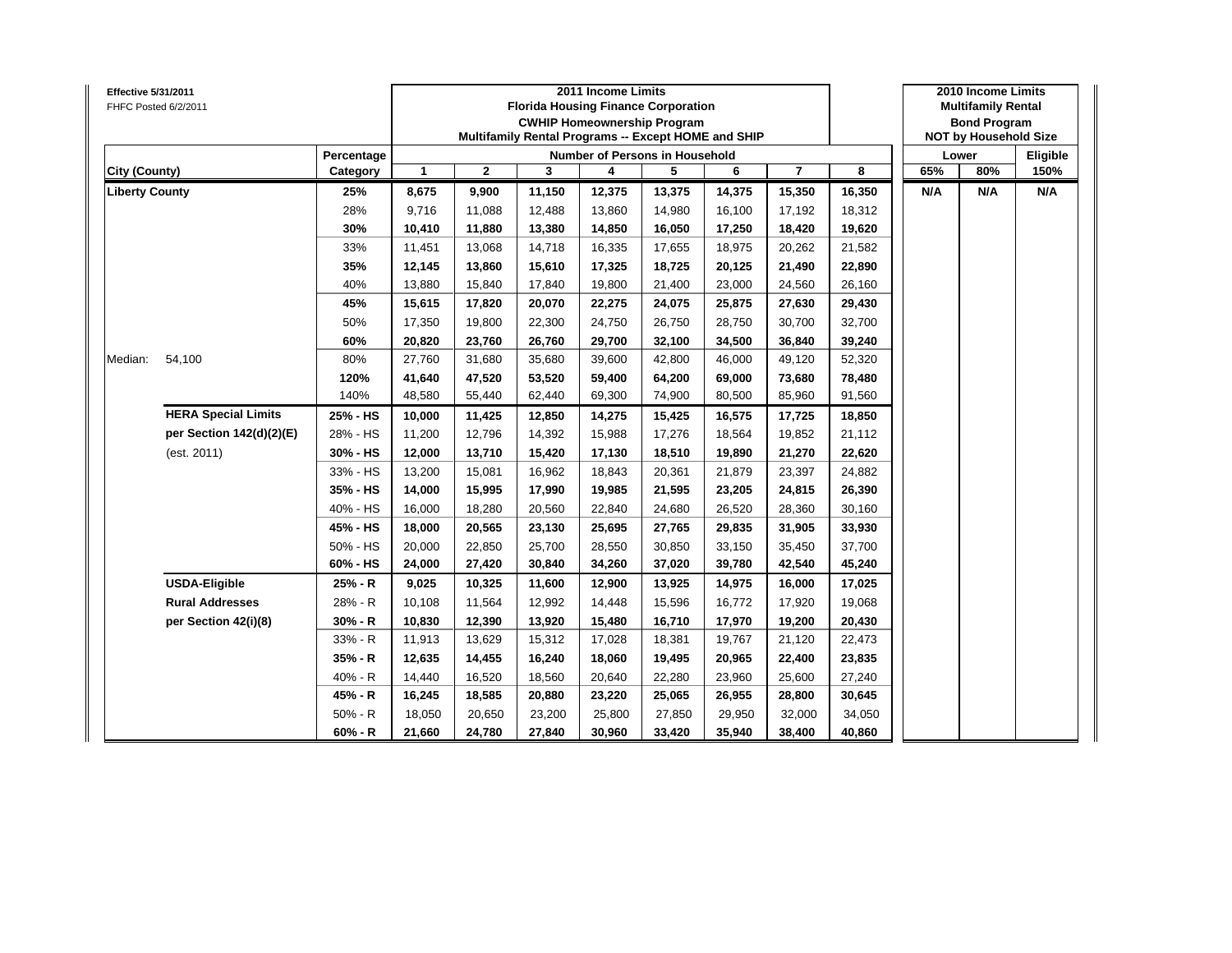Effective 5/31/2011
FHFC Posted 6/2/2011

| City (County) | | Percentage Category | 2011 Income Limits Florida Housing Finance Corporation CWHIP Homeownership Program Multifamily Rental Programs -- Except HOME and SHIP Number of Persons in Household 1 | 2 | 3 | 4 | 5 | 6 | 7 | 8 | 2010 Income Limits Multifamily Rental Bond Program NOT by Household Size Lower 65% | 80% | Eligible 150% |
|---|---|---|---|---|---|---|---|---|---|---|---|---|---|
| **Liberty County** | | **25%** | **8,675** | **9,900** | **11,150** | **12,375** | **13,375** | **14,375** | **15,350** | **16,350** | **N/A** | **N/A** | **N/A** |
| | | 28% | 9,716 | 11,088 | 12,488 | 13,860 | 14,980 | 16,100 | 17,192 | 18,312 | | | |
| | | **30%** | **10,410** | **11,880** | **13,380** | **14,850** | **16,050** | **17,250** | **18,420** | **19,620** | | | |
| | | 33% | 11,451 | 13,068 | 14,718 | 16,335 | 17,655 | 18,975 | 20,262 | 21,582 | | | |
| | | **35%** | **12,145** | **13,860** | **15,610** | **17,325** | **18,725** | **20,125** | **21,490** | **22,890** | | | |
| | | 40% | 13,880 | 15,840 | 17,840 | 19,800 | 21,400 | 23,000 | 24,560 | 26,160 | | | |
| | | **45%** | **15,615** | **17,820** | **20,070** | **22,275** | **24,075** | **25,875** | **27,630** | **29,430** | | | |
| | | 50% | 17,350 | 19,800 | 22,300 | 24,750 | 26,750 | 28,750 | 30,700 | 32,700 | | | |
| | | **60%** | **20,820** | **23,760** | **26,760** | **29,700** | **32,100** | **34,500** | **36,840** | **39,240** | | | |
| Median: | 54,100 | 80% | 27,760 | 31,680 | 35,680 | 39,600 | 42,800 | 46,000 | 49,120 | 52,320 | | | |
| | | **120%** | **41,640** | **47,520** | **53,520** | **59,400** | **64,200** | **69,000** | **73,680** | **78,480** | | | |
| | | 140% | 48,580 | 55,440 | 62,440 | 69,300 | 74,900 | 80,500 | 85,960 | 91,560 | | | |
| | **HERA Special Limits** | **25% - HS** | **10,000** | **11,425** | **12,850** | **14,275** | **15,425** | **16,575** | **17,725** | **18,850** | | | |
| | **per Section 142(d)(2)(E)** | 28% - HS | 11,200 | 12,796 | 14,392 | 15,988 | 17,276 | 18,564 | 19,852 | 21,112 | | | |
| | (est. 2011) | **30% - HS** | **12,000** | **13,710** | **15,420** | **17,130** | **18,510** | **19,890** | **21,270** | **22,620** | | | |
| | | 33% - HS | 13,200 | 15,081 | 16,962 | 18,843 | 20,361 | 21,879 | 23,397 | 24,882 | | | |
| | | **35% - HS** | **14,000** | **15,995** | **17,990** | **19,985** | **21,595** | **23,205** | **24,815** | **26,390** | | | |
| | | 40% - HS | 16,000 | 18,280 | 20,560 | 22,840 | 24,680 | 26,520 | 28,360 | 30,160 | | | |
| | | **45% - HS** | **18,000** | **20,565** | **23,130** | **25,695** | **27,765** | **29,835** | **31,905** | **33,930** | | | |
| | | 50% - HS | 20,000 | 22,850 | 25,700 | 28,550 | 30,850 | 33,150 | 35,450 | 37,700 | | | |
| | | **60% - HS** | **24,000** | **27,420** | **30,840** | **34,260** | **37,020** | **39,780** | **42,540** | **45,240** | | | |
| | **USDA-Eligible** | **25% - R** | **9,025** | **10,325** | **11,600** | **12,900** | **13,925** | **14,975** | **16,000** | **17,025** | | | |
| | **Rural Addresses** | 28% - R | 10,108 | 11,564 | 12,992 | 14,448 | 15,596 | 16,772 | 17,920 | 19,068 | | | |
| | **per Section 42(i)(8)** | **30% - R** | **10,830** | **12,390** | **13,920** | **15,480** | **16,710** | **17,970** | **19,200** | **20,430** | | | |
| | | 33% - R | 11,913 | 13,629 | 15,312 | 17,028 | 18,381 | 19,767 | 21,120 | 22,473 | | | |
| | | **35% - R** | **12,635** | **14,455** | **16,240** | **18,060** | **19,495** | **20,965** | **22,400** | **23,835** | | | |
| | | 40% - R | 14,440 | 16,520 | 18,560 | 20,640 | 22,280 | 23,960 | 25,600 | 27,240 | | | |
| | | **45% - R** | **16,245** | **18,585** | **20,880** | **23,220** | **25,065** | **26,955** | **28,800** | **30,645** | | | |
| | | 50% - R | 18,050 | 20,650 | 23,200 | 25,800 | 27,850 | 29,950 | 32,000 | 34,050 | | | |
| | | **60% - R** | **21,660** | **24,780** | **27,840** | **30,960** | **33,420** | **35,940** | **38,400** | **40,860** | | | |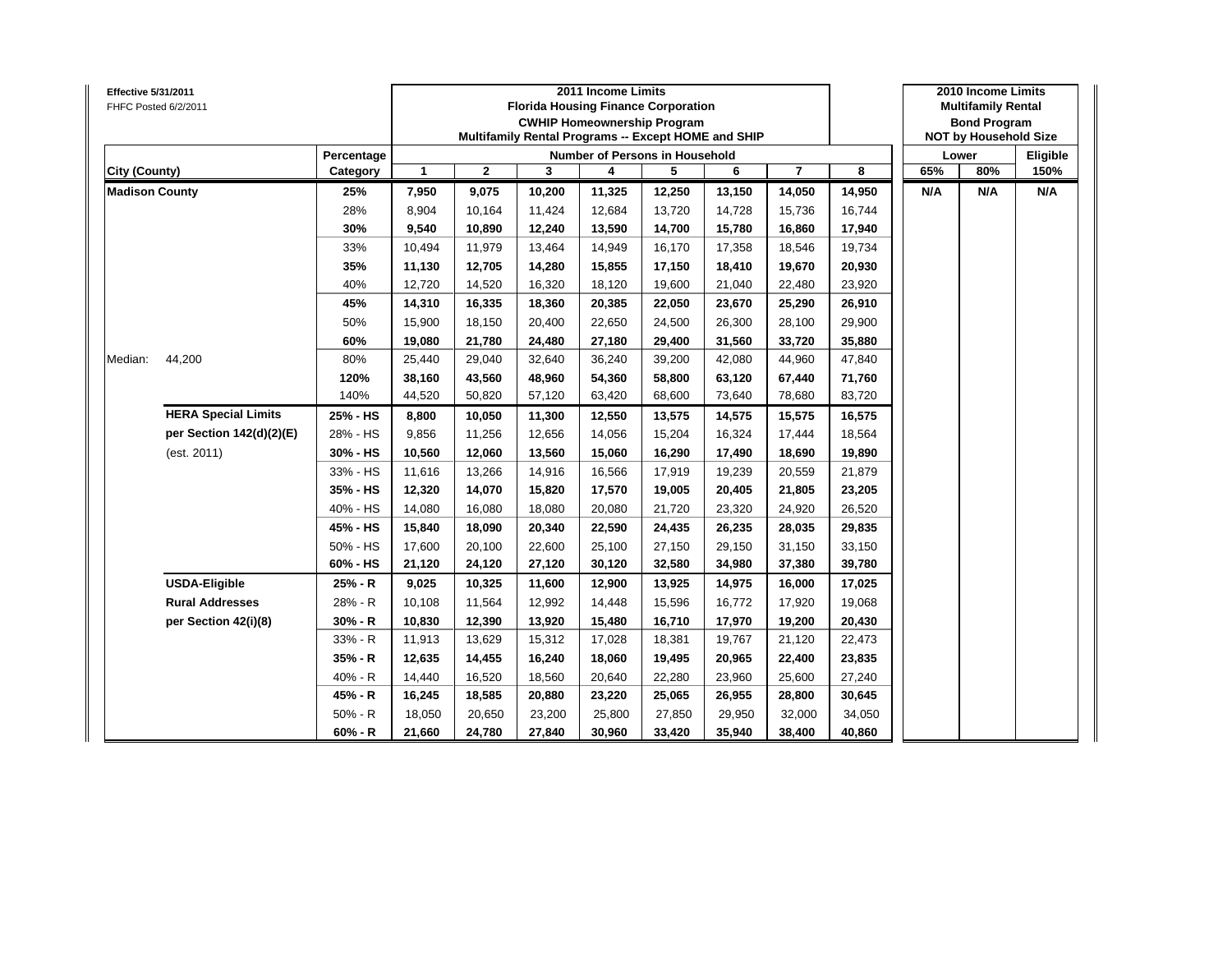Effective 5/31/2011
FHFC Posted 6/2/2011

| City (County) | | Percentage Category | 2011 Income Limits Florida Housing Finance Corporation CWHIP Homeownership Program Multifamily Rental Programs -- Except HOME and SHIP | | | | | | | | 2010 Income Limits Multifamily Rental Bond Program NOT by Household Size | | |
|---|---|---|---|---|---|---|---|---|---|---|---|---|---|
| | | | Number of Persons in Household | | | | | | | | Lower | | Eligible |
| | | | 1 | 2 | 3 | 4 | 5 | 6 | 7 | 8 | 65% | 80% | 150% |
| **Madison County** | | **25%** | **7,950** | **9,075** | **10,200** | **11,325** | **12,250** | **13,150** | **14,050** | **14,950** | **N/A** | **N/A** | **N/A** |
| | | 28% | 8,904 | 10,164 | 11,424 | 12,684 | 13,720 | 14,728 | 15,736 | 16,744 | | | |
| | | **30%** | **9,540** | **10,890** | **12,240** | **13,590** | **14,700** | **15,780** | **16,860** | **17,940** | | | |
| | | 33% | 10,494 | 11,979 | 13,464 | 14,949 | 16,170 | 17,358 | 18,546 | 19,734 | | | |
| | | **35%** | **11,130** | **12,705** | **14,280** | **15,855** | **17,150** | **18,410** | **19,670** | **20,930** | | | |
| | | 40% | 12,720 | 14,520 | 16,320 | 18,120 | 19,600 | 21,040 | 22,480 | 23,920 | | | |
| | | **45%** | **14,310** | **16,335** | **18,360** | **20,385** | **22,050** | **23,670** | **25,290** | **26,910** | | | |
| | | 50% | 15,900 | 18,150 | 20,400 | 22,650 | 24,500 | 26,300 | 28,100 | 29,900 | | | |
| | | **60%** | **19,080** | **21,780** | **24,480** | **27,180** | **29,400** | **31,560** | **33,720** | **35,880** | | | |
| Median: | 44,200 | 80% | 25,440 | 29,040 | 32,640 | 36,240 | 39,200 | 42,080 | 44,960 | 47,840 | | | |
| | | **120%** | **38,160** | **43,560** | **48,960** | **54,360** | **58,800** | **63,120** | **67,440** | **71,760** | | | |
| | | 140% | 44,520 | 50,820 | 57,120 | 63,420 | 68,600 | 73,640 | 78,680 | 83,720 | | | |
| | **HERA Special Limits** | **25% - HS** | **8,800** | **10,050** | **11,300** | **12,550** | **13,575** | **14,575** | **15,575** | **16,575** | | | |
| | **per Section 142(d)(2)(E)** | 28% - HS | 9,856 | 11,256 | 12,656 | 14,056 | 15,204 | 16,324 | 17,444 | 18,564 | | | |
| | (est. 2011) | **30% - HS** | **10,560** | **12,060** | **13,560** | **15,060** | **16,290** | **17,490** | **18,690** | **19,890** | | | |
| | | 33% - HS | 11,616 | 13,266 | 14,916 | 16,566 | 17,919 | 19,239 | 20,559 | 21,879 | | | |
| | | **35% - HS** | **12,320** | **14,070** | **15,820** | **17,570** | **19,005** | **20,405** | **21,805** | **23,205** | | | |
| | | 40% - HS | 14,080 | 16,080 | 18,080 | 20,080 | 21,720 | 23,320 | 24,920 | 26,520 | | | |
| | | **45% - HS** | **15,840** | **18,090** | **20,340** | **22,590** | **24,435** | **26,235** | **28,035** | **29,835** | | | |
| | | 50% - HS | 17,600 | 20,100 | 22,600 | 25,100 | 27,150 | 29,150 | 31,150 | 33,150 | | | |
| | | **60% - HS** | **21,120** | **24,120** | **27,120** | **30,120** | **32,580** | **34,980** | **37,380** | **39,780** | | | |
| | **USDA-Eligible** | **25% - R** | **9,025** | **10,325** | **11,600** | **12,900** | **13,925** | **14,975** | **16,000** | **17,025** | | | |
| | **Rural Addresses** | 28% - R | 10,108 | 11,564 | 12,992 | 14,448 | 15,596 | 16,772 | 17,920 | 19,068 | | | |
| | **per Section 42(i)(8)** | **30% - R** | **10,830** | **12,390** | **13,920** | **15,480** | **16,710** | **17,970** | **19,200** | **20,430** | | | |
| | | 33% - R | 11,913 | 13,629 | 15,312 | 17,028 | 18,381 | 19,767 | 21,120 | 22,473 | | | |
| | | **35% - R** | **12,635** | **14,455** | **16,240** | **18,060** | **19,495** | **20,965** | **22,400** | **23,835** | | | |
| | | 40% - R | 14,440 | 16,520 | 18,560 | 20,640 | 22,280 | 23,960 | 25,600 | 27,240 | | | |
| | | **45% - R** | **16,245** | **18,585** | **20,880** | **23,220** | **25,065** | **26,955** | **28,800** | **30,645** | | | |
| | | 50% - R | 18,050 | 20,650 | 23,200 | 25,800 | 27,850 | 29,950 | 32,000 | 34,050 | | | |
| | | **60% - R** | **21,660** | **24,780** | **27,840** | **30,960** | **33,420** | **35,940** | **38,400** | **40,860** | | | |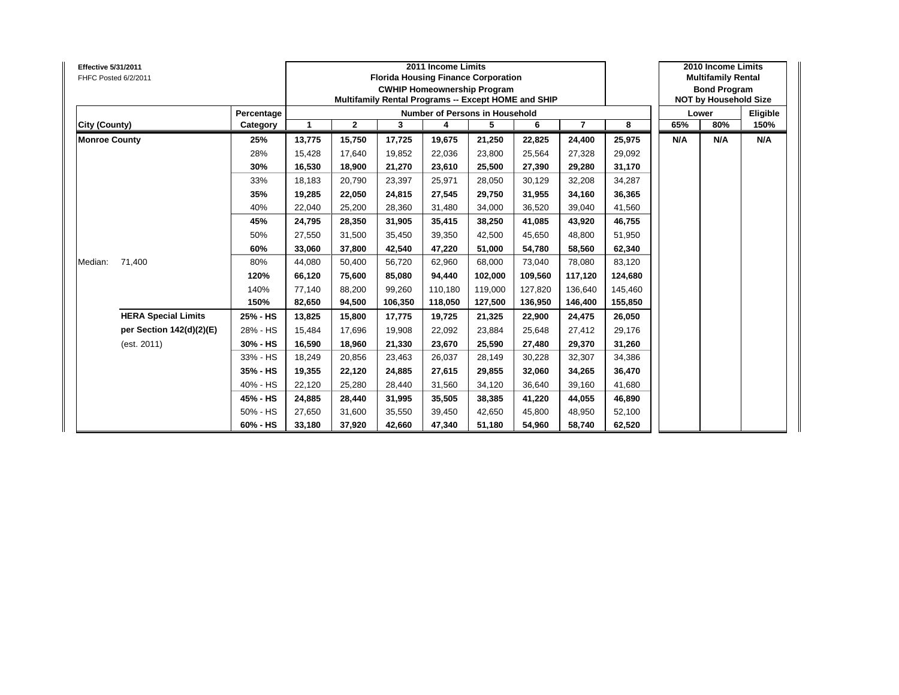**Effective 5/31/2011**
FHFC Posted 6/2/2011

| | | 2011 Income Limits<br>Florida Housing Finance Corporation<br>CWHIP Homeownership Program<br>Multifamily Rental Programs -- Except HOME and SHIP | | | | | | | | 2010 Income Limits<br>Multifamily Rental<br>Bond Program<br>NOT by Household Size | | |
|---|---|---|---|---|---|---|---|---|---|---|---|---|
| | Percentage | Number of Persons in Household | | | | | | | | Lower | | Eligible |
| **City (County)** | **Category** | **1** | **2** | **3** | **4** | **5** | **6** | **7** | **8** | **65%** | **80%** | **150%** |
| **Monroe County** | **25%** | **13,775** | **15,750** | **17,725** | **19,675** | **21,250** | **22,825** | **24,400** | **25,975** | **N/A** | **N/A** | **N/A** |
| | 28% | 15,428 | 17,640 | 19,852 | 22,036 | 23,800 | 25,564 | 27,328 | 29,092 | | | |
| | **30%** | **16,530** | **18,900** | **21,270** | **23,610** | **25,500** | **27,390** | **29,280** | **31,170** | | | |
| | 33% | 18,183 | 20,790 | 23,397 | 25,971 | 28,050 | 30,129 | 32,208 | 34,287 | | | |
| | **35%** | **19,285** | **22,050** | **24,815** | **27,545** | **29,750** | **31,955** | **34,160** | **36,365** | | | |
| | 40% | 22,040 | 25,200 | 28,360 | 31,480 | 34,000 | 36,520 | 39,040 | 41,560 | | | |
| | **45%** | **24,795** | **28,350** | **31,905** | **35,415** | **38,250** | **41,085** | **43,920** | **46,755** | | | |
| | 50% | 27,550 | 31,500 | 35,450 | 39,350 | 42,500 | 45,650 | 48,800 | 51,950 | | | |
| | **60%** | **33,060** | **37,800** | **42,540** | **47,220** | **51,000** | **54,780** | **58,560** | **62,340** | | | |
| Median: 71,400 | 80% | 44,080 | 50,400 | 56,720 | 62,960 | 68,000 | 73,040 | 78,080 | 83,120 | | | |
| | **120%** | **66,120** | **75,600** | **85,080** | **94,440** | **102,000** | **109,560** | **117,120** | **124,680** | | | |
| | 140% | 77,140 | 88,200 | 99,260 | 110,180 | 119,000 | 127,820 | 136,640 | 145,460 | | | |
| | **150%** | **82,650** | **94,500** | **106,350** | **118,050** | **127,500** | **136,950** | **146,400** | **155,850** | | | |
| **HERA Special Limits** | **25% - HS** | **13,825** | **15,800** | **17,775** | **19,725** | **21,325** | **22,900** | **24,475** | **26,050** | | | |
| **per Section 142(d)(2)(E)** | 28% - HS | 15,484 | 17,696 | 19,908 | 22,092 | 23,884 | 25,648 | 27,412 | 29,176 | | | |
| (est. 2011) | **30% - HS** | **16,590** | **18,960** | **21,330** | **23,670** | **25,590** | **27,480** | **29,370** | **31,260** | | | |
| | 33% - HS | 18,249 | 20,856 | 23,463 | 26,037 | 28,149 | 30,228 | 32,307 | 34,386 | | | |
| | **35% - HS** | **19,355** | **22,120** | **24,885** | **27,615** | **29,855** | **32,060** | **34,265** | **36,470** | | | |
| | 40% - HS | 22,120 | 25,280 | 28,440 | 31,560 | 34,120 | 36,640 | 39,160 | 41,680 | | | |
| | **45% - HS** | **24,885** | **28,440** | **31,995** | **35,505** | **38,385** | **41,220** | **44,055** | **46,890** | | | |
| | 50% - HS | 27,650 | 31,600 | 35,550 | 39,450 | 42,650 | 45,800 | 48,950 | 52,100 | | | |
| | **60% - HS** | **33,180** | **37,920** | **42,660** | **47,340** | **51,180** | **54,960** | **58,740** | **62,520** | | | |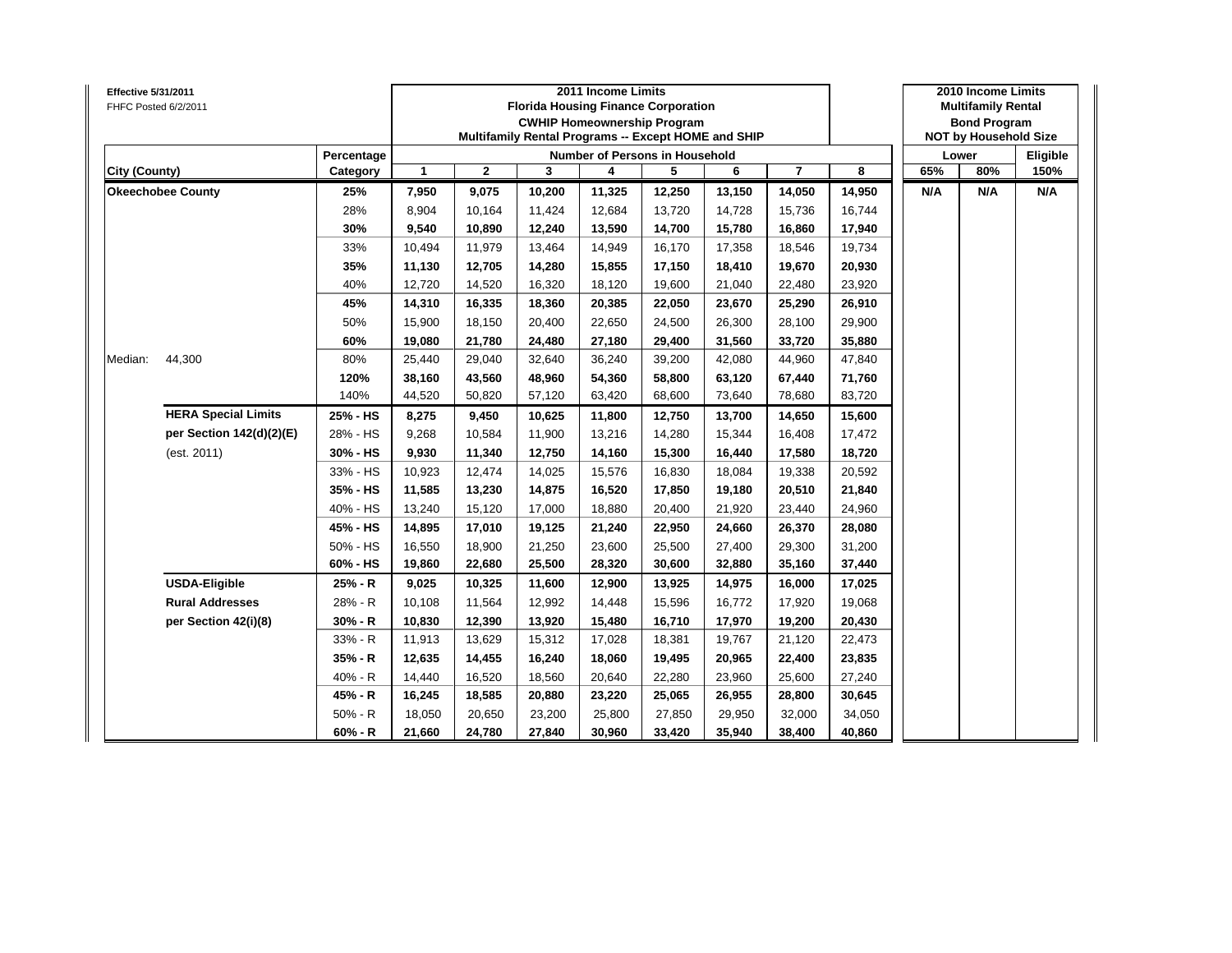**Effective 5/31/2011**
FHFC Posted 6/2/2011

| City (County) | | Percentage Category | 2011 Income Limits Florida Housing Finance Corporation CWHIP Homeownership Program Multifamily Rental Programs -- Except HOME and SHIP Number of Persons in Household 1 | 2 | 3 | 4 | 5 | 6 | 7 | 8 | 2010 Income Limits Multifamily Rental Bond Program NOT by Household Size Lower 65% | 80% | Eligible 150% |
|---|---|---|---|---|---|---|---|---|---|---|---|---|---|
| **Okeechobee County** | | **25%** | **7,950** | **9,075** | **10,200** | **11,325** | **12,250** | **13,150** | **14,050** | **14,950** | **N/A** | **N/A** | **N/A** |
| | | 28% | 8,904 | 10,164 | 11,424 | 12,684 | 13,720 | 14,728 | 15,736 | 16,744 | | | |
| | | **30%** | **9,540** | **10,890** | **12,240** | **13,590** | **14,700** | **15,780** | **16,860** | **17,940** | | | |
| | | 33% | 10,494 | 11,979 | 13,464 | 14,949 | 16,170 | 17,358 | 18,546 | 19,734 | | | |
| | | **35%** | **11,130** | **12,705** | **14,280** | **15,855** | **17,150** | **18,410** | **19,670** | **20,930** | | | |
| | | 40% | 12,720 | 14,520 | 16,320 | 18,120 | 19,600 | 21,040 | 22,480 | 23,920 | | | |
| | | **45%** | **14,310** | **16,335** | **18,360** | **20,385** | **22,050** | **23,670** | **25,290** | **26,910** | | | |
| | | 50% | 15,900 | 18,150 | 20,400 | 22,650 | 24,500 | 26,300 | 28,100 | 29,900 | | | |
| | | **60%** | **19,080** | **21,780** | **24,480** | **27,180** | **29,400** | **31,560** | **33,720** | **35,880** | | | |
| Median: | 44,300 | 80% | 25,440 | 29,040 | 32,640 | 36,240 | 39,200 | 42,080 | 44,960 | 47,840 | | | |
| | | **120%** | **38,160** | **43,560** | **48,960** | **54,360** | **58,800** | **63,120** | **67,440** | **71,760** | | | |
| | | 140% | 44,520 | 50,820 | 57,120 | 63,420 | 68,600 | 73,640 | 78,680 | 83,720 | | | |
| | **HERA Special Limits** | **25% - HS** | **8,275** | **9,450** | **10,625** | **11,800** | **12,750** | **13,700** | **14,650** | **15,600** | | | |
| | **per Section 142(d)(2)(E)** | 28% - HS | 9,268 | 10,584 | 11,900 | 13,216 | 14,280 | 15,344 | 16,408 | 17,472 | | | |
| | (est. 2011) | **30% - HS** | **9,930** | **11,340** | **12,750** | **14,160** | **15,300** | **16,440** | **17,580** | **18,720** | | | |
| | | 33% - HS | 10,923 | 12,474 | 14,025 | 15,576 | 16,830 | 18,084 | 19,338 | 20,592 | | | |
| | | **35% - HS** | **11,585** | **13,230** | **14,875** | **16,520** | **17,850** | **19,180** | **20,510** | **21,840** | | | |
| | | 40% - HS | 13,240 | 15,120 | 17,000 | 18,880 | 20,400 | 21,920 | 23,440 | 24,960 | | | |
| | | **45% - HS** | **14,895** | **17,010** | **19,125** | **21,240** | **22,950** | **24,660** | **26,370** | **28,080** | | | |
| | | 50% - HS | 16,550 | 18,900 | 21,250 | 23,600 | 25,500 | 27,400 | 29,300 | 31,200 | | | |
| | | **60% - HS** | **19,860** | **22,680** | **25,500** | **28,320** | **30,600** | **32,880** | **35,160** | **37,440** | | | |
| | **USDA-Eligible** | **25% - R** | **9,025** | **10,325** | **11,600** | **12,900** | **13,925** | **14,975** | **16,000** | **17,025** | | | |
| | **Rural Addresses** | 28% - R | 10,108 | 11,564 | 12,992 | 14,448 | 15,596 | 16,772 | 17,920 | 19,068 | | | |
| | **per Section 42(i)(8)** | **30% - R** | **10,830** | **12,390** | **13,920** | **15,480** | **16,710** | **17,970** | **19,200** | **20,430** | | | |
| | | 33% - R | 11,913 | 13,629 | 15,312 | 17,028 | 18,381 | 19,767 | 21,120 | 22,473 | | | |
| | | **35% - R** | **12,635** | **14,455** | **16,240** | **18,060** | **19,495** | **20,965** | **22,400** | **23,835** | | | |
| | | 40% - R | 14,440 | 16,520 | 18,560 | 20,640 | 22,280 | 23,960 | 25,600 | 27,240 | | | |
| | | **45% - R** | **16,245** | **18,585** | **20,880** | **23,220** | **25,065** | **26,955** | **28,800** | **30,645** | | | |
| | | 50% - R | 18,050 | 20,650 | 23,200 | 25,800 | 27,850 | 29,950 | 32,000 | 34,050 | | | |
| | | **60% - R** | **21,660** | **24,780** | **27,840** | **30,960** | **33,420** | **35,940** | **38,400** | **40,860** | | | |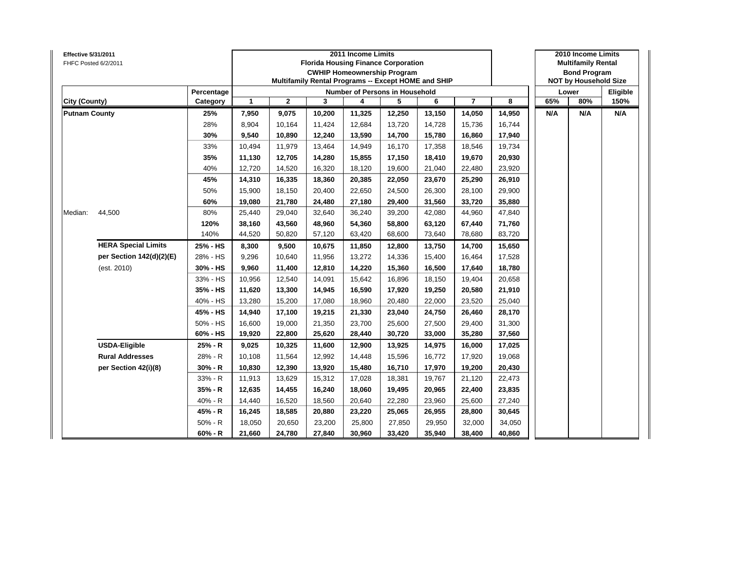**Effective 5/31/2011**
FHFC Posted 6/2/2011

| | | | 2011 Income Limits<br>Florida Housing Finance Corporation<br>CWHIP Homeownership Program<br>Multifamily Rental Programs -- Except HOME and SHIP | | | | | | | | 2010 Income Limits<br>Multifamily Rental<br>Bond Program<br>NOT by Household Size | | |
|---|---|---|---|---|---|---|---|---|---|---|---|---|---|
| | | Percentage | Number of Persons in Household | | | | | | | | Lower | | Eligible |
| City (County) | | Category | 1 | 2 | 3 | 4 | 5 | 6 | 7 | 8 | 65% | 80% | 150% |
| **Putnam County** | | **25%** | **7,950** | **9,075** | **10,200** | **11,325** | **12,250** | **13,150** | **14,050** | **14,950** | **N/A** | **N/A** | **N/A** |
| | | 28% | 8,904 | 10,164 | 11,424 | 12,684 | 13,720 | 14,728 | 15,736 | 16,744 | | | |
| | | **30%** | **9,540** | **10,890** | **12,240** | **13,590** | **14,700** | **15,780** | **16,860** | **17,940** | | | |
| | | 33% | 10,494 | 11,979 | 13,464 | 14,949 | 16,170 | 17,358 | 18,546 | 19,734 | | | |
| | | **35%** | **11,130** | **12,705** | **14,280** | **15,855** | **17,150** | **18,410** | **19,670** | **20,930** | | | |
| | | 40% | 12,720 | 14,520 | 16,320 | 18,120 | 19,600 | 21,040 | 22,480 | 23,920 | | | |
| | | **45%** | **14,310** | **16,335** | **18,360** | **20,385** | **22,050** | **23,670** | **25,290** | **26,910** | | | |
| | | 50% | 15,900 | 18,150 | 20,400 | 22,650 | 24,500 | 26,300 | 28,100 | 29,900 | | | |
| | | **60%** | **19,080** | **21,780** | **24,480** | **27,180** | **29,400** | **31,560** | **33,720** | **35,880** | | | |
| Median: | 44,500 | 80% | 25,440 | 29,040 | 32,640 | 36,240 | 39,200 | 42,080 | 44,960 | 47,840 | | | |
| | | **120%** | **38,160** | **43,560** | **48,960** | **54,360** | **58,800** | **63,120** | **67,440** | **71,760** | | | |
| | | 140% | 44,520 | 50,820 | 57,120 | 63,420 | 68,600 | 73,640 | 78,680 | 83,720 | | | |
| | **HERA Special Limits** | **25% - HS** | **8,300** | **9,500** | **10,675** | **11,850** | **12,800** | **13,750** | **14,700** | **15,650** | | | |
| | **per Section 142(d)(2)(E)** | 28% - HS | 9,296 | 10,640 | 11,956 | 13,272 | 14,336 | 15,400 | 16,464 | 17,528 | | | |
| | (est. 2010) | **30% - HS** | **9,960** | **11,400** | **12,810** | **14,220** | **15,360** | **16,500** | **17,640** | **18,780** | | | |
| | | 33% - HS | 10,956 | 12,540 | 14,091 | 15,642 | 16,896 | 18,150 | 19,404 | 20,658 | | | |
| | | **35% - HS** | **11,620** | **13,300** | **14,945** | **16,590** | **17,920** | **19,250** | **20,580** | **21,910** | | | |
| | | 40% - HS | 13,280 | 15,200 | 17,080 | 18,960 | 20,480 | 22,000 | 23,520 | 25,040 | | | |
| | | **45% - HS** | **14,940** | **17,100** | **19,215** | **21,330** | **23,040** | **24,750** | **26,460** | **28,170** | | | |
| | | 50% - HS | 16,600 | 19,000 | 21,350 | 23,700 | 25,600 | 27,500 | 29,400 | 31,300 | | | |
| | | **60% - HS** | **19,920** | **22,800** | **25,620** | **28,440** | **30,720** | **33,000** | **35,280** | **37,560** | | | |
| | **USDA-Eligible** | **25% - R** | **9,025** | **10,325** | **11,600** | **12,900** | **13,925** | **14,975** | **16,000** | **17,025** | | | |
| | **Rural Addresses** | 28% - R | 10,108 | 11,564 | 12,992 | 14,448 | 15,596 | 16,772 | 17,920 | 19,068 | | | |
| | **per Section 42(i)(8)** | **30% - R** | **10,830** | **12,390** | **13,920** | **15,480** | **16,710** | **17,970** | **19,200** | **20,430** | | | |
| | | 33% - R | 11,913 | 13,629 | 15,312 | 17,028 | 18,381 | 19,767 | 21,120 | 22,473 | | | |
| | | **35% - R** | **12,635** | **14,455** | **16,240** | **18,060** | **19,495** | **20,965** | **22,400** | **23,835** | | | |
| | | 40% - R | 14,440 | 16,520 | 18,560 | 20,640 | 22,280 | 23,960 | 25,600 | 27,240 | | | |
| | | **45% - R** | **16,245** | **18,585** | **20,880** | **23,220** | **25,065** | **26,955** | **28,800** | **30,645** | | | |
| | | 50% - R | 18,050 | 20,650 | 23,200 | 25,800 | 27,850 | 29,950 | 32,000 | 34,050 | | | |
| | | **60% - R** | **21,660** | **24,780** | **27,840** | **30,960** | **33,420** | **35,940** | **38,400** | **40,860** | | | |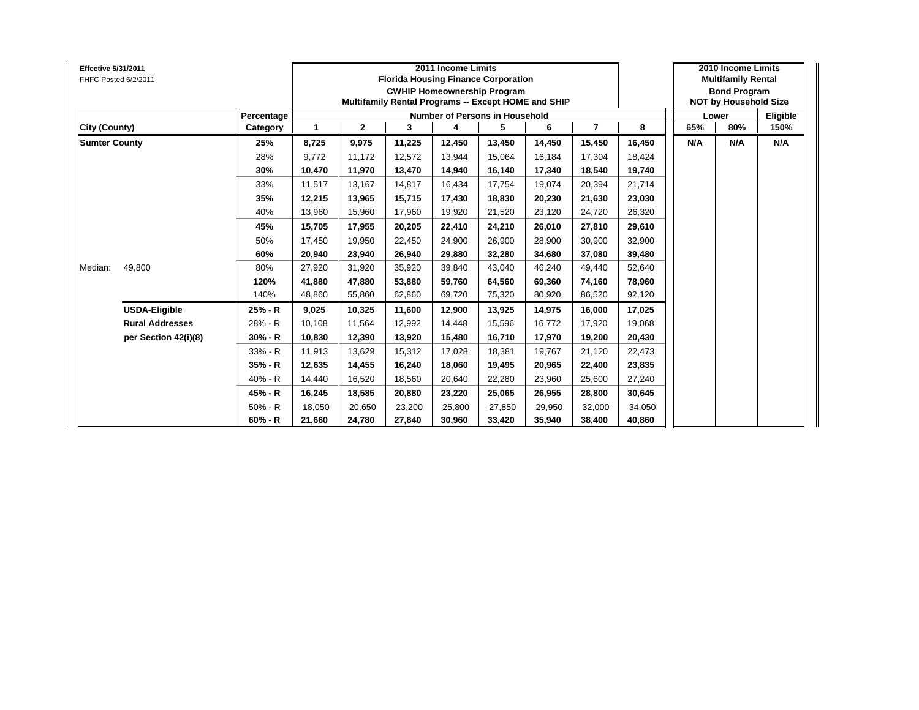Effective 5/31/2011
FHFC Posted 6/2/2011

| City (County) | | Percentage Category | 2011 Income Limits Florida Housing Finance Corporation CWHIP Homeownership Program Multifamily Rental Programs -- Except HOME and SHIP | | | | | | | | 2010 Income Limits Multifamily Rental Bond Program NOT by Household Size | | |
|---|---|---|---|---|---|---|---|---|---|---|---|---|---|
| | | | Number of Persons in Household | | | | | | | | Lower | | Eligible |
| | | | 1 | 2 | 3 | 4 | 5 | 6 | 7 | 8 | 65% | 80% | 150% |
| **Sumter County** | | **25%** | **8,725** | **9,975** | **11,225** | **12,450** | **13,450** | **14,450** | **15,450** | **16,450** | **N/A** | **N/A** | **N/A** |
| | | 28% | 9,772 | 11,172 | 12,572 | 13,944 | 15,064 | 16,184 | 17,304 | 18,424 | | | |
| | | **30%** | **10,470** | **11,970** | **13,470** | **14,940** | **16,140** | **17,340** | **18,540** | **19,740** | | | |
| | | 33% | 11,517 | 13,167 | 14,817 | 16,434 | 17,754 | 19,074 | 20,394 | 21,714 | | | |
| | | **35%** | **12,215** | **13,965** | **15,715** | **17,430** | **18,830** | **20,230** | **21,630** | **23,030** | | | |
| | | 40% | 13,960 | 15,960 | 17,960 | 19,920 | 21,520 | 23,120 | 24,720 | 26,320 | | | |
| | | **45%** | **15,705** | **17,955** | **20,205** | **22,410** | **24,210** | **26,010** | **27,810** | **29,610** | | | |
| | | 50% | 17,450 | 19,950 | 22,450 | 24,900 | 26,900 | 28,900 | 30,900 | 32,900 | | | |
| | | **60%** | **20,940** | **23,940** | **26,940** | **29,880** | **32,280** | **34,680** | **37,080** | **39,480** | | | |
| Median: | 49,800 | 80% | 27,920 | 31,920 | 35,920 | 39,840 | 43,040 | 46,240 | 49,440 | 52,640 | | | |
| | | **120%** | **41,880** | **47,880** | **53,880** | **59,760** | **64,560** | **69,360** | **74,160** | **78,960** | | | |
| | | 140% | 48,860 | 55,860 | 62,860 | 69,720 | 75,320 | 80,920 | 86,520 | 92,120 | | | |
| | **USDA-Eligible** | **25% - R** | **9,025** | **10,325** | **11,600** | **12,900** | **13,925** | **14,975** | **16,000** | **17,025** | | | |
| | **Rural Addresses** | 28% - R | 10,108 | 11,564 | 12,992 | 14,448 | 15,596 | 16,772 | 17,920 | 19,068 | | | |
| | **per Section 42(i)(8)** | **30% - R** | **10,830** | **12,390** | **13,920** | **15,480** | **16,710** | **17,970** | **19,200** | **20,430** | | | |
| | | 33% - R | 11,913 | 13,629 | 15,312 | 17,028 | 18,381 | 19,767 | 21,120 | 22,473 | | | |
| | | **35% - R** | **12,635** | **14,455** | **16,240** | **18,060** | **19,495** | **20,965** | **22,400** | **23,835** | | | |
| | | 40% - R | 14,440 | 16,520 | 18,560 | 20,640 | 22,280 | 23,960 | 25,600 | 27,240 | | | |
| | | **45% - R** | **16,245** | **18,585** | **20,880** | **23,220** | **25,065** | **26,955** | **28,800** | **30,645** | | | |
| | | 50% - R | 18,050 | 20,650 | 23,200 | 25,800 | 27,850 | 29,950 | 32,000 | 34,050 | | | |
| | | **60% - R** | **21,660** | **24,780** | **27,840** | **30,960** | **33,420** | **35,940** | **38,400** | **40,860** | | | |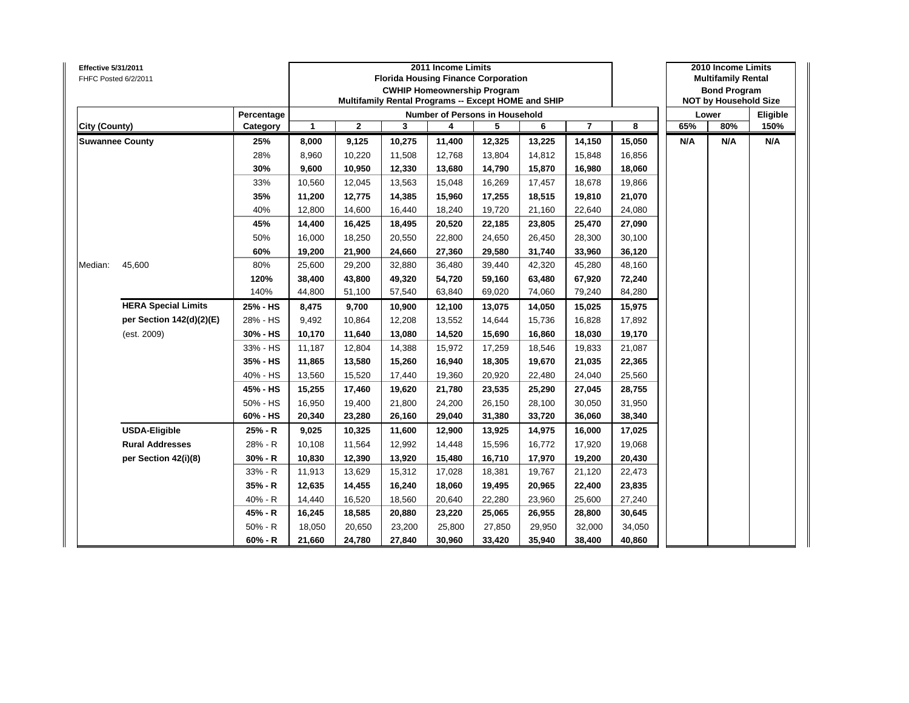**Effective 5/31/2011**
FHFC Posted 6/2/2011

| | | | 2011 Income Limits<br>Florida Housing Finance Corporation<br>CWHIP Homeownership Program<br>Multifamily Rental Programs -- Except HOME and SHIP | | | | | | | 2010 Income Limits<br>Multifamily Rental<br>Bond Program<br>NOT by Household Size | | |
|---|---|---|---|---|---|---|---|---|---|---|---|---|
| | Percentage | Number of Persons in Household | | | | | | | | Lower | | Eligible |
| City (County) | Category | 1 | 2 | 3 | 4 | 5 | 6 | 7 | 8 | 65% | 80% | 150% |
| **Suwannee County** | **25%** | **8,000** | **9,125** | **10,275** | **11,400** | **12,325** | **13,225** | **14,150** | **15,050** | **N/A** | **N/A** | **N/A** |
| | 28% | 8,960 | 10,220 | 11,508 | 12,768 | 13,804 | 14,812 | 15,848 | 16,856 | | | |
| | **30%** | **9,600** | **10,950** | **12,330** | **13,680** | **14,790** | **15,870** | **16,980** | **18,060** | | | |
| | 33% | 10,560 | 12,045 | 13,563 | 15,048 | 16,269 | 17,457 | 18,678 | 19,866 | | | |
| | **35%** | **11,200** | **12,775** | **14,385** | **15,960** | **17,255** | **18,515** | **19,810** | **21,070** | | | |
| | 40% | 12,800 | 14,600 | 16,440 | 18,240 | 19,720 | 21,160 | 22,640 | 24,080 | | | |
| | **45%** | **14,400** | **16,425** | **18,495** | **20,520** | **22,185** | **23,805** | **25,470** | **27,090** | | | |
| | 50% | 16,000 | 18,250 | 20,550 | 22,800 | 24,650 | 26,450 | 28,300 | 30,100 | | | |
| | **60%** | **19,200** | **21,900** | **24,660** | **27,360** | **29,580** | **31,740** | **33,960** | **36,120** | | | |
| Median: 45,600 | 80% | 25,600 | 29,200 | 32,880 | 36,480 | 39,440 | 42,320 | 45,280 | 48,160 | | | |
| | **120%** | **38,400** | **43,800** | **49,320** | **54,720** | **59,160** | **63,480** | **67,920** | **72,240** | | | |
| | 140% | 44,800 | 51,100 | 57,540 | 63,840 | 69,020 | 74,060 | 79,240 | 84,280 | | | |
| **HERA Special Limits** | **25% - HS** | **8,475** | **9,700** | **10,900** | **12,100** | **13,075** | **14,050** | **15,025** | **15,975** | | | |
| **per Section 142(d)(2)(E)** | 28% - HS | 9,492 | 10,864 | 12,208 | 13,552 | 14,644 | 15,736 | 16,828 | 17,892 | | | |
| (est. 2009) | **30% - HS** | **10,170** | **11,640** | **13,080** | **14,520** | **15,690** | **16,860** | **18,030** | **19,170** | | | |
| | 33% - HS | 11,187 | 12,804 | 14,388 | 15,972 | 17,259 | 18,546 | 19,833 | 21,087 | | | |
| | **35% - HS** | **11,865** | **13,580** | **15,260** | **16,940** | **18,305** | **19,670** | **21,035** | **22,365** | | | |
| | 40% - HS | 13,560 | 15,520 | 17,440 | 19,360 | 20,920 | 22,480 | 24,040 | 25,560 | | | |
| | **45% - HS** | **15,255** | **17,460** | **19,620** | **21,780** | **23,535** | **25,290** | **27,045** | **28,755** | | | |
| | 50% - HS | 16,950 | 19,400 | 21,800 | 24,200 | 26,150 | 28,100 | 30,050 | 31,950 | | | |
| | **60% - HS** | **20,340** | **23,280** | **26,160** | **29,040** | **31,380** | **33,720** | **36,060** | **38,340** | | | |
| **USDA-Eligible** | **25% - R** | **9,025** | **10,325** | **11,600** | **12,900** | **13,925** | **14,975** | **16,000** | **17,025** | | | |
| **Rural Addresses** | 28% - R | 10,108 | 11,564 | 12,992 | 14,448 | 15,596 | 16,772 | 17,920 | 19,068 | | | |
| **per Section 42(i)(8)** | **30% - R** | **10,830** | **12,390** | **13,920** | **15,480** | **16,710** | **17,970** | **19,200** | **20,430** | | | |
| | 33% - R | 11,913 | 13,629 | 15,312 | 17,028 | 18,381 | 19,767 | 21,120 | 22,473 | | | |
| | **35% - R** | **12,635** | **14,455** | **16,240** | **18,060** | **19,495** | **20,965** | **22,400** | **23,835** | | | |
| | 40% - R | 14,440 | 16,520 | 18,560 | 20,640 | 22,280 | 23,960 | 25,600 | 27,240 | | | |
| | **45% - R** | **16,245** | **18,585** | **20,880** | **23,220** | **25,065** | **26,955** | **28,800** | **30,645** | | | |
| | 50% - R | 18,050 | 20,650 | 23,200 | 25,800 | 27,850 | 29,950 | 32,000 | 34,050 | | | |
| | **60% - R** | **21,660** | **24,780** | **27,840** | **30,960** | **33,420** | **35,940** | **38,400** | **40,860** | | | |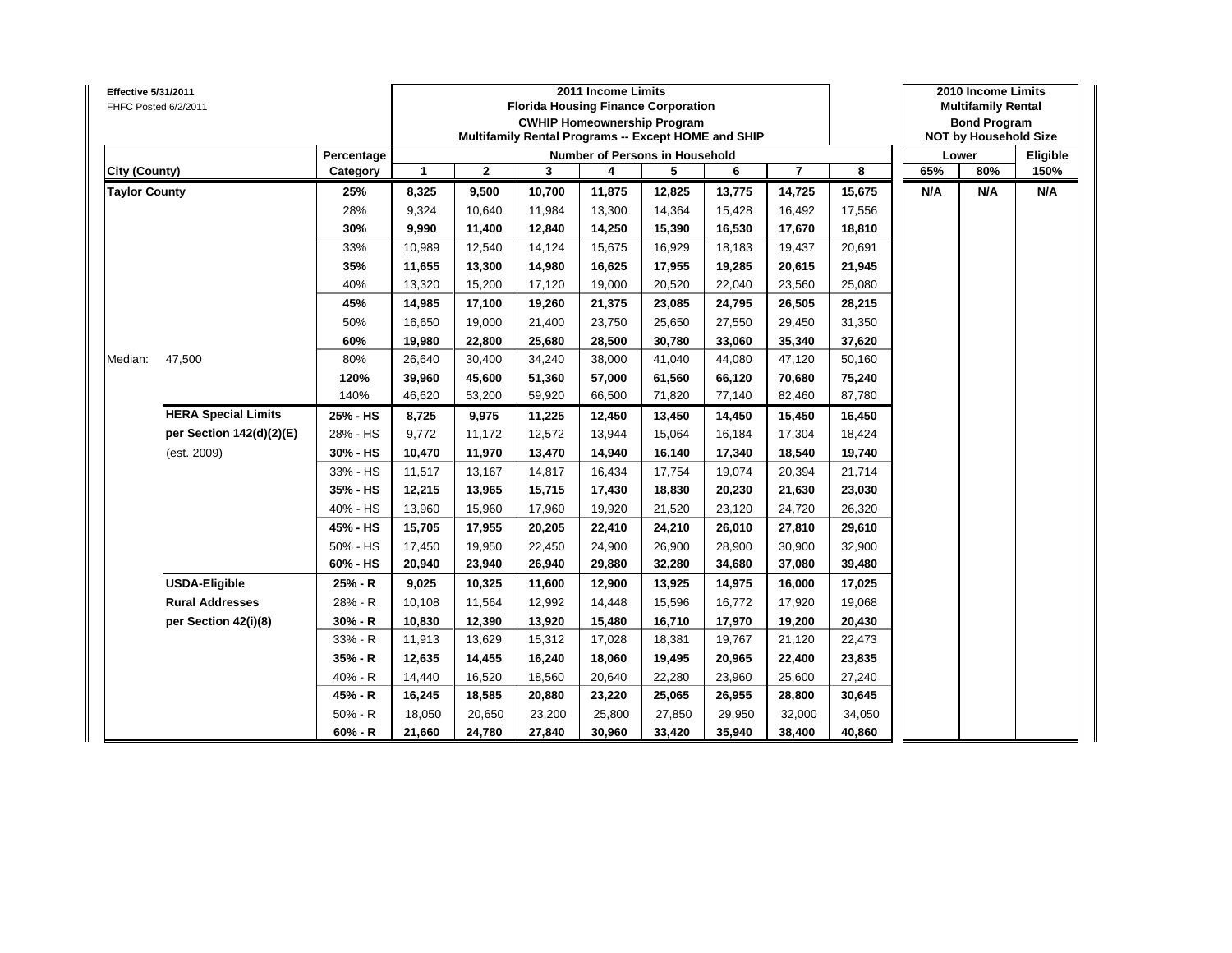**Effective 5/31/2011**
FHFC Posted 6/2/2011

| City (County) | | Percentage Category | 2011 Income Limits — Florida Housing Finance Corporation — CWHIP Homeownership Program — Multifamily Rental Programs -- Except HOME and SHIP — Number of Persons in Household: 1 | 2 | 3 | 4 | 5 | 6 | 7 | 8 | 2010 Income Limits — Multifamily Rental Bond Program — NOT by Household Size — Lower 65% | Lower 80% | Eligible 150% |
|---|---|---|---|---|---|---|---|---|---|---|---|---|---|
| **Taylor County** | | **25%** | **8,325** | **9,500** | **10,700** | **11,875** | **12,825** | **13,775** | **14,725** | **15,675** | **N/A** | **N/A** | **N/A** |
| | | 28% | 9,324 | 10,640 | 11,984 | 13,300 | 14,364 | 15,428 | 16,492 | 17,556 | | | |
| | | **30%** | **9,990** | **11,400** | **12,840** | **14,250** | **15,390** | **16,530** | **17,670** | **18,810** | | | |
| | | 33% | 10,989 | 12,540 | 14,124 | 15,675 | 16,929 | 18,183 | 19,437 | 20,691 | | | |
| | | **35%** | **11,655** | **13,300** | **14,980** | **16,625** | **17,955** | **19,285** | **20,615** | **21,945** | | | |
| | | 40% | 13,320 | 15,200 | 17,120 | 19,000 | 20,520 | 22,040 | 23,560 | 25,080 | | | |
| | | **45%** | **14,985** | **17,100** | **19,260** | **21,375** | **23,085** | **24,795** | **26,505** | **28,215** | | | |
| | | 50% | 16,650 | 19,000 | 21,400 | 23,750 | 25,650 | 27,550 | 29,450 | 31,350 | | | |
| | | **60%** | **19,980** | **22,800** | **25,680** | **28,500** | **30,780** | **33,060** | **35,340** | **37,620** | | | |
| Median: | 47,500 | 80% | 26,640 | 30,400 | 34,240 | 38,000 | 41,040 | 44,080 | 47,120 | 50,160 | | | |
| | | **120%** | **39,960** | **45,600** | **51,360** | **57,000** | **61,560** | **66,120** | **70,680** | **75,240** | | | |
| | | 140% | 46,620 | 53,200 | 59,920 | 66,500 | 71,820 | 77,140 | 82,460 | 87,780 | | | |
| | **HERA Special Limits** | **25% - HS** | **8,725** | **9,975** | **11,225** | **12,450** | **13,450** | **14,450** | **15,450** | **16,450** | | | |
| | **per Section 142(d)(2)(E)** | 28% - HS | 9,772 | 11,172 | 12,572 | 13,944 | 15,064 | 16,184 | 17,304 | 18,424 | | | |
| | (est. 2009) | **30% - HS** | **10,470** | **11,970** | **13,470** | **14,940** | **16,140** | **17,340** | **18,540** | **19,740** | | | |
| | | 33% - HS | 11,517 | 13,167 | 14,817 | 16,434 | 17,754 | 19,074 | 20,394 | 21,714 | | | |
| | | **35% - HS** | **12,215** | **13,965** | **15,715** | **17,430** | **18,830** | **20,230** | **21,630** | **23,030** | | | |
| | | 40% - HS | 13,960 | 15,960 | 17,960 | 19,920 | 21,520 | 23,120 | 24,720 | 26,320 | | | |
| | | **45% - HS** | **15,705** | **17,955** | **20,205** | **22,410** | **24,210** | **26,010** | **27,810** | **29,610** | | | |
| | | 50% - HS | 17,450 | 19,950 | 22,450 | 24,900 | 26,900 | 28,900 | 30,900 | 32,900 | | | |
| | | **60% - HS** | **20,940** | **23,940** | **26,940** | **29,880** | **32,280** | **34,680** | **37,080** | **39,480** | | | |
| | **USDA-Eligible** | **25% - R** | **9,025** | **10,325** | **11,600** | **12,900** | **13,925** | **14,975** | **16,000** | **17,025** | | | |
| | **Rural Addresses** | 28% - R | 10,108 | 11,564 | 12,992 | 14,448 | 15,596 | 16,772 | 17,920 | 19,068 | | | |
| | **per Section 42(i)(8)** | **30% - R** | **10,830** | **12,390** | **13,920** | **15,480** | **16,710** | **17,970** | **19,200** | **20,430** | | | |
| | | 33% - R | 11,913 | 13,629 | 15,312 | 17,028 | 18,381 | 19,767 | 21,120 | 22,473 | | | |
| | | **35% - R** | **12,635** | **14,455** | **16,240** | **18,060** | **19,495** | **20,965** | **22,400** | **23,835** | | | |
| | | 40% - R | 14,440 | 16,520 | 18,560 | 20,640 | 22,280 | 23,960 | 25,600 | 27,240 | | | |
| | | **45% - R** | **16,245** | **18,585** | **20,880** | **23,220** | **25,065** | **26,955** | **28,800** | **30,645** | | | |
| | | 50% - R | 18,050 | 20,650 | 23,200 | 25,800 | 27,850 | 29,950 | 32,000 | 34,050 | | | |
| | | **60% - R** | **21,660** | **24,780** | **27,840** | **30,960** | **33,420** | **35,940** | **38,400** | **40,860** | | | |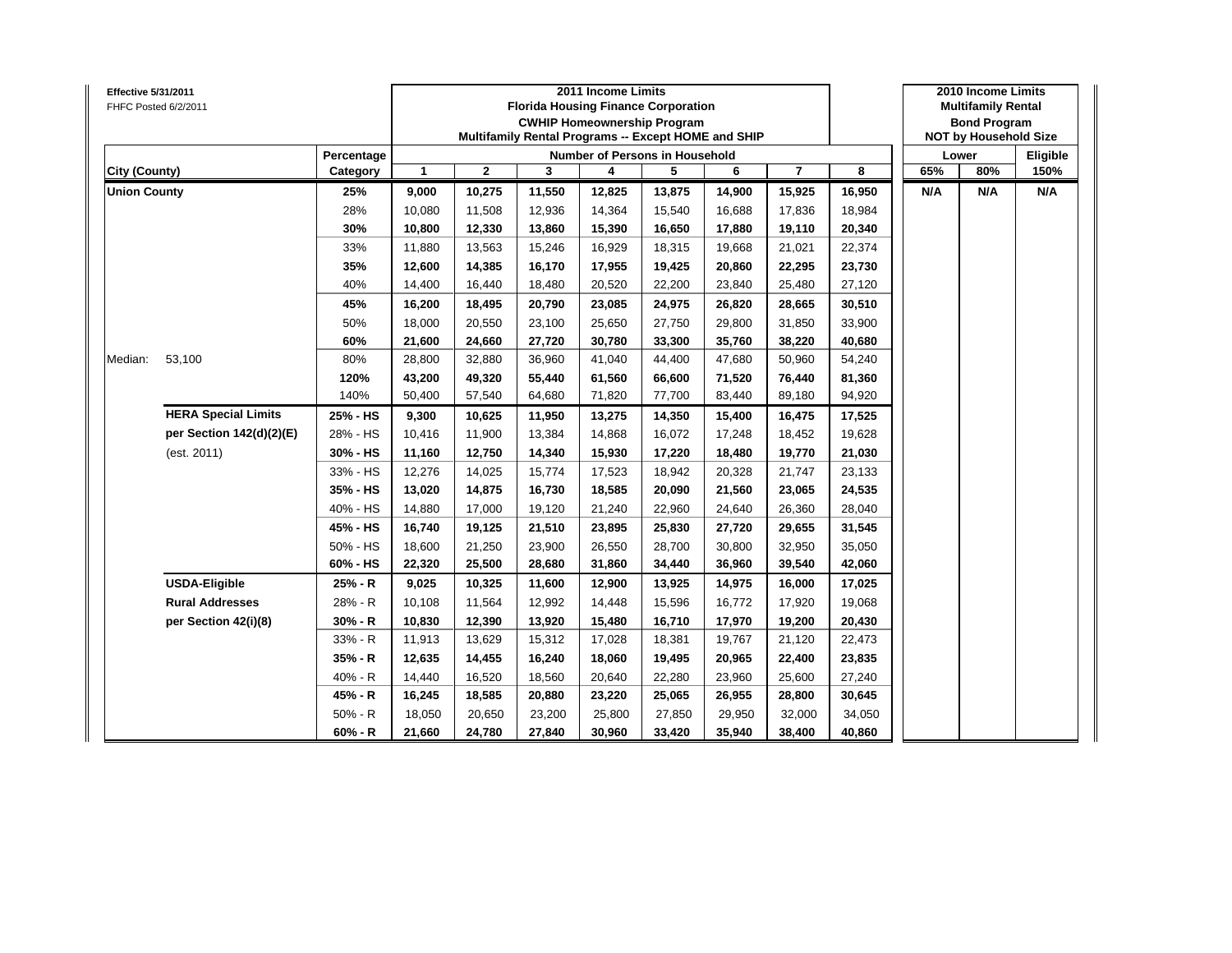**Effective 5/31/2011**
FHFC Posted 6/2/2011

| City (County) | | Percentage Category | 2011 Income Limits Florida Housing Finance Corporation CWHIP Homeownership Program Multifamily Rental Programs -- Except HOME and SHIP — Number of Persons in Household: 1 | 2 | 3 | 4 | 5 | 6 | 7 | 8 | 2010 Income Limits Multifamily Rental Bond Program NOT by Household Size — Lower: 65% | Lower: 80% | Eligible: 150% |
|---|---|---|---|---|---|---|---|---|---|---|---|---|---|
| **Union County** | | **25%** | **9,000** | **10,275** | **11,550** | **12,825** | **13,875** | **14,900** | **15,925** | **16,950** | **N/A** | **N/A** | **N/A** |
| | | 28% | 10,080 | 11,508 | 12,936 | 14,364 | 15,540 | 16,688 | 17,836 | 18,984 | | | |
| | | **30%** | **10,800** | **12,330** | **13,860** | **15,390** | **16,650** | **17,880** | **19,110** | **20,340** | | | |
| | | 33% | 11,880 | 13,563 | 15,246 | 16,929 | 18,315 | 19,668 | 21,021 | 22,374 | | | |
| | | **35%** | **12,600** | **14,385** | **16,170** | **17,955** | **19,425** | **20,860** | **22,295** | **23,730** | | | |
| | | 40% | 14,400 | 16,440 | 18,480 | 20,520 | 22,200 | 23,840 | 25,480 | 27,120 | | | |
| | | **45%** | **16,200** | **18,495** | **20,790** | **23,085** | **24,975** | **26,820** | **28,665** | **30,510** | | | |
| | | 50% | 18,000 | 20,550 | 23,100 | 25,650 | 27,750 | 29,800 | 31,850 | 33,900 | | | |
| | | **60%** | **21,600** | **24,660** | **27,720** | **30,780** | **33,300** | **35,760** | **38,220** | **40,680** | | | |
| Median: | 53,100 | 80% | 28,800 | 32,880 | 36,960 | 41,040 | 44,400 | 47,680 | 50,960 | 54,240 | | | |
| | | **120%** | **43,200** | **49,320** | **55,440** | **61,560** | **66,600** | **71,520** | **76,440** | **81,360** | | | |
| | | 140% | 50,400 | 57,540 | 64,680 | 71,820 | 77,700 | 83,440 | 89,180 | 94,920 | | | |
| | **HERA Special Limits** | **25% - HS** | **9,300** | **10,625** | **11,950** | **13,275** | **14,350** | **15,400** | **16,475** | **17,525** | | | |
| | **per Section 142(d)(2)(E)** | 28% - HS | 10,416 | 11,900 | 13,384 | 14,868 | 16,072 | 17,248 | 18,452 | 19,628 | | | |
| | (est. 2011) | **30% - HS** | **11,160** | **12,750** | **14,340** | **15,930** | **17,220** | **18,480** | **19,770** | **21,030** | | | |
| | | 33% - HS | 12,276 | 14,025 | 15,774 | 17,523 | 18,942 | 20,328 | 21,747 | 23,133 | | | |
| | | **35% - HS** | **13,020** | **14,875** | **16,730** | **18,585** | **20,090** | **21,560** | **23,065** | **24,535** | | | |
| | | 40% - HS | 14,880 | 17,000 | 19,120 | 21,240 | 22,960 | 24,640 | 26,360 | 28,040 | | | |
| | | **45% - HS** | **16,740** | **19,125** | **21,510** | **23,895** | **25,830** | **27,720** | **29,655** | **31,545** | | | |
| | | 50% - HS | 18,600 | 21,250 | 23,900 | 26,550 | 28,700 | 30,800 | 32,950 | 35,050 | | | |
| | | **60% - HS** | **22,320** | **25,500** | **28,680** | **31,860** | **34,440** | **36,960** | **39,540** | **42,060** | | | |
| | **USDA-Eligible** | **25% - R** | **9,025** | **10,325** | **11,600** | **12,900** | **13,925** | **14,975** | **16,000** | **17,025** | | | |
| | **Rural Addresses** | 28% - R | 10,108 | 11,564 | 12,992 | 14,448 | 15,596 | 16,772 | 17,920 | 19,068 | | | |
| | **per Section 42(i)(8)** | **30% - R** | **10,830** | **12,390** | **13,920** | **15,480** | **16,710** | **17,970** | **19,200** | **20,430** | | | |
| | | 33% - R | 11,913 | 13,629 | 15,312 | 17,028 | 18,381 | 19,767 | 21,120 | 22,473 | | | |
| | | **35% - R** | **12,635** | **14,455** | **16,240** | **18,060** | **19,495** | **20,965** | **22,400** | **23,835** | | | |
| | | 40% - R | 14,440 | 16,520 | 18,560 | 20,640 | 22,280 | 23,960 | 25,600 | 27,240 | | | |
| | | **45% - R** | **16,245** | **18,585** | **20,880** | **23,220** | **25,065** | **26,955** | **28,800** | **30,645** | | | |
| | | 50% - R | 18,050 | 20,650 | 23,200 | 25,800 | 27,850 | 29,950 | 32,000 | 34,050 | | | |
| | | **60% - R** | **21,660** | **24,780** | **27,840** | **30,960** | **33,420** | **35,940** | **38,400** | **40,860** | | | |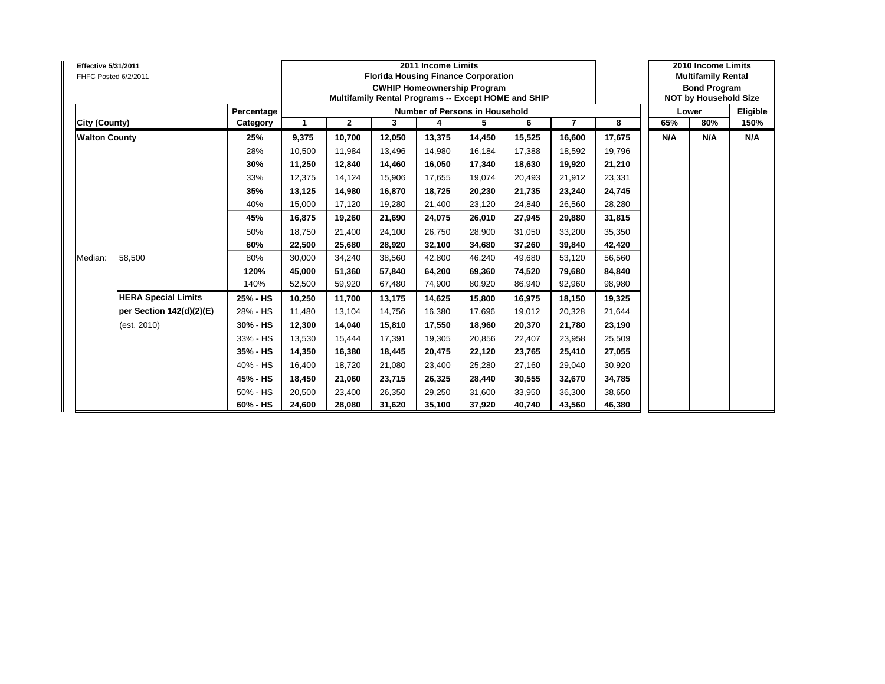**Effective 5/31/2011**
FHFC Posted 6/2/2011

| City (County) | | Percentage Category | 2011 Income Limits — Florida Housing Finance Corporation — CWHIP Homeownership Program — Multifamily Rental Programs -- Except HOME and SHIP — Number of Persons in Household: 1 | 2 | 3 | 4 | 5 | 6 | 7 | 8 | 2010 Income Limits — Multifamily Rental Bond Program — NOT by Household Size — Lower: 65% | 80% | Eligible: 150% |
|---|---|---|---|---|---|---|---|---|---|---|---|---|---|
| **Walton County** | | **25%** | **9,375** | **10,700** | **12,050** | **13,375** | **14,450** | **15,525** | **16,600** | **17,675** | **N/A** | **N/A** | **N/A** |
| | | 28% | 10,500 | 11,984 | 13,496 | 14,980 | 16,184 | 17,388 | 18,592 | 19,796 | | | |
| | | **30%** | **11,250** | **12,840** | **14,460** | **16,050** | **17,340** | **18,630** | **19,920** | **21,210** | | | |
| | | 33% | 12,375 | 14,124 | 15,906 | 17,655 | 19,074 | 20,493 | 21,912 | 23,331 | | | |
| | | **35%** | **13,125** | **14,980** | **16,870** | **18,725** | **20,230** | **21,735** | **23,240** | **24,745** | | | |
| | | 40% | 15,000 | 17,120 | 19,280 | 21,400 | 23,120 | 24,840 | 26,560 | 28,280 | | | |
| | | **45%** | **16,875** | **19,260** | **21,690** | **24,075** | **26,010** | **27,945** | **29,880** | **31,815** | | | |
| | | 50% | 18,750 | 21,400 | 24,100 | 26,750 | 28,900 | 31,050 | 33,200 | 35,350 | | | |
| | | **60%** | **22,500** | **25,680** | **28,920** | **32,100** | **34,680** | **37,260** | **39,840** | **42,420** | | | |
| Median: | 58,500 | 80% | 30,000 | 34,240 | 38,560 | 42,800 | 46,240 | 49,680 | 53,120 | 56,560 | | | |
| | | **120%** | **45,000** | **51,360** | **57,840** | **64,200** | **69,360** | **74,520** | **79,680** | **84,840** | | | |
| | | 140% | 52,500 | 59,920 | 67,480 | 74,900 | 80,920 | 86,940 | 92,960 | 98,980 | | | |
| | **HERA Special Limits** | **25% - HS** | **10,250** | **11,700** | **13,175** | **14,625** | **15,800** | **16,975** | **18,150** | **19,325** | | | |
| | **per Section 142(d)(2)(E)** | 28% - HS | 11,480 | 13,104 | 14,756 | 16,380 | 17,696 | 19,012 | 20,328 | 21,644 | | | |
| | (est. 2010) | **30% - HS** | **12,300** | **14,040** | **15,810** | **17,550** | **18,960** | **20,370** | **21,780** | **23,190** | | | |
| | | 33% - HS | 13,530 | 15,444 | 17,391 | 19,305 | 20,856 | 22,407 | 23,958 | 25,509 | | | |
| | | **35% - HS** | **14,350** | **16,380** | **18,445** | **20,475** | **22,120** | **23,765** | **25,410** | **27,055** | | | |
| | | 40% - HS | 16,400 | 18,720 | 21,080 | 23,400 | 25,280 | 27,160 | 29,040 | 30,920 | | | |
| | | **45% - HS** | **18,450** | **21,060** | **23,715** | **26,325** | **28,440** | **30,555** | **32,670** | **34,785** | | | |
| | | 50% - HS | 20,500 | 23,400 | 26,350 | 29,250 | 31,600 | 33,950 | 36,300 | 38,650 | | | |
| | | **60% - HS** | **24,600** | **28,080** | **31,620** | **35,100** | **37,920** | **40,740** | **43,560** | **46,380** | | | |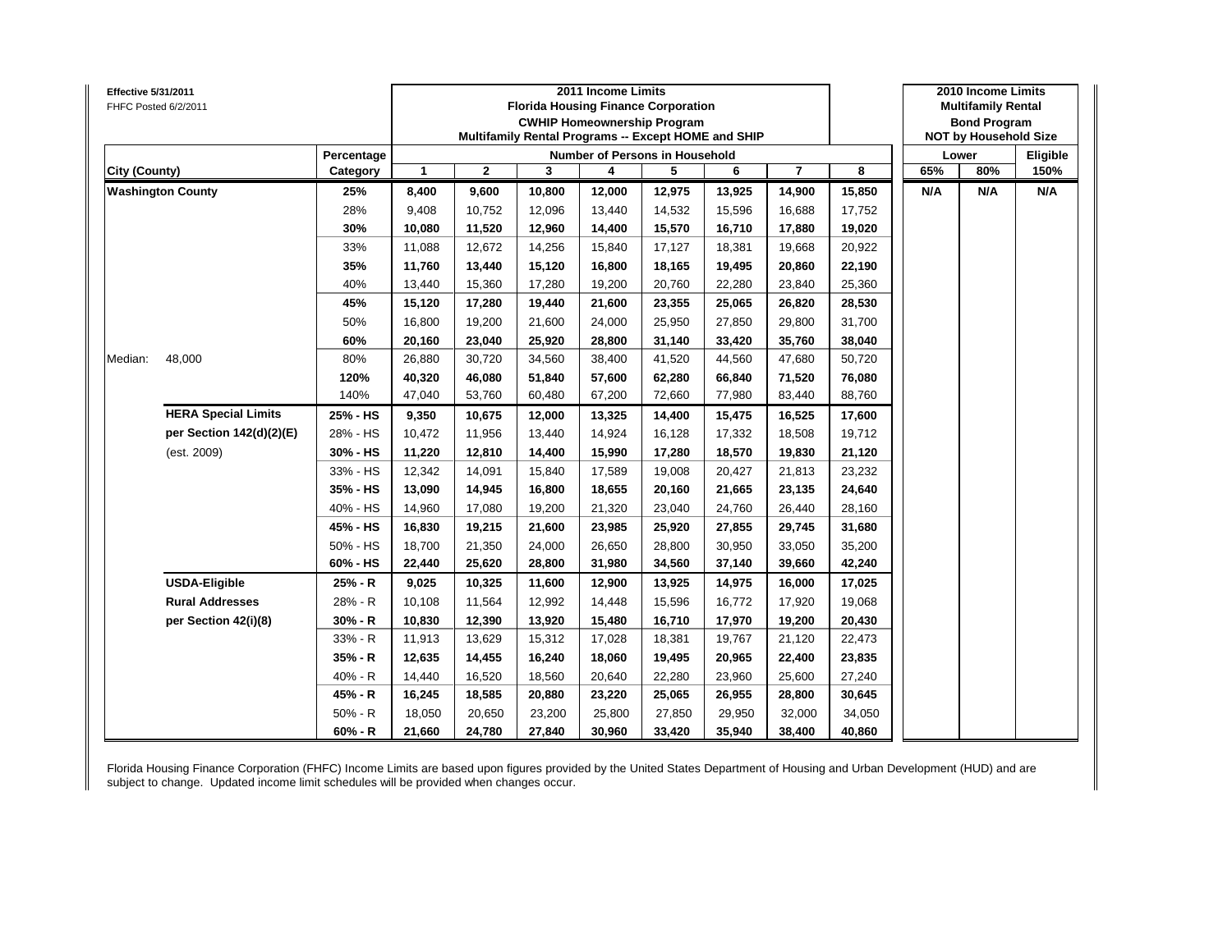**Effective 5/31/2011**
FHFC Posted 6/2/2011

| | | | 2011 Income Limits Florida Housing Finance Corporation CWHIP Homeownership Program Multifamily Rental Programs -- Except HOME and SHIP | | | | | | | | 2010 Income Limits Multifamily Rental Bond Program NOT by Household Size | | |
|---|---|---|---|---|---|---|---|---|---|---|---|---|---|
| | | **Percentage** | **Number of Persons in Household** | | | | | | | | **Lower** | | **Eligible** |
| **City (County)** | | **Category** | **1** | **2** | **3** | **4** | **5** | **6** | **7** | **8** | **65%** | **80%** | **150%** |
| **Washington County** | | **25%** | **8,400** | **9,600** | **10,800** | **12,000** | **12,975** | **13,925** | **14,900** | **15,850** | **N/A** | **N/A** | **N/A** |
| | | 28% | 9,408 | 10,752 | 12,096 | 13,440 | 14,532 | 15,596 | 16,688 | 17,752 | | | |
| | | **30%** | **10,080** | **11,520** | **12,960** | **14,400** | **15,570** | **16,710** | **17,880** | **19,020** | | | |
| | | 33% | 11,088 | 12,672 | 14,256 | 15,840 | 17,127 | 18,381 | 19,668 | 20,922 | | | |
| | | **35%** | **11,760** | **13,440** | **15,120** | **16,800** | **18,165** | **19,495** | **20,860** | **22,190** | | | |
| | | 40% | 13,440 | 15,360 | 17,280 | 19,200 | 20,760 | 22,280 | 23,840 | 25,360 | | | |
| | | **45%** | **15,120** | **17,280** | **19,440** | **21,600** | **23,355** | **25,065** | **26,820** | **28,530** | | | |
| | | 50% | 16,800 | 19,200 | 21,600 | 24,000 | 25,950 | 27,850 | 29,800 | 31,700 | | | |
| | | **60%** | **20,160** | **23,040** | **25,920** | **28,800** | **31,140** | **33,420** | **35,760** | **38,040** | | | |
| Median: | 48,000 | 80% | 26,880 | 30,720 | 34,560 | 38,400 | 41,520 | 44,560 | 47,680 | 50,720 | | | |
| | | **120%** | **40,320** | **46,080** | **51,840** | **57,600** | **62,280** | **66,840** | **71,520** | **76,080** | | | |
| | | 140% | 47,040 | 53,760 | 60,480 | 67,200 | 72,660 | 77,980 | 83,440 | 88,760 | | | |
| | **HERA Special Limits** | **25% - HS** | **9,350** | **10,675** | **12,000** | **13,325** | **14,400** | **15,475** | **16,525** | **17,600** | | | |
| | **per Section 142(d)(2)(E)** | 28% - HS | 10,472 | 11,956 | 13,440 | 14,924 | 16,128 | 17,332 | 18,508 | 19,712 | | | |
| | (est. 2009) | **30% - HS** | **11,220** | **12,810** | **14,400** | **15,990** | **17,280** | **18,570** | **19,830** | **21,120** | | | |
| | | 33% - HS | 12,342 | 14,091 | 15,840 | 17,589 | 19,008 | 20,427 | 21,813 | 23,232 | | | |
| | | **35% - HS** | **13,090** | **14,945** | **16,800** | **18,655** | **20,160** | **21,665** | **23,135** | **24,640** | | | |
| | | 40% - HS | 14,960 | 17,080 | 19,200 | 21,320 | 23,040 | 24,760 | 26,440 | 28,160 | | | |
| | | **45% - HS** | **16,830** | **19,215** | **21,600** | **23,985** | **25,920** | **27,855** | **29,745** | **31,680** | | | |
| | | 50% - HS | 18,700 | 21,350 | 24,000 | 26,650 | 28,800 | 30,950 | 33,050 | 35,200 | | | |
| | | **60% - HS** | **22,440** | **25,620** | **28,800** | **31,980** | **34,560** | **37,140** | **39,660** | **42,240** | | | |
| | **USDA-Eligible** | **25% - R** | **9,025** | **10,325** | **11,600** | **12,900** | **13,925** | **14,975** | **16,000** | **17,025** | | | |
| | **Rural Addresses** | 28% - R | 10,108 | 11,564 | 12,992 | 14,448 | 15,596 | 16,772 | 17,920 | 19,068 | | | |
| | **per Section 42(i)(8)** | **30% - R** | **10,830** | **12,390** | **13,920** | **15,480** | **16,710** | **17,970** | **19,200** | **20,430** | | | |
| | | 33% - R | 11,913 | 13,629 | 15,312 | 17,028 | 18,381 | 19,767 | 21,120 | 22,473 | | | |
| | | **35% - R** | **12,635** | **14,455** | **16,240** | **18,060** | **19,495** | **20,965** | **22,400** | **23,835** | | | |
| | | 40% - R | 14,440 | 16,520 | 18,560 | 20,640 | 22,280 | 23,960 | 25,600 | 27,240 | | | |
| | | **45% - R** | **16,245** | **18,585** | **20,880** | **23,220** | **25,065** | **26,955** | **28,800** | **30,645** | | | |
| | | 50% - R | 18,050 | 20,650 | 23,200 | 25,800 | 27,850 | 29,950 | 32,000 | 34,050 | | | |
| | | **60% - R** | **21,660** | **24,780** | **27,840** | **30,960** | **33,420** | **35,940** | **38,400** | **40,860** | | | |

Florida Housing Finance Corporation (FHFC) Income Limits are based upon figures provided by the United States Department of Housing and Urban Development (HUD) and are subject to change. Updated income limit schedules will be provided when changes occur.